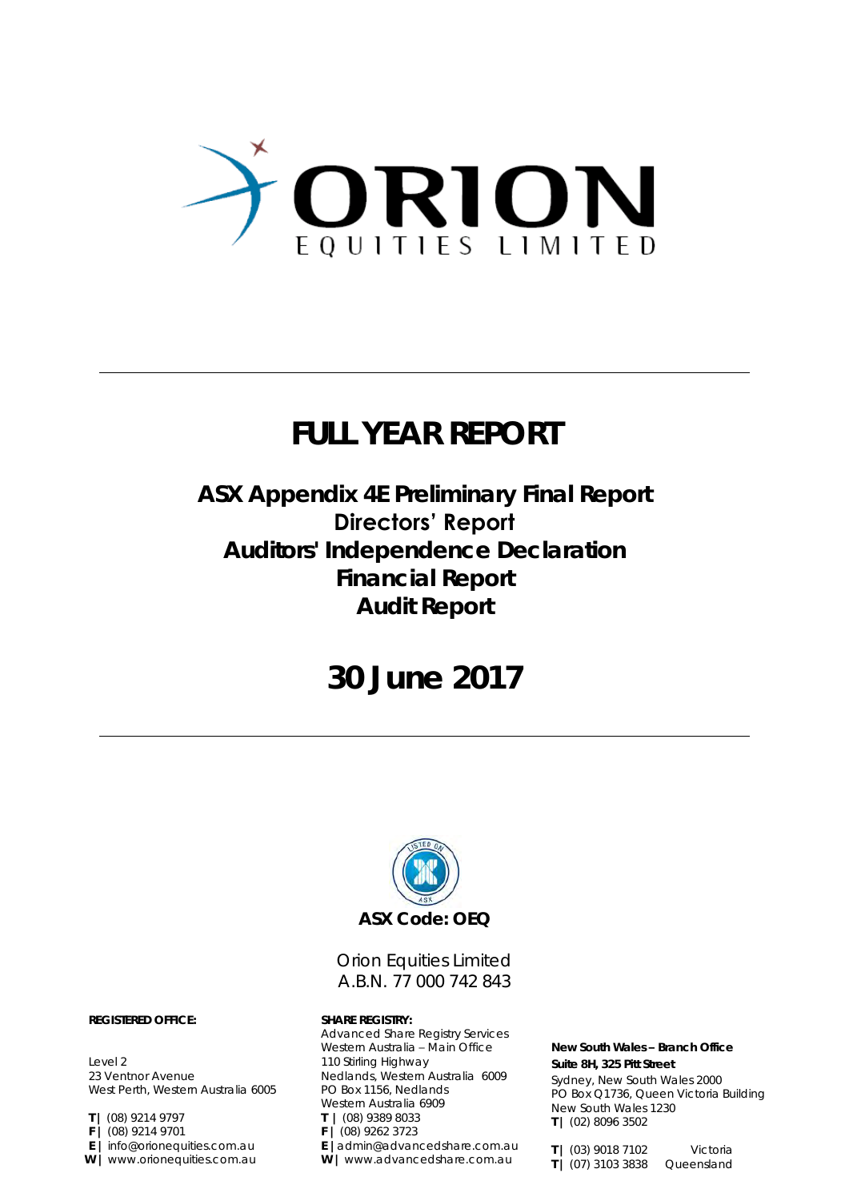# ORION EQUITIES LIMITED

# FULL YEAR REPORT

## ASX Appendix 4E Preliminary Final Report
## Directors' Report
## Auditors' Independence Declaration
## Financial Report
## Audit Report

# 30 June 2017

**ASX Code: OEQ**

Orion Equities Limited
A.B.N. 77 000 742 843

**REGISTERED OFFICE:**

Level 2
23 Ventnor Avenue
West Perth, Western Australia 6005

**T |** (08) 9214 9797
**F |** (08) 9214 9701
**E |** info@orionequities.com.au
**W |** www.orionequities.com.au

**SHARE REGISTRY:**
Advanced Share Registry Services
Western Australia – Main Office
110 Stirling Highway
Nedlands, Western Australia 6009
PO Box 1156, Nedlands
Western Australia 6909
**T |** (08) 9389 8033
**F |** (08) 9262 3723
**E |** admin@advancedshare.com.au
**W |** www.advancedshare.com.au

**New South Wales – Branch Office**
**Suite 8H, 325 Pitt Street**
Sydney, New South Wales 2000
PO Box Q1736, Queen Victoria Building
New South Wales 1230
**T |** (02) 8096 3502

**T |** (03) 9018 7102 Victoria
**T |** (07) 3103 3838 Queensland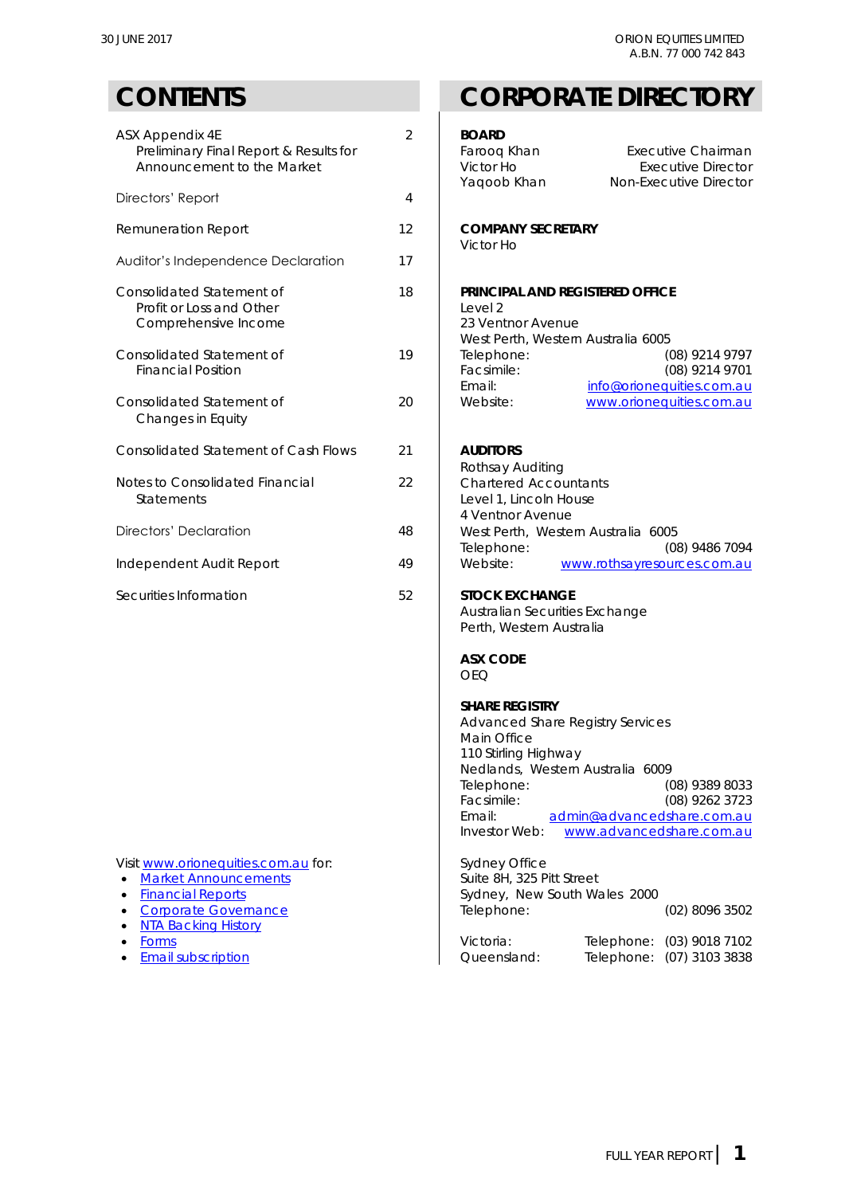# CONTENTS

| | |
|---|---|
| ASX Appendix 4E<br>Preliminary Final Report & Results for Announcement to the Market | 2 |
| Directors' Report | 4 |
| Remuneration Report | 12 |
| Auditor's Independence Declaration | 17 |
| Consolidated Statement of Profit or Loss and Other Comprehensive Income | 18 |
| Consolidated Statement of Financial Position | 19 |
| Consolidated Statement of Changes in Equity | 20 |
| Consolidated Statement of Cash Flows | 21 |
| Notes to Consolidated Financial Statements | 22 |
| Directors' Declaration | 48 |
| Independent Audit Report | 49 |
| Securities Information | 52 |

Visit [www.orionequities.com.au](www.orionequities.com.au) for:

- Market Announcements
- Financial Reports
- Corporate Governance
- NTA Backing History
- Forms
- Email subscription

# CORPORATE DIRECTORY

**BOARD**

| | |
|---|---|
| Farooq Khan | Executive Chairman |
| Victor Ho | Executive Director |
| Yaqoob Khan | Non-Executive Director |

**COMPANY SECRETARY**
Victor Ho

**PRINCIPAL AND REGISTERED OFFICE**
Level 2
23 Ventnor Avenue
West Perth, Western Australia 6005
Telephone: (08) 9214 9797
Facsimile: (08) 9214 9701
Email: info@orionequities.com.au
Website: www.orionequities.com.au

**AUDITORS**
Rothsay Auditing
Chartered Accountants
Level 1, Lincoln House
4 Ventnor Avenue
West Perth, Western Australia 6005
Telephone: (08) 9486 7094
Website: www.rothsayresources.com.au

**STOCK EXCHANGE**
Australian Securities Exchange
Perth, Western Australia

**ASX CODE**
OEQ

**SHARE REGISTRY**
Advanced Share Registry Services
Main Office
110 Stirling Highway
Nedlands, Western Australia 6009
Telephone: (08) 9389 8033
Facsimile: (08) 9262 3723
Email: admin@advancedshare.com.au
Investor Web: www.advancedshare.com.au

Sydney Office
Suite 8H, 325 Pitt Street
Sydney, New South Wales 2000
Telephone: (02) 8096 3502

Victoria: Telephone: (03) 9018 7102
Queensland: Telephone: (07) 3103 3838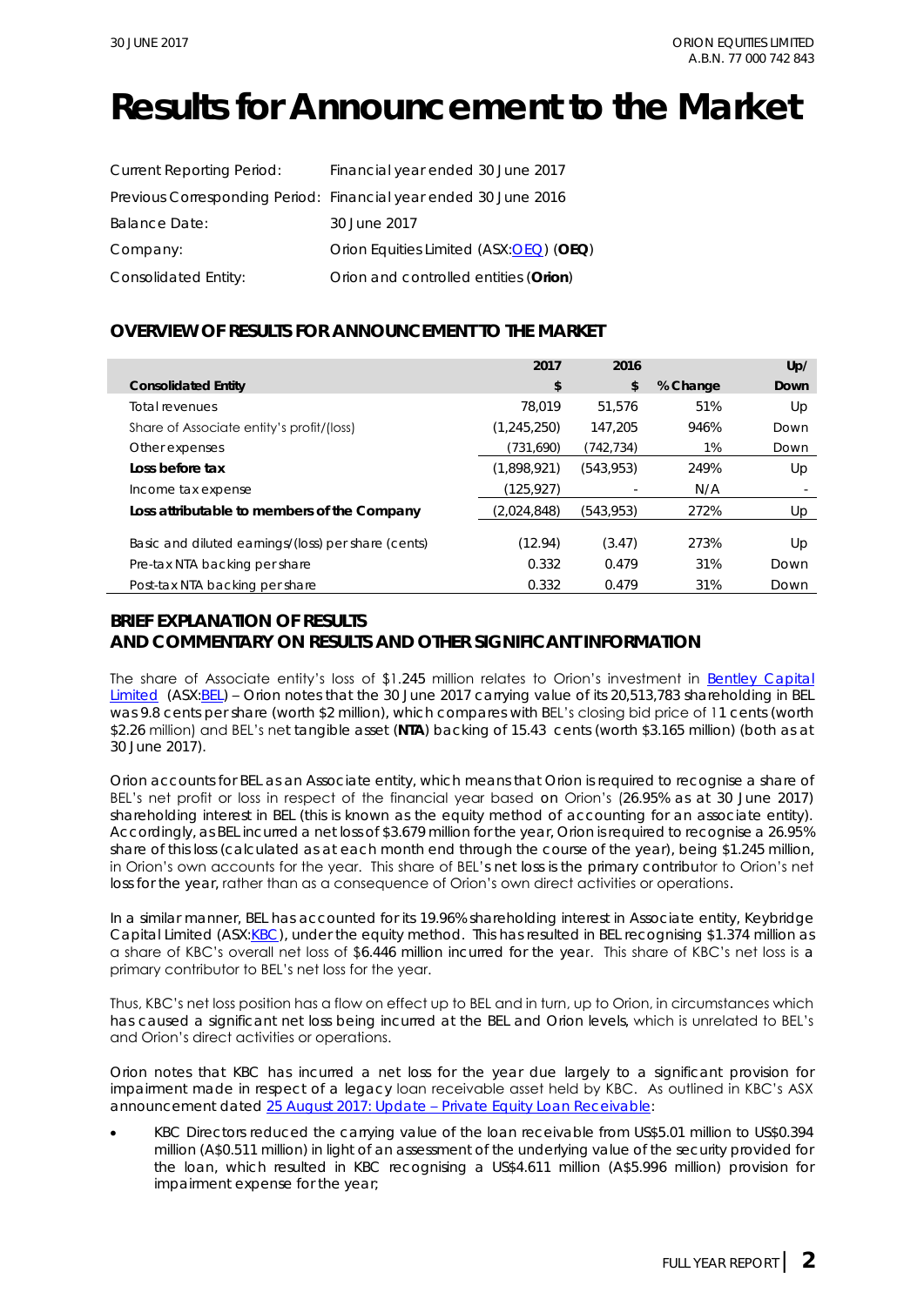# Results for Announcement to the Market

| | |
|---|---|
| Current Reporting Period: | Financial year ended 30 June 2017 |
| Previous Corresponding Period: | Financial year ended 30 June 2016 |
| Balance Date: | 30 June 2017 |
| Company: | Orion Equities Limited (ASX:OEQ) (**OEQ**) |
| Consolidated Entity: | Orion and controlled entities (**Orion**) |

## OVERVIEW OF RESULTS FOR ANNOUNCEMENT TO THE MARKET

| Consolidated Entity | 2017 $ | 2016 $ | % Change | Up/ Down |
|---|---|---|---|---|
| Total revenues | 78,019 | 51,576 | 51% | Up |
| Share of Associate entity's profit/(loss) | (1,245,250) | 147,205 | 946% | Down |
| Other expenses | (731,690) | (742,734) | 1% | Down |
| **Loss before tax** | (1,898,921) | (543,953) | 249% | Up |
| Income tax expense | (125,927) | - | N/A | - |
| **Loss attributable to members of the Company** | (2,024,848) | (543,953) | 272% | Up |
| Basic and diluted earnings/(loss) per share (cents) | (12.94) | (3.47) | 273% | Up |
| Pre-tax NTA backing per share | 0.332 | 0.479 | 31% | Down |
| Post-tax NTA backing per share | 0.332 | 0.479 | 31% | Down |

## BRIEF EXPLANATION OF RESULTS AND COMMENTARY ON RESULTS AND OTHER SIGNIFICANT INFORMATION

The share of Associate entity's loss of $1.245 million relates to Orion's investment in Bentley Capital Limited (ASX:BEL) – Orion notes that the 30 June 2017 carrying value of its 20,513,783 shareholding in BEL was 9.8 cents per share (worth $2 million), which compares with BEL's closing bid price of 11 cents (worth $2.26 million) and BEL's net tangible asset (**NTA**) backing of 15.43 cents (worth $3.165 million) (both as at 30 June 2017).

Orion accounts for BEL as an Associate entity, which means that Orion is required to recognise a share of BEL's net profit or loss in respect of the financial year based on Orion's (26.95% as at 30 June 2017) shareholding interest in BEL (this is known as the equity method of accounting for an associate entity). Accordingly, as BEL incurred a net loss of $3.679 million for the year, Orion is required to recognise a 26.95% share of this loss (calculated as at each month end through the course of the year), being $1.245 million, in Orion's own accounts for the year. This share of BEL's net loss is the primary contributor to Orion's net loss for the year, rather than as a consequence of Orion's own direct activities or operations.

In a similar manner, BEL has accounted for its 19.96% shareholding interest in Associate entity, Keybridge Capital Limited (ASX:KBC), under the equity method. This has resulted in BEL recognising $1.374 million as a share of KBC's overall net loss of $6.446 million incurred for the year. This share of KBC's net loss is a primary contributor to BEL's net loss for the year.

Thus, KBC's net loss position has a flow on effect up to BEL and in turn, up to Orion, in circumstances which has caused a significant net loss being incurred at the BEL and Orion levels, which is unrelated to BEL's and Orion's direct activities or operations.

Orion notes that KBC has incurred a net loss for the year due largely to a significant provision for impairment made in respect of a legacy loan receivable asset held by KBC. As outlined in KBC's ASX announcement dated 25 August 2017: Update – Private Equity Loan Receivable:

- KBC Directors reduced the carrying value of the loan receivable from US$5.01 million to US$0.394 million (A$0.511 million) in light of an assessment of the underlying value of the security provided for the loan, which resulted in KBC recognising a US$4.611 million (A$5.996 million) provision for impairment expense for the year;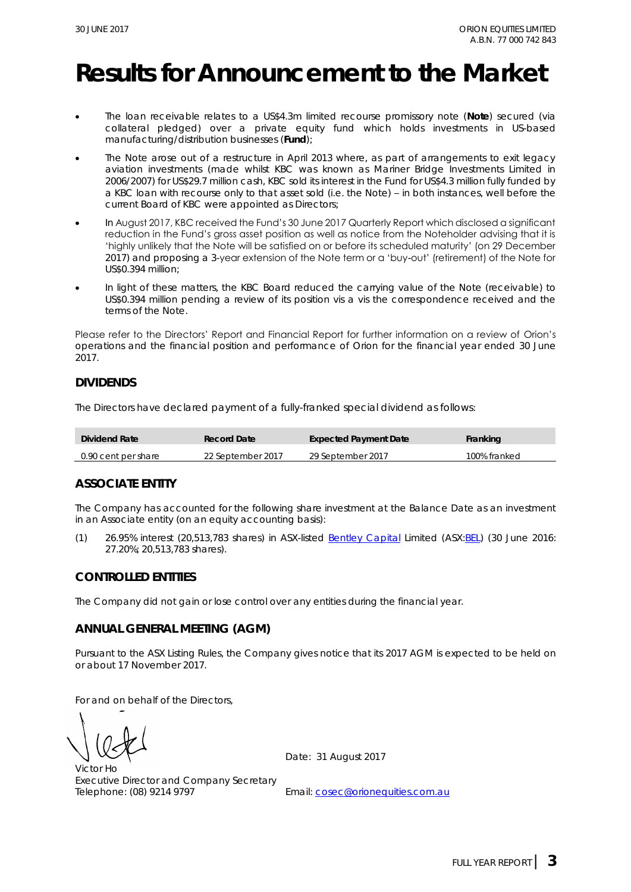# Results for Announcement to the Market

- The loan receivable relates to a US$4.3m limited recourse promissory note (**Note**) secured (via collateral pledged) over a private equity fund which holds investments in US-based manufacturing/distribution businesses (**Fund**);
- The Note arose out of a restructure in April 2013 where, as part of arrangements to exit legacy aviation investments (made whilst KBC was known as Mariner Bridge Investments Limited in 2006/2007) for US$29.7 million cash, KBC sold its interest in the Fund for US$4.3 million fully funded by a KBC loan with recourse only to that asset sold (i.e. the Note) – in both instances, well before the current Board of KBC were appointed as Directors;
- In August 2017, KBC received the Fund's 30 June 2017 Quarterly Report which disclosed a significant reduction in the Fund's gross asset position as well as notice from the Noteholder advising that it is 'highly unlikely that the Note will be satisfied on or before its scheduled maturity' (on 29 December 2017) and proposing a 3-year extension of the Note term or a 'buy-out' (retirement) of the Note for US$0.394 million;
- In light of these matters, the KBC Board reduced the carrying value of the Note (receivable) to US$0.394 million pending a review of its position vis a vis the correspondence received and the terms of the Note.

Please refer to the Directors' Report and Financial Report for further information on a review of Orion's operations and the financial position and performance of Orion for the financial year ended 30 June 2017.

## DIVIDENDS

The Directors have declared payment of a fully-franked special dividend as follows:

| Dividend Rate | Record Date | Expected Payment Date | Franking |
|---|---|---|---|
| 0.90 cent per share | 22 September 2017 | 29 September 2017 | 100% franked |

## ASSOCIATE ENTITY

The Company has accounted for the following share investment at the Balance Date as an investment in an Associate entity (on an equity accounting basis):

(1) 26.95% interest (20,513,783 shares) in ASX-listed Bentley Capital Limited (ASX:BEL) (30 June 2016: 27.20%; 20,513,783 shares).

## CONTROLLED ENTITIES

The Company did not gain or lose control over any entities during the financial year.

## ANNUAL GENERAL MEETING (AGM)

Pursuant to the ASX Listing Rules, the Company gives notice that its 2017 AGM is expected to be held on or about 17 November 2017.

For and on behalf of the Directors,

Victor Ho
Executive Director and Company Secretary
Telephone: (08) 9214 9797

Date: 31 August 2017

Email: cosec@orionequities.com.au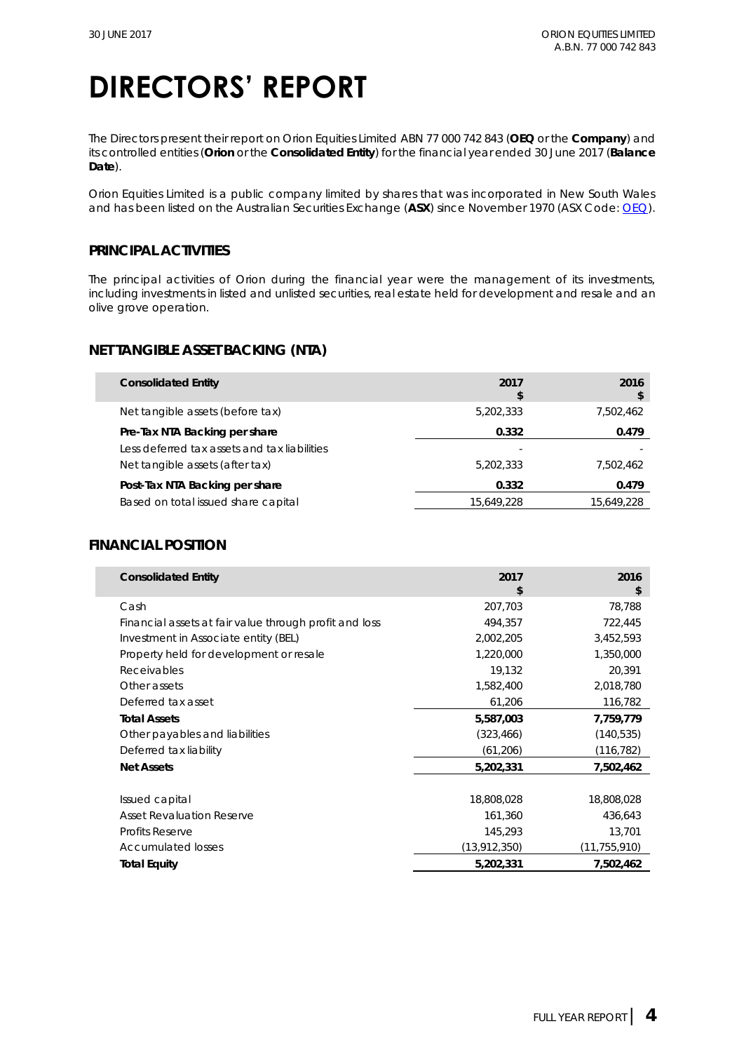# DIRECTORS' REPORT

The Directors present their report on Orion Equities Limited ABN 77 000 742 843 (**OEQ** or the **Company**) and its controlled entities (**Orion** or the **Consolidated Entity**) for the financial year ended 30 June 2017 (**Balance Date**).

Orion Equities Limited is a public company limited by shares that was incorporated in New South Wales and has been listed on the Australian Securities Exchange (**ASX**) since November 1970 (ASX Code: OEQ).

## PRINCIPAL ACTIVITIES

The principal activities of Orion during the financial year were the management of its investments, including investments in listed and unlisted securities, real estate held for development and resale and an olive grove operation.

## NET TANGIBLE ASSET BACKING (NTA)

| Consolidated Entity | 2017 $ | 2016 $ |
|---|---|---|
| Net tangible assets (before tax) | 5,202,333 | 7,502,462 |
| **Pre-Tax NTA Backing per share** | **0.332** | **0.479** |
| Less deferred tax assets and tax liabilities | - | - |
| Net tangible assets (after tax) | 5,202,333 | 7,502,462 |
| **Post-Tax NTA Backing per share** | **0.332** | **0.479** |
| Based on total issued share capital | 15,649,228 | 15,649,228 |

## FINANCIAL POSITION

| Consolidated Entity | 2017 $ | 2016 $ |
|---|---|---|
| Cash | 207,703 | 78,788 |
| Financial assets at fair value through profit and loss | 494,357 | 722,445 |
| Investment in Associate entity (BEL) | 2,002,205 | 3,452,593 |
| Property held for development or resale | 1,220,000 | 1,350,000 |
| Receivables | 19,132 | 20,391 |
| Other assets | 1,582,400 | 2,018,780 |
| Deferred tax asset | 61,206 | 116,782 |
| **Total Assets** | **5,587,003** | **7,759,779** |
| Other payables and liabilities | (323,466) | (140,535) |
| Deferred tax liability | (61,206) | (116,782) |
| **Net Assets** | **5,202,331** | **7,502,462** |
| | | |
| Issued capital | 18,808,028 | 18,808,028 |
| Asset Revaluation Reserve | 161,360 | 436,643 |
| Profits Reserve | 145,293 | 13,701 |
| Accumulated losses | (13,912,350) | (11,755,910) |
| **Total Equity** | **5,202,331** | **7,502,462** |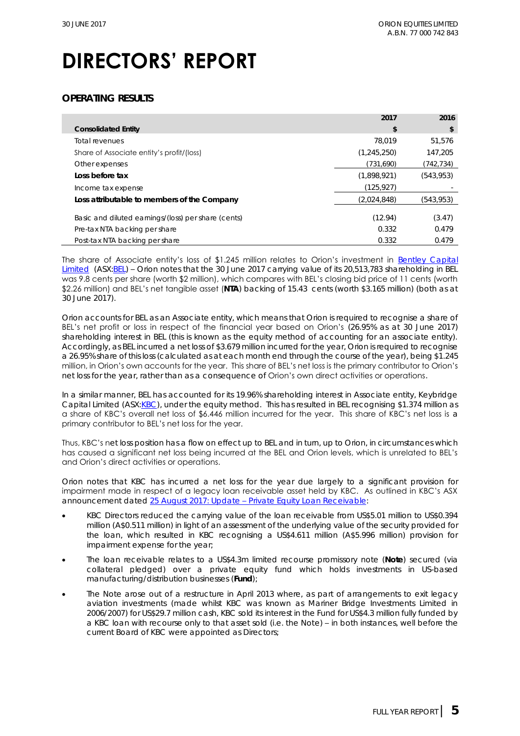# DIRECTORS' REPORT

## OPERATING RESULTS

| Consolidated Entity | 2017 $ | 2016 $ |
|---|---|---|
| Total revenues | 78,019 | 51,576 |
| Share of Associate entity's profit/(loss) | (1,245,250) | 147,205 |
| Other expenses | (731,690) | (742,734) |
| **Loss before tax** | (1,898,921) | (543,953) |
| Income tax expense | (125,927) | - |
| **Loss attributable to members of the Company** | (2,024,848) | (543,953) |
| Basic and diluted earnings/(loss) per share (cents) | (12.94) | (3.47) |
| Pre-tax NTA backing per share | 0.332 | 0.479 |
| Post-tax NTA backing per share | 0.332 | 0.479 |

The share of Associate entity's loss of $1.245 million relates to Orion's investment in Bentley Capital Limited (ASX:BEL) – Orion notes that the 30 June 2017 carrying value of its 20,513,783 shareholding in BEL was 9.8 cents per share (worth $2 million), which compares with BEL's closing bid price of 11 cents (worth $2.26 million) and BEL's net tangible asset (**NTA**) backing of 15.43 cents (worth $3.165 million) (both as at 30 June 2017).

Orion accounts for BEL as an Associate entity, which means that Orion is required to recognise a share of BEL's net profit or loss in respect of the financial year based on Orion's (26.95% as at 30 June 2017) shareholding interest in BEL (this is known as the equity method of accounting for an associate entity). Accordingly, as BEL incurred a net loss of $3.679 million incurred for the year, Orion is required to recognise a 26.95% share of this loss (calculated as at each month end through the course of the year), being $1.245 million, in Orion's own accounts for the year. This share of BEL's net loss is the primary contributor to Orion's net loss for the year, rather than as a consequence of Orion's own direct activities or operations.

In a similar manner, BEL has accounted for its 19.96% shareholding interest in Associate entity, Keybridge Capital Limited (ASX:KBC), under the equity method. This has resulted in BEL recognising $1.374 million as a share of KBC's overall net loss of $6.446 million incurred for the year. This share of KBC's net loss is a primary contributor to BEL's net loss for the year.

Thus, KBC's net loss position has a flow on effect up to BEL and in turn, up to Orion, in circumstances which has caused a significant net loss being incurred at the BEL and Orion levels, which is unrelated to BEL's and Orion's direct activities or operations.

Orion notes that KBC has incurred a net loss for the year due largely to a significant provision for impairment made in respect of a legacy loan receivable asset held by KBC. As outlined in KBC's ASX announcement dated 25 August 2017: Update – Private Equity Loan Receivable:

- KBC Directors reduced the carrying value of the loan receivable from US$5.01 million to US$0.394 million (A$0.511 million) in light of an assessment of the underlying value of the security provided for the loan, which resulted in KBC recognising a US$4.611 million (A$5.996 million) provision for impairment expense for the year;
- The loan receivable relates to a US$4.3m limited recourse promissory note (**Note**) secured (via collateral pledged) over a private equity fund which holds investments in US-based manufacturing/distribution businesses (**Fund**);
- The Note arose out of a restructure in April 2013 where, as part of arrangements to exit legacy aviation investments (made whilst KBC was known as Mariner Bridge Investments Limited in 2006/2007) for US$29.7 million cash, KBC sold its interest in the Fund for US$4.3 million fully funded by a KBC loan with recourse only to that asset sold (i.e. the Note) – in both instances, well before the current Board of KBC were appointed as Directors;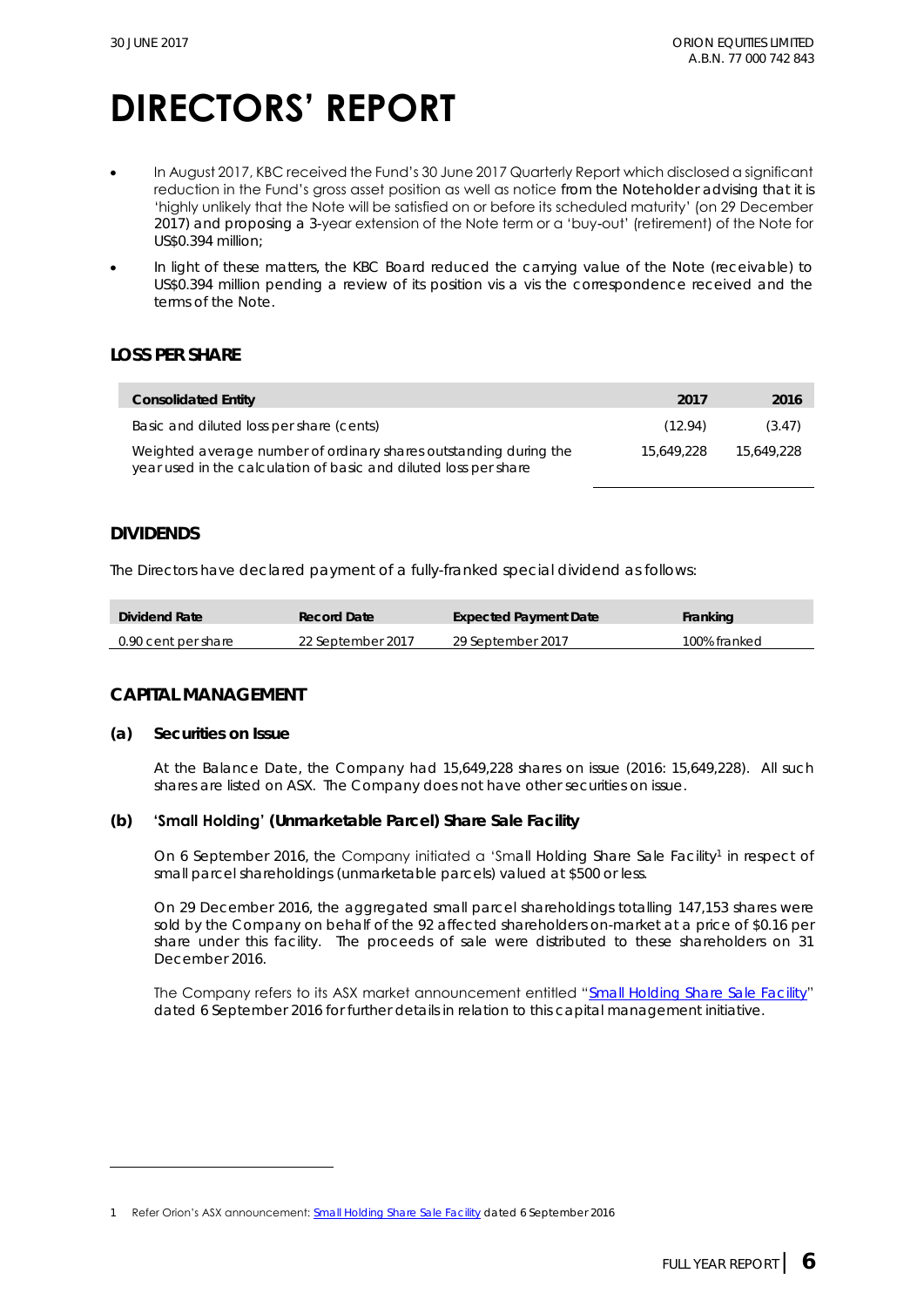# DIRECTORS' REPORT

- In August 2017, KBC received the Fund's 30 June 2017 Quarterly Report which disclosed a significant reduction in the Fund's gross asset position as well as notice from the Noteholder advising that it is 'highly unlikely that the Note will be satisfied on or before its scheduled maturity' (on 29 December 2017) and proposing a 3-year extension of the Note term or a 'buy-out' (retirement) of the Note for US$0.394 million;
- In light of these matters, the KBC Board reduced the carrying value of the Note (receivable) to US$0.394 million pending a review of its position vis a vis the correspondence received and the terms of the Note.

## LOSS PER SHARE

| Consolidated Entity | 2017 | 2016 |
|---|---|---|
| Basic and diluted loss per share (cents) | (12.94) | (3.47) |
| Weighted average number of ordinary shares outstanding during the year used in the calculation of basic and diluted loss per share | 15,649,228 | 15,649,228 |

## DIVIDENDS

The Directors have declared payment of a fully-franked special dividend as follows:

| Dividend Rate | Record Date | Expected Payment Date | Franking |
|---|---|---|---|
| 0.90 cent per share | 22 September 2017 | 29 September 2017 | 100% franked |

## CAPITAL MANAGEMENT

### (a) Securities on Issue

At the Balance Date, the Company had 15,649,228 shares on issue (2016: 15,649,228). All such shares are listed on ASX. The Company does not have other securities on issue.

### (b) 'Small Holding' (Unmarketable Parcel) Share Sale Facility

On 6 September 2016, the Company initiated a 'Small Holding Share Sale Facility[1] in respect of small parcel shareholdings (unmarketable parcels) valued at $500 or less.

On 29 December 2016, the aggregated small parcel shareholdings totalling 147,153 shares were sold by the Company on behalf of the 92 affected shareholders on-market at a price of $0.16 per share under this facility. The proceeds of sale were distributed to these shareholders on 31 December 2016.

The Company refers to its ASX market announcement entitled "Small Holding Share Sale Facility" dated 6 September 2016 for further details in relation to this capital management initiative.

---

1 Refer Orion's ASX announcement: Small Holding Share Sale Facility dated 6 September 2016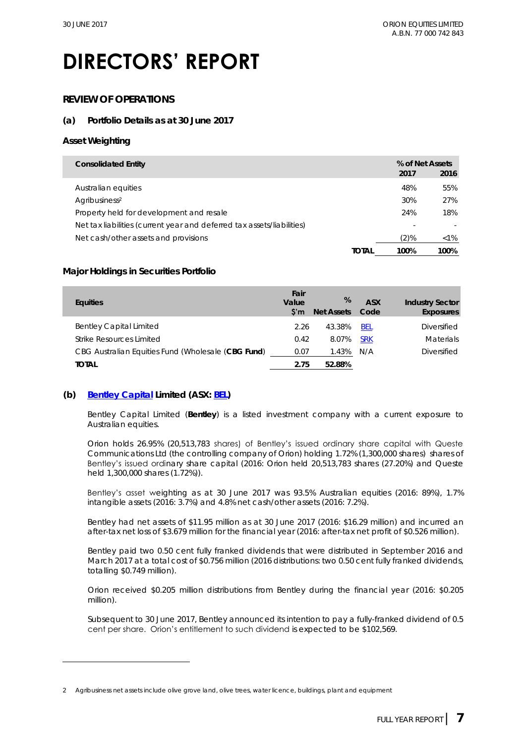# DIRECTORS' REPORT

## REVIEW OF OPERATIONS

### (a) Portfolio Details as at 30 June 2017

#### Asset Weighting

| Consolidated Entity | | % of Net Assets 2017 | 2016 |
|---|---|---|---|
| Australian equities | | 48% | 55% |
| Agribusiness[2] | | 30% | 27% |
| Property held for development and resale | | 24% | 18% |
| Net tax liabilities (current year and deferred tax assets/liabilities) | | - | - |
| Net cash/other assets and provisions | | (2)% | <1% |
| | **TOTAL** | **100%** | **100%** |

#### Major Holdings in Securities Portfolio

| Equities | Fair Value $'m | % Net Assets | ASX Code | Industry Sector Exposures |
|---|---|---|---|---|
| Bentley Capital Limited | 2.26 | 43.38% | BEL | Diversified |
| Strike Resources Limited | 0.42 | 8.07% | SRK | Materials |
| CBG Australian Equities Fund (Wholesale (**CBG Fund**) | 0.07 | 1.43% | N/A | Diversified |
| **TOTAL** | **2.75** | **52.88%** | | |

### (b) Bentley Capital Limited (ASX: BEL)

Bentley Capital Limited (**Bentley**) is a listed investment company with a current exposure to Australian equities.

Orion holds 26.95% (20,513,783 shares) of Bentley's issued ordinary share capital with Queste Communications Ltd (the controlling company of Orion) holding 1.72% (1,300,000 shares) shares of Bentley's issued ordinary share capital (2016: Orion held 20,513,783 shares (27.20%) and Queste held 1,300,000 shares (1.72%)).

Bentley's asset weighting as at 30 June 2017 was 93.5% Australian equities (2016: 89%), 1.7% intangible assets (2016: 3.7%) and 4.8% net cash/other assets (2016: 7.2%).

Bentley had net assets of $11.95 million as at 30 June 2017 (2016: $16.29 million) and incurred an after-tax net loss of $3.679 million for the financial year (2016: after-tax net profit of $0.526 million).

Bentley paid two 0.50 cent fully franked dividends that were distributed in September 2016 and March 2017 at a total cost of $0.756 million (2016 distributions: two 0.50 cent fully franked dividends, totalling $0.749 million).

Orion received $0.205 million distributions from Bentley during the financial year (2016: $0.205 million).

Subsequent to 30 June 2017, Bentley announced its intention to pay a fully-franked dividend of 0.5 cent per share. Orion's entitlement to such dividend is expected to be $102,569.

---

2 Agribusiness net assets include olive grove land, olive trees, water licence, buildings, plant and equipment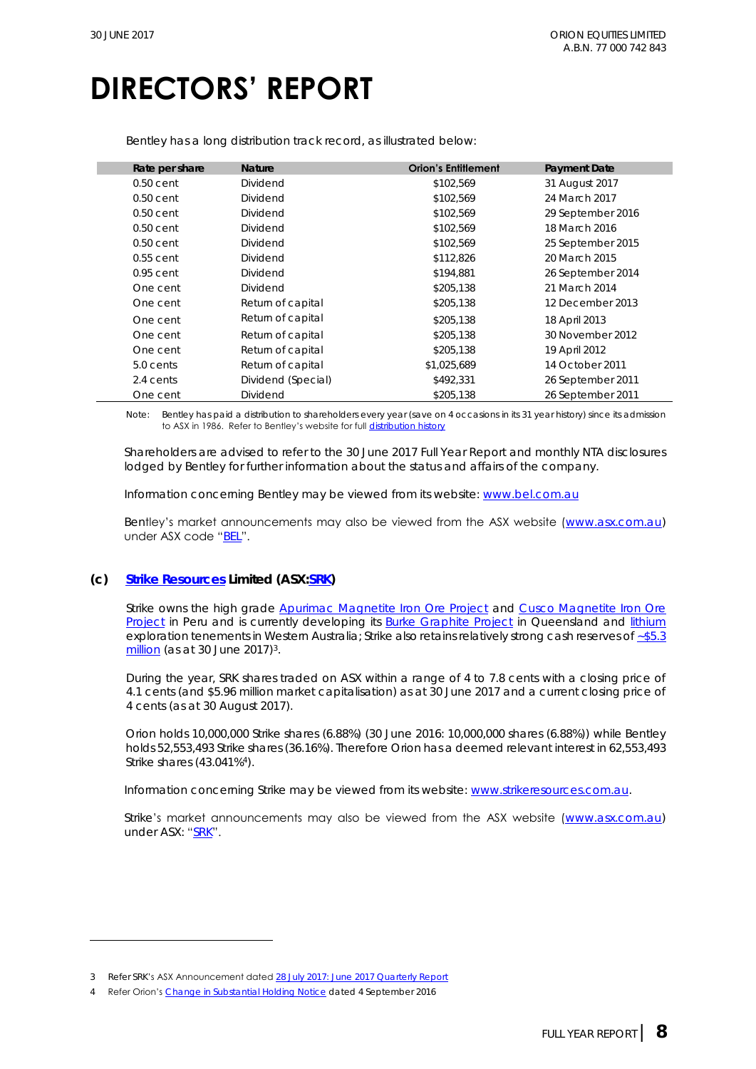# DIRECTORS' REPORT

Bentley has a long distribution track record, as illustrated below:

| Rate per share | Nature | Orion's Entitlement | Payment Date |
|---|---|---|---|
| 0.50 cent | Dividend | $102,569 | 31 August 2017 |
| 0.50 cent | Dividend | $102,569 | 24 March 2017 |
| 0.50 cent | Dividend | $102,569 | 29 September 2016 |
| 0.50 cent | Dividend | $102,569 | 18 March 2016 |
| 0.50 cent | Dividend | $102,569 | 25 September 2015 |
| 0.55 cent | Dividend | $112,826 | 20 March 2015 |
| 0.95 cent | Dividend | $194,881 | 26 September 2014 |
| One cent | Dividend | $205,138 | 21 March 2014 |
| One cent | Return of capital | $205,138 | 12 December 2013 |
| One cent | Return of capital | $205,138 | 18 April 2013 |
| One cent | Return of capital | $205,138 | 30 November 2012 |
| One cent | Return of capital | $205,138 | 19 April 2012 |
| 5.0 cents | Return of capital | $1,025,689 | 14 October 2011 |
| 2.4 cents | Dividend (Special) | $492,331 | 26 September 2011 |
| One cent | Dividend | $205,138 | 26 September 2011 |

Note: Bentley has paid a distribution to shareholders every year (save on 4 occasions in its 31 year history) since its admission to ASX in 1986. Refer to Bentley's website for full distribution history

Shareholders are advised to refer to the 30 June 2017 Full Year Report and monthly NTA disclosures lodged by Bentley for further information about the status and affairs of the company.

Information concerning Bentley may be viewed from its website: www.bel.com.au

Bentley's market announcements may also be viewed from the ASX website (www.asx.com.au) under ASX code "BEL".

### (c) Strike Resources Limited (ASX:SRK)

Strike owns the high grade Apurimac Magnetite Iron Ore Project and Cusco Magnetite Iron Ore Project in Peru and is currently developing its Burke Graphite Project in Queensland and lithium exploration tenements in Western Australia; Strike also retains relatively strong cash reserves of ~$5.3 million (as at 30 June 2017)[3].

During the year, SRK shares traded on ASX within a range of 4 to 7.8 cents with a closing price of 4.1 cents (and $5.96 million market capitalisation) as at 30 June 2017 and a current closing price of 4 cents (as at 30 August 2017).

Orion holds 10,000,000 Strike shares (6.88%) (30 June 2016: 10,000,000 shares (6.88%)) while Bentley holds 52,553,493 Strike shares (36.16%). Therefore Orion has a deemed relevant interest in 62,553,493 Strike shares (43.041%[4]).

Information concerning Strike may be viewed from its website: www.strikeresources.com.au.

Strike's market announcements may also be viewed from the ASX website (www.asx.com.au) under ASX: "SRK".

---

3 Refer SRK's ASX Announcement dated 28 July 2017: June 2017 Quarterly Report

4 Refer Orion's Change in Substantial Holding Notice dated 4 September 2016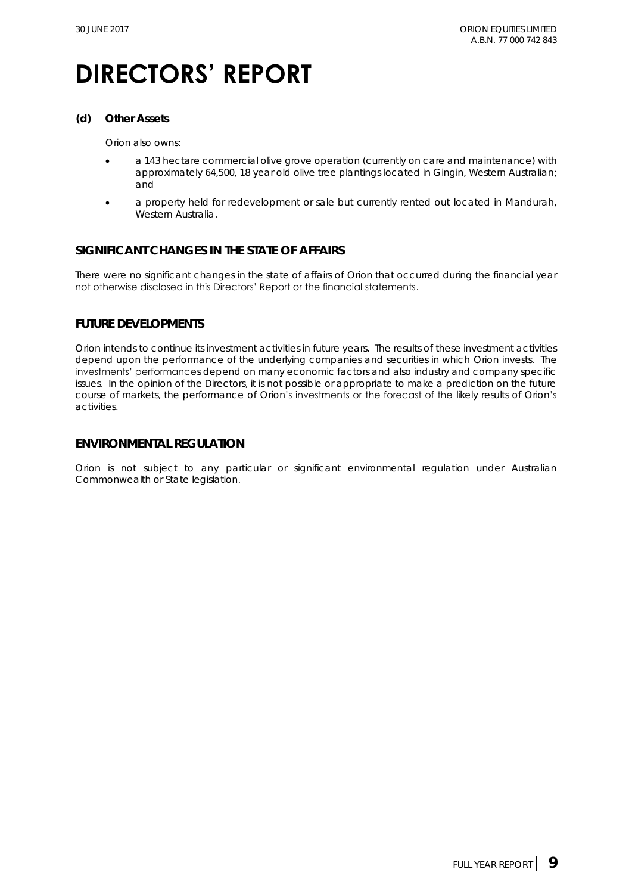# DIRECTORS' REPORT

**(d) Other Assets**

Orion also owns:

- a 143 hectare commercial olive grove operation (currently on care and maintenance) with approximately 64,500, 18 year old olive tree plantings located in Gingin, Western Australian; and
- a property held for redevelopment or sale but currently rented out located in Mandurah, Western Australia.

## SIGNIFICANT CHANGES IN THE STATE OF AFFAIRS

There were no significant changes in the state of affairs of Orion that occurred during the financial year not otherwise disclosed in this Directors' Report or the financial statements.

## FUTURE DEVELOPMENTS

Orion intends to continue its investment activities in future years. The results of these investment activities depend upon the performance of the underlying companies and securities in which Orion invests. The investments' performances depend on many economic factors and also industry and company specific issues. In the opinion of the Directors, it is not possible or appropriate to make a prediction on the future course of markets, the performance of Orion's investments or the forecast of the likely results of Orion's activities.

## ENVIRONMENTAL REGULATION

Orion is not subject to any particular or significant environmental regulation under Australian Commonwealth or State legislation.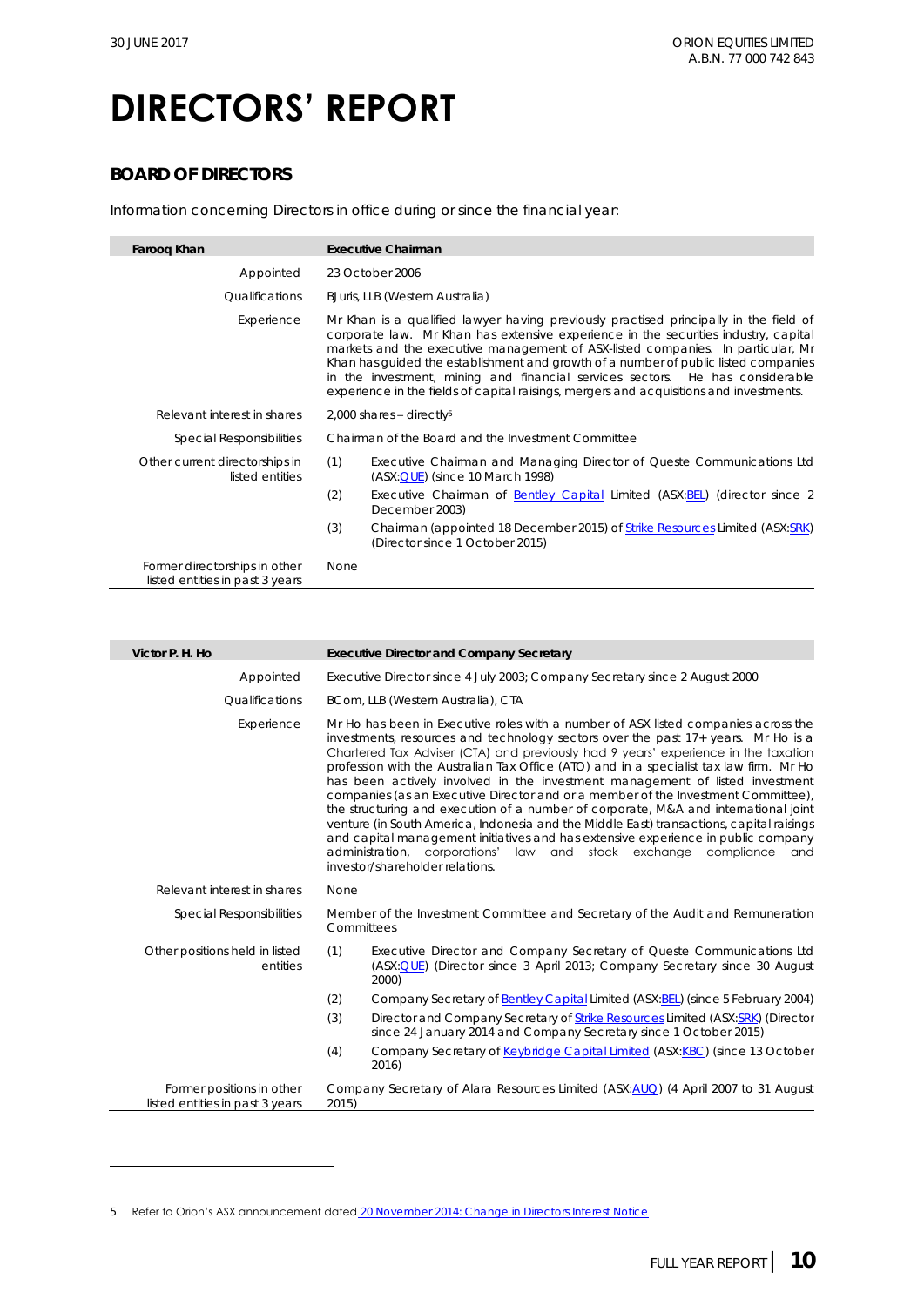# DIRECTORS' REPORT

## BOARD OF DIRECTORS

Information concerning Directors in office during or since the financial year:

| **Farooq Khan** | **Executive Chairman** |
|---|---|
| Appointed | 23 October 2006 |
| Qualifications | BJuris, LLB (Western Australia) |
| Experience | Mr Khan is a qualified lawyer having previously practised principally in the field of corporate law. Mr Khan has extensive experience in the securities industry, capital markets and the executive management of ASX-listed companies. In particular, Mr Khan has guided the establishment and growth of a number of public listed companies in the investment, mining and financial services sectors. He has considerable experience in the fields of capital raisings, mergers and acquisitions and investments. |
| Relevant interest in shares | 2,000 shares – directly[5] |
| Special Responsibilities | Chairman of the Board and the Investment Committee |
| Other current directorships in listed entities | (1) Executive Chairman and Managing Director of Queste Communications Ltd (ASX:QUE) (since 10 March 1998)<br>(2) Executive Chairman of Bentley Capital Limited (ASX:BEL) (director since 2 December 2003)<br>(3) Chairman (appointed 18 December 2015) of Strike Resources Limited (ASX:SRK) (Director since 1 October 2015) |
| Former directorships in other listed entities in past 3 years | None |

| **Victor P. H. Ho** | **Executive Director and Company Secretary** |
|---|---|
| Appointed | Executive Director since 4 July 2003; Company Secretary since 2 August 2000 |
| Qualifications | BCom, LLB (Western Australia), CTA |
| Experience | Mr Ho has been in Executive roles with a number of ASX listed companies across the investments, resources and technology sectors over the past 17+ years. Mr Ho is a Chartered Tax Adviser (CTA) and previously had 9 years' experience in the taxation profession with the Australian Tax Office (ATO) and in a specialist tax law firm. Mr Ho has been actively involved in the investment management of listed investment companies (as an Executive Director and or a member of the Investment Committee), the structuring and execution of a number of corporate, M&A and international joint venture (in South America, Indonesia and the Middle East) transactions, capital raisings and capital management initiatives and has extensive experience in public company administration, corporations' law and stock exchange compliance and investor/shareholder relations. |
| Relevant interest in shares | None |
| Special Responsibilities | Member of the Investment Committee and Secretary of the Audit and Remuneration Committees |
| Other positions held in listed entities | (1) Executive Director and Company Secretary of Queste Communications Ltd (ASX:QUE) (Director since 3 April 2013; Company Secretary since 30 August 2000)<br>(2) Company Secretary of Bentley Capital Limited (ASX:BEL) (since 5 February 2004)<br>(3) Director and Company Secretary of Strike Resources Limited (ASX:SRK) (Director since 24 January 2014 and Company Secretary since 1 October 2015)<br>(4) Company Secretary of Keybridge Capital Limited (ASX:KBC) (since 13 October 2016) |
| Former positions in other listed entities in past 3 years | Company Secretary of Alara Resources Limited (ASX:AUQ) (4 April 2007 to 31 August 2015) |

5 Refer to Orion's ASX announcement dated 20 November 2014: Change in Directors Interest Notice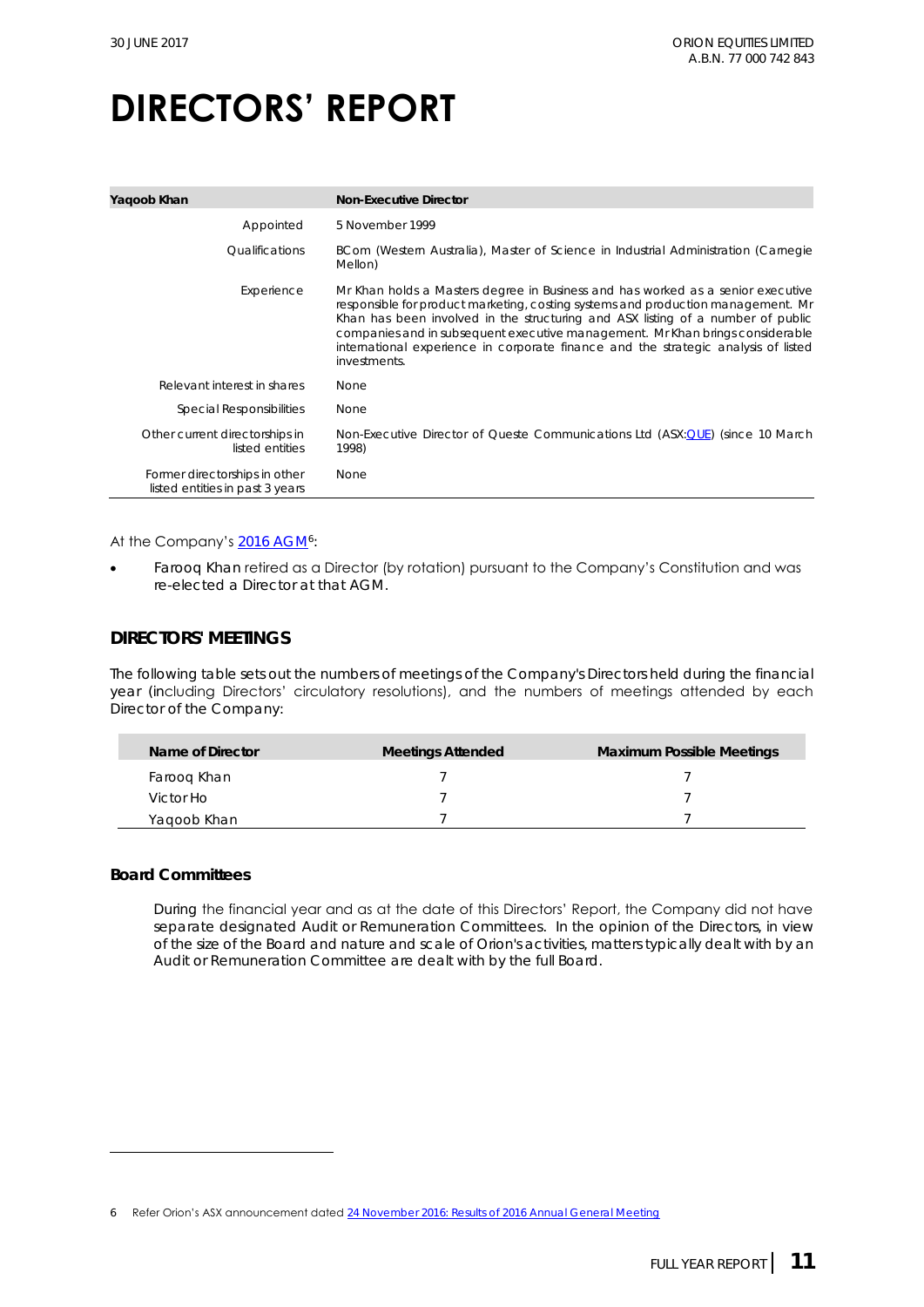# DIRECTORS' REPORT

| Yaqoob Khan | Non-Executive Director |
|---|---|
| Appointed | 5 November 1999 |
| Qualifications | BCom (Western Australia), Master of Science in Industrial Administration (Carnegie Mellon) |
| Experience | Mr Khan holds a Masters degree in Business and has worked as a senior executive responsible for product marketing, costing systems and production management. Mr Khan has been involved in the structuring and ASX listing of a number of public companies and in subsequent executive management. Mr Khan brings considerable international experience in corporate finance and the strategic analysis of listed investments. |
| Relevant interest in shares | None |
| Special Responsibilities | None |
| Other current directorships in listed entities | Non-Executive Director of Queste Communications Ltd (ASX:QUE) (since 10 March 1998) |
| Former directorships in other listed entities in past 3 years | None |

At the Company's 2016 AGM[6]:

- Farooq Khan retired as a Director (by rotation) pursuant to the Company's Constitution and was re-elected a Director at that AGM.

## DIRECTORS' MEETINGS

The following table sets out the numbers of meetings of the Company's Directors held during the financial year (including Directors' circulatory resolutions), and the numbers of meetings attended by each Director of the Company:

| Name of Director | Meetings Attended | Maximum Possible Meetings |
|---|---|---|
| Farooq Khan | 7 | 7 |
| Victor Ho | 7 | 7 |
| Yaqoob Khan | 7 | 7 |

### Board Committees

During the financial year and as at the date of this Directors' Report, the Company did not have separate designated Audit or Remuneration Committees. In the opinion of the Directors, in view of the size of the Board and nature and scale of Orion's activities, matters typically dealt with by an Audit or Remuneration Committee are dealt with by the full Board.

---

6 Refer Orion's ASX announcement dated 24 November 2016: Results of 2016 Annual General Meeting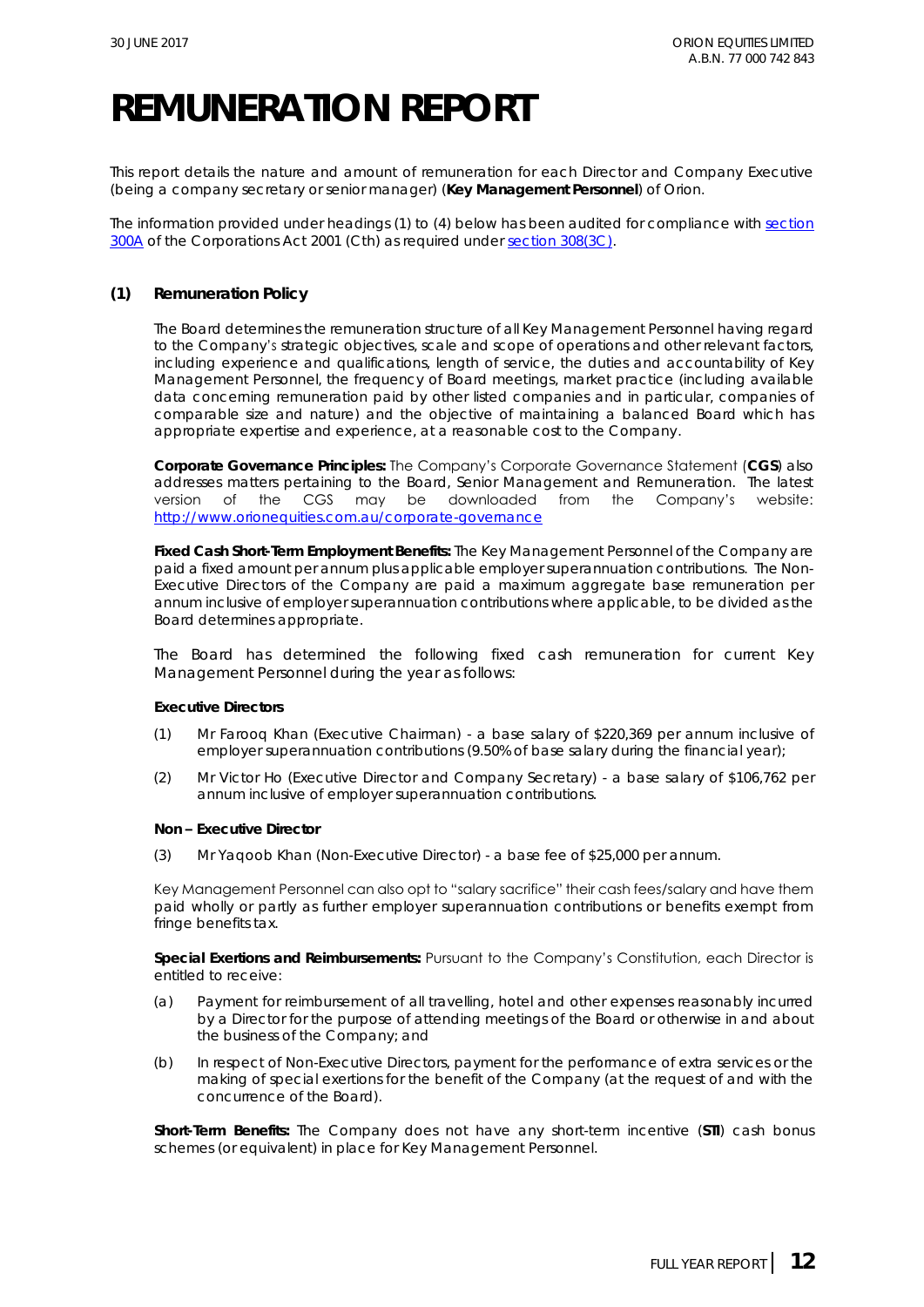# REMUNERATION REPORT

This report details the nature and amount of remuneration for each Director and Company Executive (being a company secretary or senior manager) (**Key Management Personnel**) of Orion.

The information provided under headings (1) to (4) below has been audited for compliance with [section 300A](#) of the Corporations Act 2001 (Cth) as required under [section 308(3C)](#).

## (1) Remuneration Policy

The Board determines the remuneration structure of all Key Management Personnel having regard to the Company's strategic objectives, scale and scope of operations and other relevant factors, including experience and qualifications, length of service, the duties and accountability of Key Management Personnel, the frequency of Board meetings, market practice (including available data concerning remuneration paid by other listed companies and in particular, companies of comparable size and nature) and the objective of maintaining a balanced Board which has appropriate expertise and experience, at a reasonable cost to the Company.

**Corporate Governance Principles:** The Company's Corporate Governance Statement (**CGS**) also addresses matters pertaining to the Board, Senior Management and Remuneration. The latest version of the CGS may be downloaded from the Company's website: http://www.orionequities.com.au/corporate-governance

**Fixed Cash Short-Term Employment Benefits:** The Key Management Personnel of the Company are paid a fixed amount per annum plus applicable employer superannuation contributions. The Non-Executive Directors of the Company are paid a maximum aggregate base remuneration per annum inclusive of employer superannuation contributions where applicable, to be divided as the Board determines appropriate.

The Board has determined the following fixed cash remuneration for current Key Management Personnel during the year as follows:

**Executive Directors**

(1) Mr Farooq Khan (Executive Chairman) - a base salary of $220,369 per annum inclusive of employer superannuation contributions (9.50% of base salary during the financial year);

(2) Mr Victor Ho (Executive Director and Company Secretary) - a base salary of $106,762 per annum inclusive of employer superannuation contributions.

**Non – Executive Director**

(3) Mr Yaqoob Khan (Non-Executive Director) - a base fee of $25,000 per annum.

Key Management Personnel can also opt to "salary sacrifice" their cash fees/salary and have them paid wholly or partly as further employer superannuation contributions or benefits exempt from fringe benefits tax.

**Special Exertions and Reimbursements:** Pursuant to the Company's Constitution, each Director is entitled to receive:

(a) Payment for reimbursement of all travelling, hotel and other expenses reasonably incurred by a Director for the purpose of attending meetings of the Board or otherwise in and about the business of the Company; and

(b) In respect of Non-Executive Directors, payment for the performance of extra services or the making of special exertions for the benefit of the Company (at the request of and with the concurrence of the Board).

**Short-Term Benefits:** The Company does not have any short-term incentive (**STI**) cash bonus schemes (or equivalent) in place for Key Management Personnel.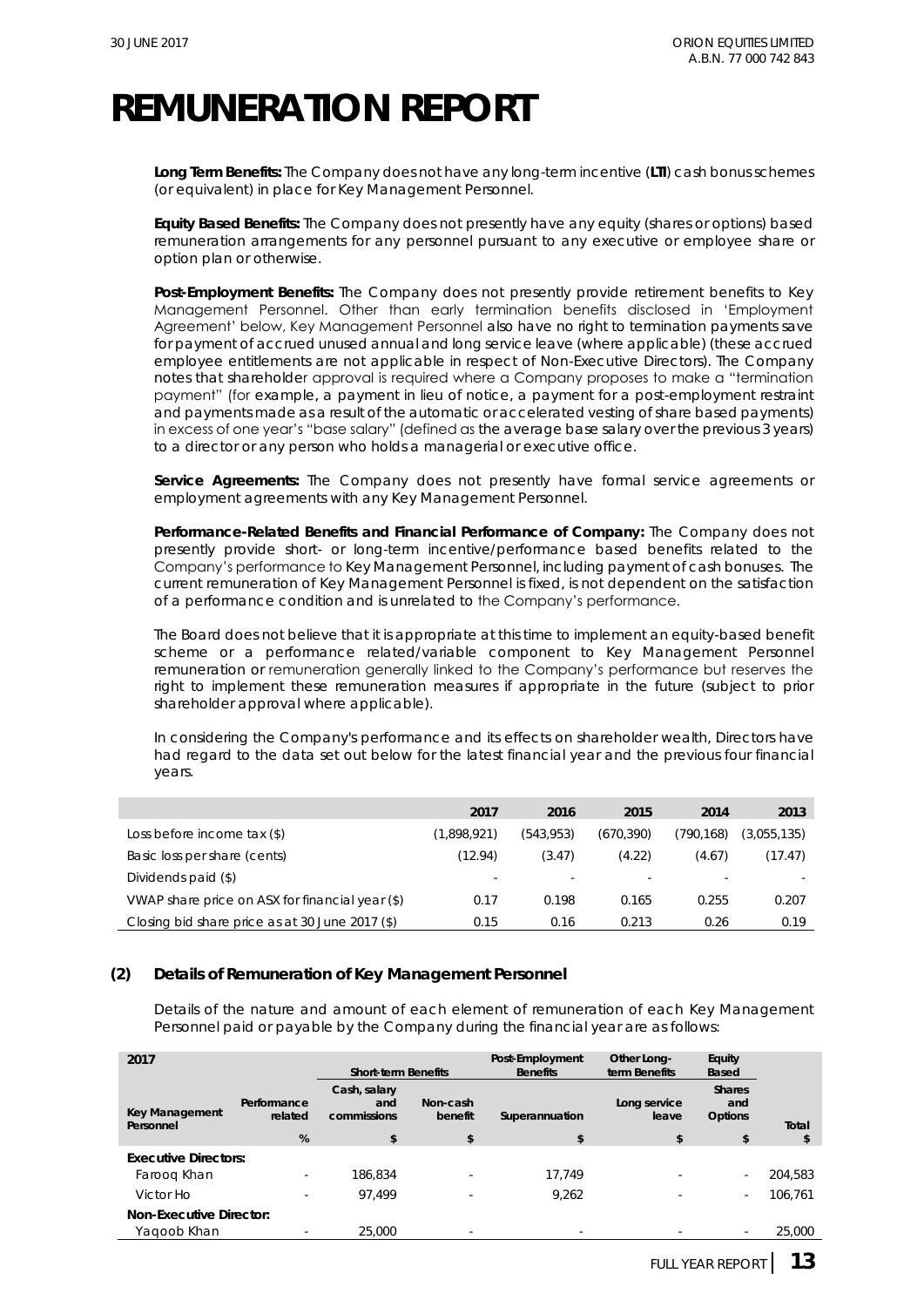# REMUNERATION REPORT

**Long Term Benefits:** The Company does not have any long-term incentive (**LTI**) cash bonus schemes (or equivalent) in place for Key Management Personnel.

**Equity Based Benefits:** The Company does not presently have any equity (shares or options) based remuneration arrangements for any personnel pursuant to any executive or employee share or option plan or otherwise.

**Post-Employment Benefits:** The Company does not presently provide retirement benefits to Key Management Personnel. Other than early termination benefits disclosed in 'Employment Agreement' below, Key Management Personnel also have no right to termination payments save for payment of accrued unused annual and long service leave (where applicable) (these accrued employee entitlements are not applicable in respect of Non-Executive Directors). The Company notes that shareholder approval is required where a Company proposes to make a "termination payment" (for example, a payment in lieu of notice, a payment for a post-employment restraint and payments made as a result of the automatic or accelerated vesting of share based payments) in excess of one year's "base salary" (defined as the average base salary over the previous 3 years) to a director or any person who holds a managerial or executive office.

**Service Agreements:** The Company does not presently have formal service agreements or employment agreements with any Key Management Personnel.

**Performance-Related Benefits and Financial Performance of Company:** The Company does not presently provide short- or long-term incentive/performance based benefits related to the Company's performance to Key Management Personnel, including payment of cash bonuses. The current remuneration of Key Management Personnel is fixed, is not dependent on the satisfaction of a performance condition and is unrelated to the Company's performance.

The Board does not believe that it is appropriate at this time to implement an equity-based benefit scheme or a performance related/variable component to Key Management Personnel remuneration or remuneration generally linked to the Company's performance but reserves the right to implement these remuneration measures if appropriate in the future (subject to prior shareholder approval where applicable).

In considering the Company's performance and its effects on shareholder wealth, Directors have had regard to the data set out below for the latest financial year and the previous four financial years.

| | 2017 | 2016 | 2015 | 2014 | 2013 |
|---|---|---|---|---|---|
| Loss before income tax ($) | (1,898,921) | (543,953) | (670,390) | (790,168) | (3,055,135) |
| Basic loss per share (cents) | (12.94) | (3.47) | (4.22) | (4.67) | (17.47) |
| Dividends paid ($) | - | - | - | - | - |
| VWAP share price on ASX for financial year ($) | 0.17 | 0.198 | 0.165 | 0.255 | 0.207 |
| Closing bid share price as at 30 June 2017 ($) | 0.15 | 0.16 | 0.213 | 0.26 | 0.19 |

## (2) Details of Remuneration of Key Management Personnel

Details of the nature and amount of each element of remuneration of each Key Management Personnel paid or payable by the Company during the financial year are as follows:

| 2017 | | Short-term Benefits | | Post-Employment Benefits | Other Long-term Benefits | Equity Based | |
|---|---|---|---|---|---|---|---|
| Key Management Personnel | Performance related | Cash, salary and commissions | Non-cash benefit | Superannuation | Long service leave | Shares and Options | Total |
| | % | $ | $ | $ | $ | $ | $ |
| **Executive Directors:** | | | | | | | |
| Farooq Khan | - | 186,834 | - | 17,749 | - | - | 204,583 |
| Victor Ho | - | 97,499 | - | 9,262 | - | - | 106,761 |
| **Non-Executive Director:** | | | | | | | |
| Yaqoob Khan | - | 25,000 | - | - | - | - | 25,000 |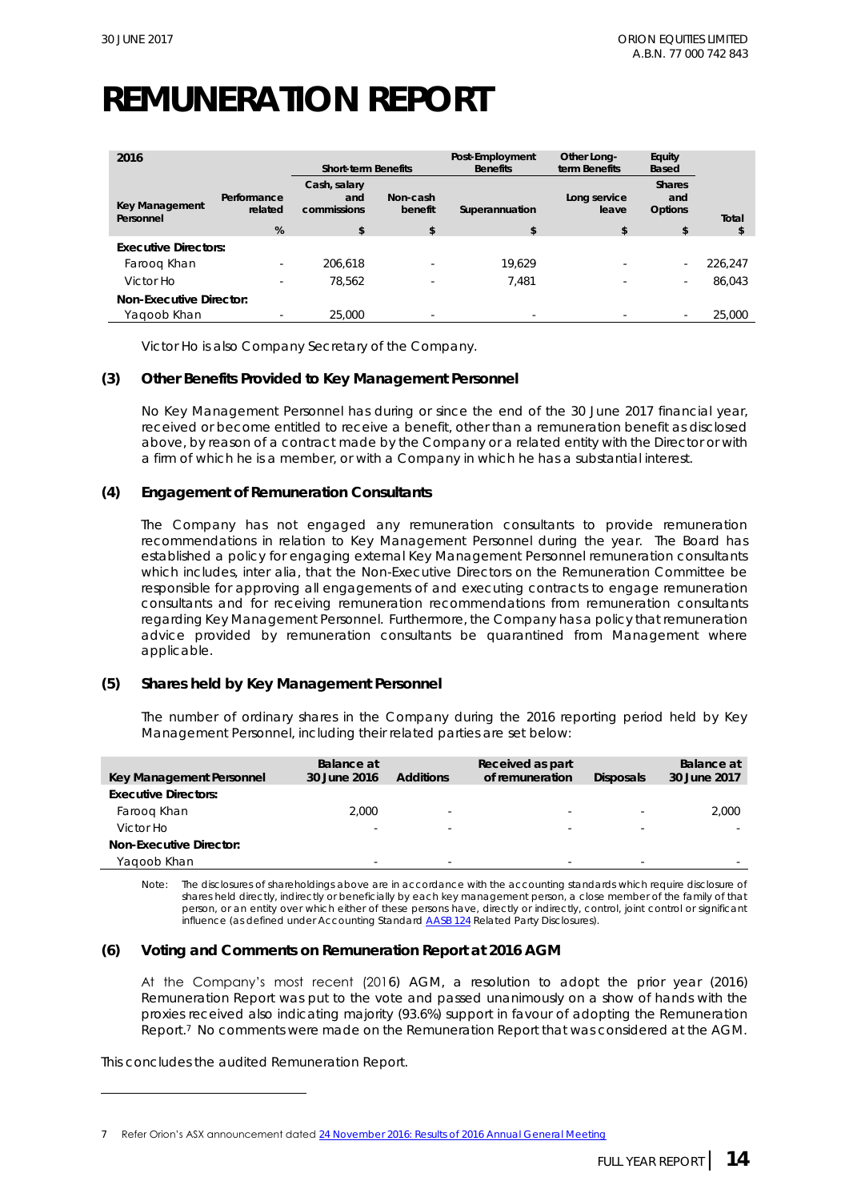# REMUNERATION REPORT

| 2016 | | Short-term Benefits | | Post-Employment Benefits | Other Long-term Benefits | Equity Based | |
|---|---|---|---|---|---|---|---|
| Key Management Personnel | Performance related | Cash, salary and commissions | Non-cash benefit | Superannuation | Long service leave | Shares and Options | Total |
| | % | $ | $ | $ | $ | $ | $ |
| **Executive Directors:** | | | | | | | |
| Farooq Khan | - | 206,618 | - | 19,629 | - | - | 226,247 |
| Victor Ho | - | 78,562 | - | 7,481 | - | - | 86,043 |
| **Non-Executive Director:** | | | | | | | |
| Yaqoob Khan | - | 25,000 | - | - | - | - | 25,000 |

Victor Ho is also Company Secretary of the Company.

### (3) Other Benefits Provided to Key Management Personnel

No Key Management Personnel has during or since the end of the 30 June 2017 financial year, received or become entitled to receive a benefit, other than a remuneration benefit as disclosed above, by reason of a contract made by the Company or a related entity with the Director or with a firm of which he is a member, or with a Company in which he has a substantial interest.

### (4) Engagement of Remuneration Consultants

The Company has not engaged any remuneration consultants to provide remuneration recommendations in relation to Key Management Personnel during the year. The Board has established a policy for engaging external Key Management Personnel remuneration consultants which includes, inter alia, that the Non-Executive Directors on the Remuneration Committee be responsible for approving all engagements of and executing contracts to engage remuneration consultants and for receiving remuneration recommendations from remuneration consultants regarding Key Management Personnel. Furthermore, the Company has a policy that remuneration advice provided by remuneration consultants be quarantined from Management where applicable.

### (5) Shares held by Key Management Personnel

The number of ordinary shares in the Company during the 2016 reporting period held by Key Management Personnel, including their related parties are set below:

| Key Management Personnel | Balance at 30 June 2016 | Additions | Received as part of remuneration | Disposals | Balance at 30 June 2017 |
|---|---|---|---|---|---|
| **Executive Directors:** | | | | | |
| Farooq Khan | 2,000 | - | - | - | 2,000 |
| Victor Ho | - | - | - | - | - |
| **Non-Executive Director:** | | | | | |
| Yaqoob Khan | - | - | - | - | - |

Note: The disclosures of shareholdings above are in accordance with the accounting standards which require disclosure of shares held directly, indirectly or beneficially by each key management person, a close member of the family of that person, or an entity over which either of these persons have, directly or indirectly, control, joint control or significant influence (as defined under Accounting Standard AASB 124 Related Party Disclosures).

### (6) Voting and Comments on Remuneration Report at 2016 AGM

At the Company's most recent (2016) AGM, a resolution to adopt the prior year (2016) Remuneration Report was put to the vote and passed unanimously on a show of hands with the proxies received also indicating majority (93.6%) support in favour of adopting the Remuneration Report.[7] No comments were made on the Remuneration Report that was considered at the AGM.

This concludes the audited Remuneration Report.

---

7 Refer Orion's ASX announcement dated 24 November 2016: Results of 2016 Annual General Meeting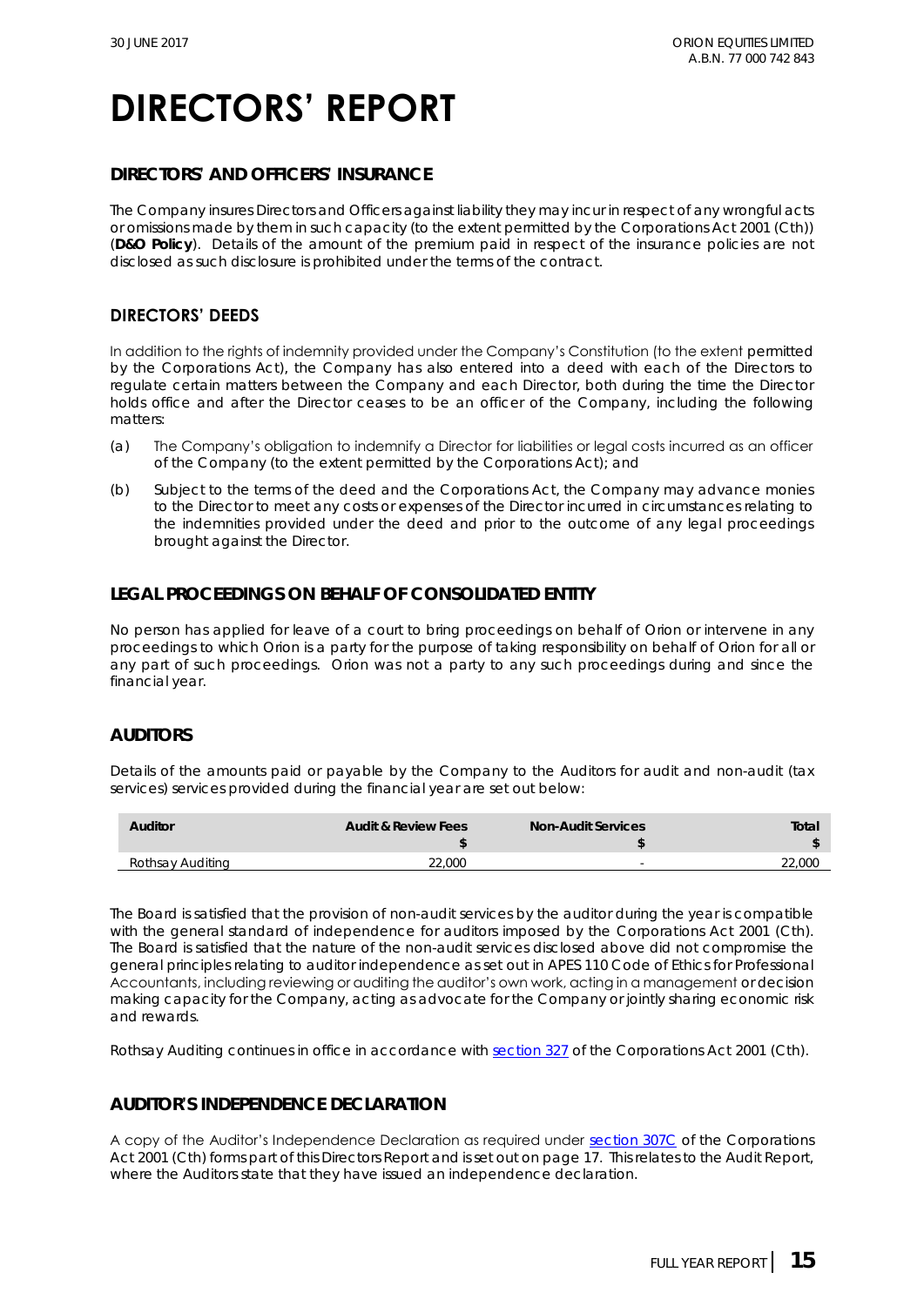# DIRECTORS' REPORT

## DIRECTORS' AND OFFICERS' INSURANCE

The Company insures Directors and Officers against liability they may incur in respect of any wrongful acts or omissions made by them in such capacity (to the extent permitted by the Corporations Act 2001 (Cth)) (**D&O Policy**). Details of the amount of the premium paid in respect of the insurance policies are not disclosed as such disclosure is prohibited under the terms of the contract.

## DIRECTORS' DEEDS

In addition to the rights of indemnity provided under the Company's Constitution (to the extent permitted by the Corporations Act), the Company has also entered into a deed with each of the Directors to regulate certain matters between the Company and each Director, both during the time the Director holds office and after the Director ceases to be an officer of the Company, including the following matters:

(a) The Company's obligation to indemnify a Director for liabilities or legal costs incurred as an officer of the Company (to the extent permitted by the Corporations Act); and

(b) Subject to the terms of the deed and the Corporations Act, the Company may advance monies to the Director to meet any costs or expenses of the Director incurred in circumstances relating to the indemnities provided under the deed and prior to the outcome of any legal proceedings brought against the Director.

## LEGAL PROCEEDINGS ON BEHALF OF CONSOLIDATED ENTITY

No person has applied for leave of a court to bring proceedings on behalf of Orion or intervene in any proceedings to which Orion is a party for the purpose of taking responsibility on behalf of Orion for all or any part of such proceedings. Orion was not a party to any such proceedings during and since the financial year.

## AUDITORS

Details of the amounts paid or payable by the Company to the Auditors for audit and non-audit (tax services) services provided during the financial year are set out below:

| Auditor | Audit & Review Fees $ | Non-Audit Services $ | Total $ |
|---|---|---|---|
| Rothsay Auditing | 22,000 | - | 22,000 |

The Board is satisfied that the provision of non-audit services by the auditor during the year is compatible with the general standard of independence for auditors imposed by the Corporations Act 2001 (Cth). The Board is satisfied that the nature of the non-audit services disclosed above did not compromise the general principles relating to auditor independence as set out in APES 110 Code of Ethics for Professional Accountants, including reviewing or auditing the auditor's own work, acting in a management or decision making capacity for the Company, acting as advocate for the Company or jointly sharing economic risk and rewards.

Rothsay Auditing continues in office in accordance with section 327 of the Corporations Act 2001 (Cth).

## AUDITOR'S INDEPENDENCE DECLARATION

A copy of the Auditor's Independence Declaration as required under section 307C of the Corporations Act 2001 (Cth) forms part of this Directors Report and is set out on page 17. This relates to the Audit Report, where the Auditors state that they have issued an independence declaration.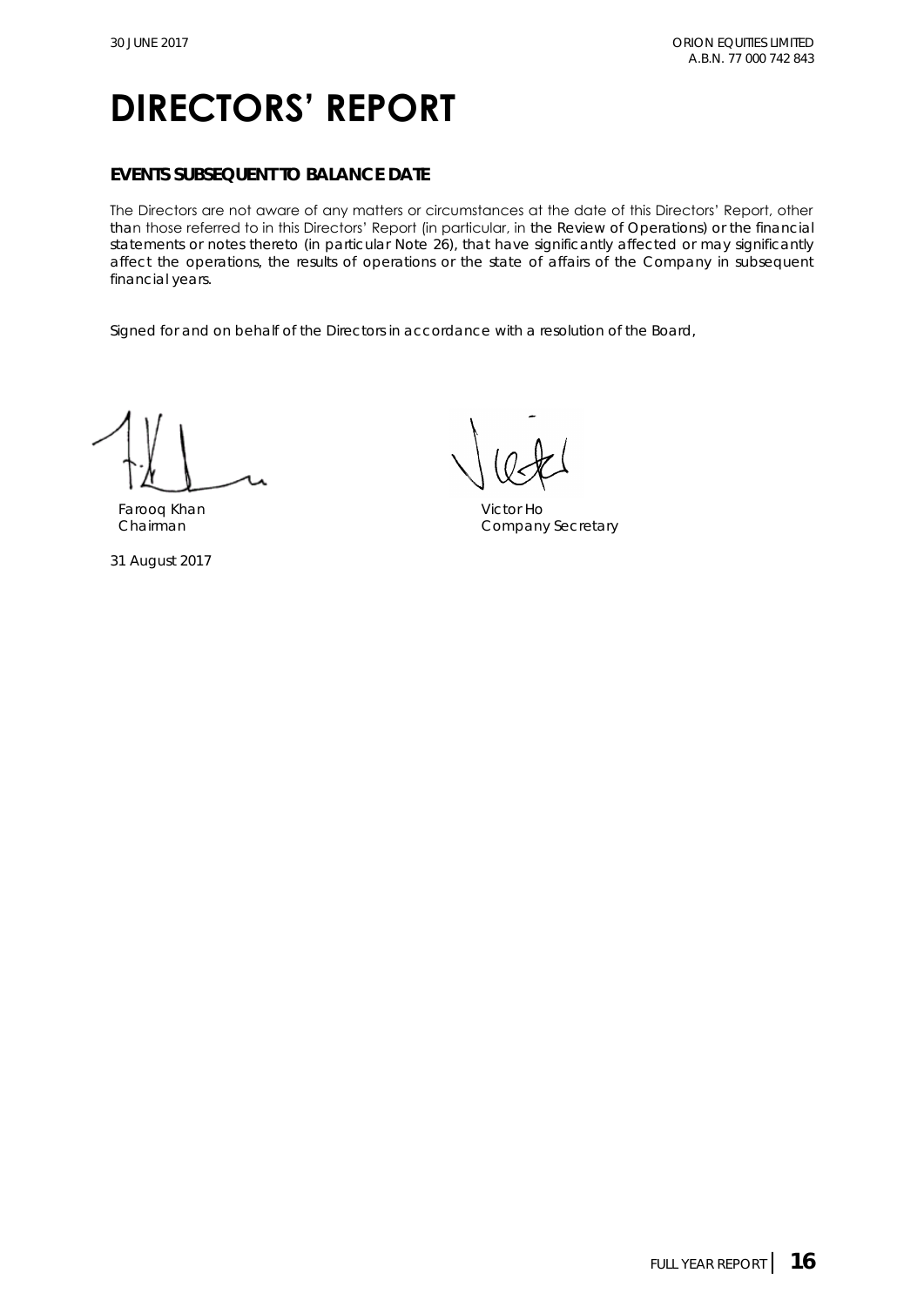# DIRECTORS' REPORT

## EVENTS SUBSEQUENT TO BALANCE DATE

The Directors are not aware of any matters or circumstances at the date of this Directors' Report, other than those referred to in this Directors' Report (in particular, in the Review of Operations) or the financial statements or notes thereto (in particular Note 26), that have significantly affected or may significantly affect the operations, the results of operations or the state of affairs of the Company in subsequent financial years.

Signed for and on behalf of the Directors in accordance with a resolution of the Board,

Farooq Khan
Chairman

Victor Ho
Company Secretary

31 August 2017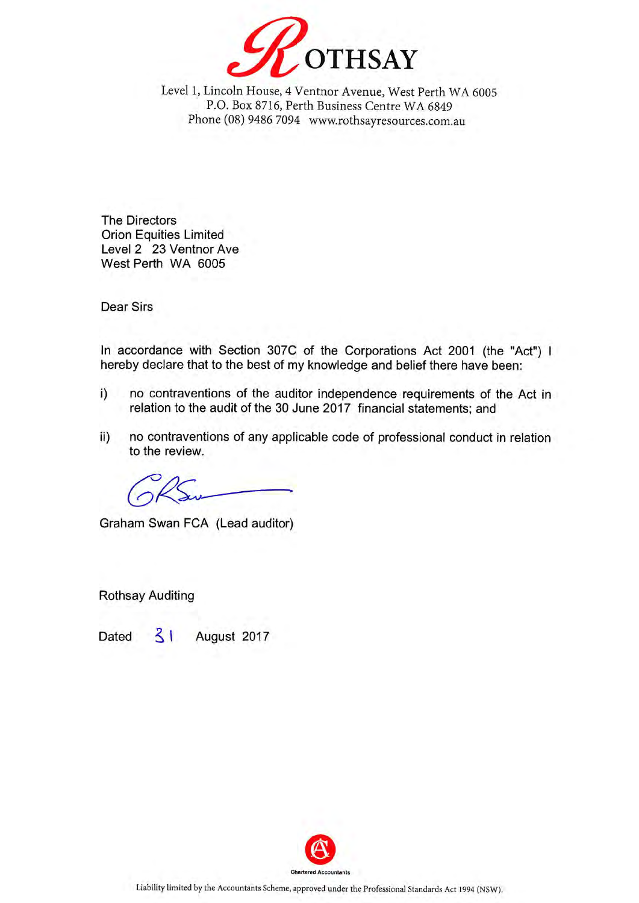# ROTHSAY

Level 1, Lincoln House, 4 Ventnor Avenue, West Perth WA 6005
P.O. Box 8716, Perth Business Centre WA 6849
Phone (08) 9486 7094 www.rothsayresources.com.au

The Directors
Orion Equities Limited
Level 2 23 Ventnor Ave
West Perth WA 6005

Dear Sirs

In accordance with Section 307C of the Corporations Act 2001 (the "Act") I hereby declare that to the best of my knowledge and belief there have been:

i) no contraventions of the auditor independence requirements of the Act in relation to the audit of the 30 June 2017 financial statements; and

ii) no contraventions of any applicable code of professional conduct in relation to the review.

Graham Swan FCA (Lead auditor)

Rothsay Auditing

Dated 31 August 2017

Chartered Accountants

Liability limited by the Accountants Scheme, approved under the Professional Standards Act 1994 (NSW).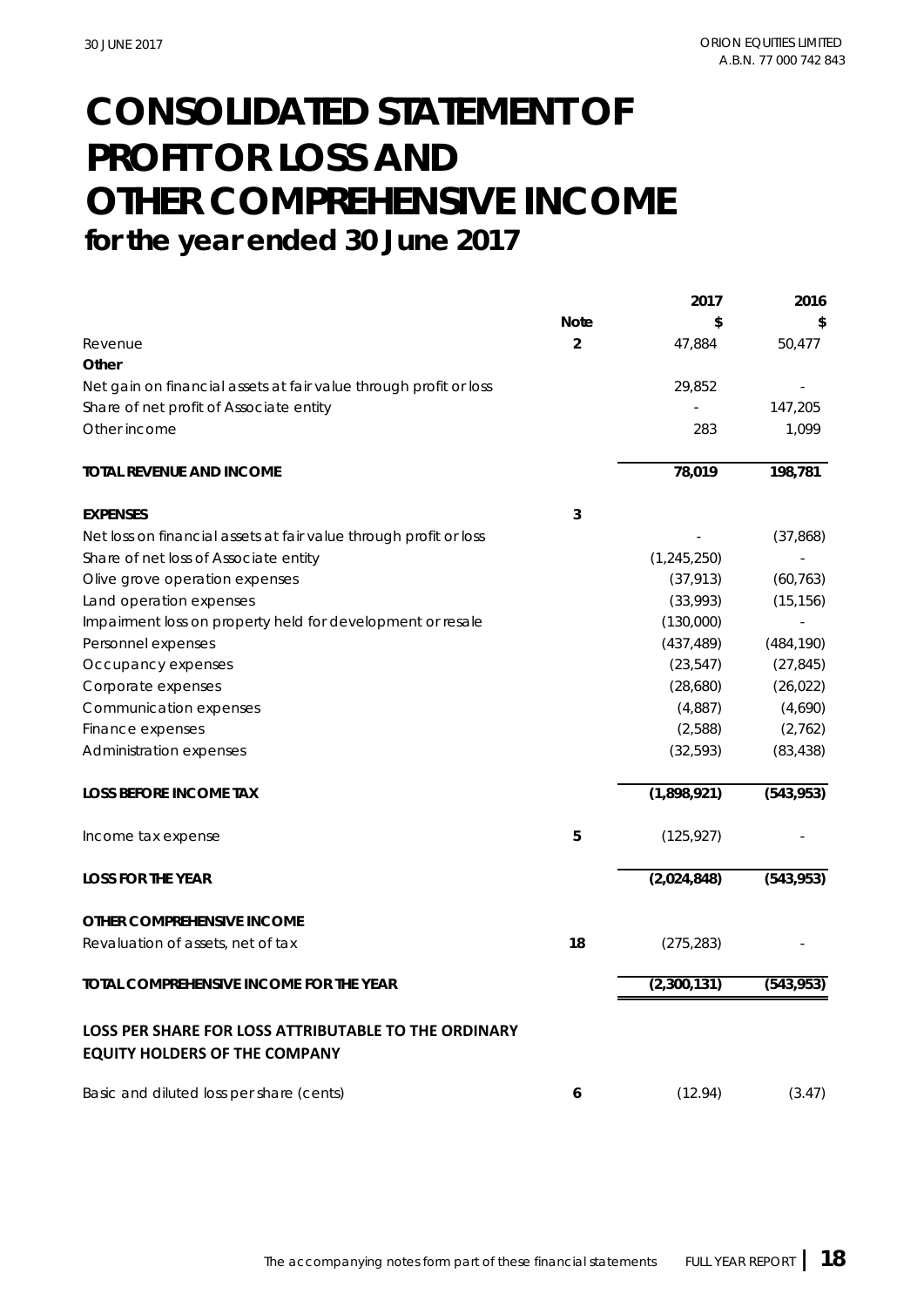# CONSOLIDATED STATEMENT OF PROFIT OR LOSS AND OTHER COMPREHENSIVE INCOME

## for the year ended 30 June 2017

| | Note | 2017 $ | 2016 $ |
|---|---|---|---|
| Revenue | 2 | 47,884 | 50,477 |
| **Other** | | | |
| Net gain on financial assets at fair value through profit or loss | | 29,852 | - |
| Share of net profit of Associate entity | | - | 147,205 |
| Other income | | 283 | 1,099 |
| **TOTAL REVENUE AND INCOME** | | **78,019** | **198,781** |
| **EXPENSES** | 3 | | |
| Net loss on financial assets at fair value through profit or loss | | - | (37,868) |
| Share of net loss of Associate entity | | (1,245,250) | - |
| Olive grove operation expenses | | (37,913) | (60,763) |
| Land operation expenses | | (33,993) | (15,156) |
| Impairment loss on property held for development or resale | | (130,000) | - |
| Personnel expenses | | (437,489) | (484,190) |
| Occupancy expenses | | (23,547) | (27,845) |
| Corporate expenses | | (28,680) | (26,022) |
| Communication expenses | | (4,887) | (4,690) |
| Finance expenses | | (2,588) | (2,762) |
| Administration expenses | | (32,593) | (83,438) |
| **LOSS BEFORE INCOME TAX** | | **(1,898,921)** | **(543,953)** |
| Income tax expense | 5 | (125,927) | - |
| **LOSS FOR THE YEAR** | | **(2,024,848)** | **(543,953)** |
| **OTHER COMPREHENSIVE INCOME** | | | |
| Revaluation of assets, net of tax | 18 | (275,283) | - |
| **TOTAL COMPREHENSIVE INCOME FOR THE YEAR** | | **(2,300,131)** | **(543,953)** |
| **LOSS PER SHARE FOR LOSS ATTRIBUTABLE TO THE ORDINARY EQUITY HOLDERS OF THE COMPANY** | | | |
| Basic and diluted loss per share (cents) | 6 | (12.94) | (3.47) |

The accompanying notes form part of these financial statements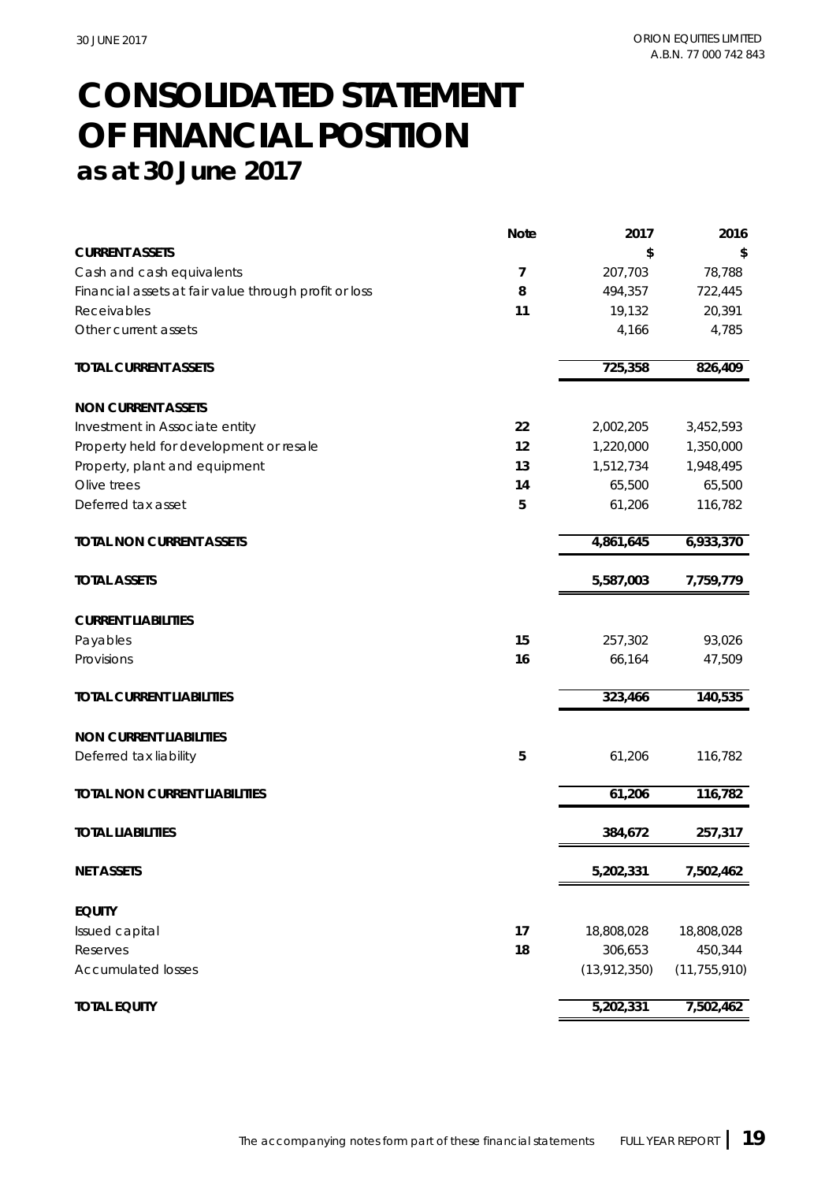# CONSOLIDATED STATEMENT OF FINANCIAL POSITION
## as at 30 June 2017

| | Note | 2017 | 2016 |
|---|---|---|---|
| **CURRENT ASSETS** | | **$** | **$** |
| Cash and cash equivalents | 7 | 207,703 | 78,788 |
| Financial assets at fair value through profit or loss | 8 | 494,357 | 722,445 |
| Receivables | 11 | 19,132 | 20,391 |
| Other current assets | | 4,166 | 4,785 |
| **TOTAL CURRENT ASSETS** | | **725,358** | **826,409** |
| **NON CURRENT ASSETS** | | | |
| Investment in Associate entity | 22 | 2,002,205 | 3,452,593 |
| Property held for development or resale | 12 | 1,220,000 | 1,350,000 |
| Property, plant and equipment | 13 | 1,512,734 | 1,948,495 |
| Olive trees | 14 | 65,500 | 65,500 |
| Deferred tax asset | 5 | 61,206 | 116,782 |
| **TOTAL NON CURRENT ASSETS** | | **4,861,645** | **6,933,370** |
| **TOTAL ASSETS** | | **5,587,003** | **7,759,779** |
| **CURRENT LIABILITIES** | | | |
| Payables | 15 | 257,302 | 93,026 |
| Provisions | 16 | 66,164 | 47,509 |
| **TOTAL CURRENT LIABILITIES** | | **323,466** | **140,535** |
| **NON CURRENT LIABILITIES** | | | |
| Deferred tax liability | 5 | 61,206 | 116,782 |
| **TOTAL NON CURRENT LIABILITIES** | | **61,206** | **116,782** |
| **TOTAL LIABILITIES** | | **384,672** | **257,317** |
| **NET ASSETS** | | **5,202,331** | **7,502,462** |
| **EQUITY** | | | |
| Issued capital | 17 | 18,808,028 | 18,808,028 |
| Reserves | 18 | 306,653 | 450,344 |
| Accumulated losses | | (13,912,350) | (11,755,910) |
| **TOTAL EQUITY** | | **5,202,331** | **7,502,462** |

The accompanying notes form part of these financial statements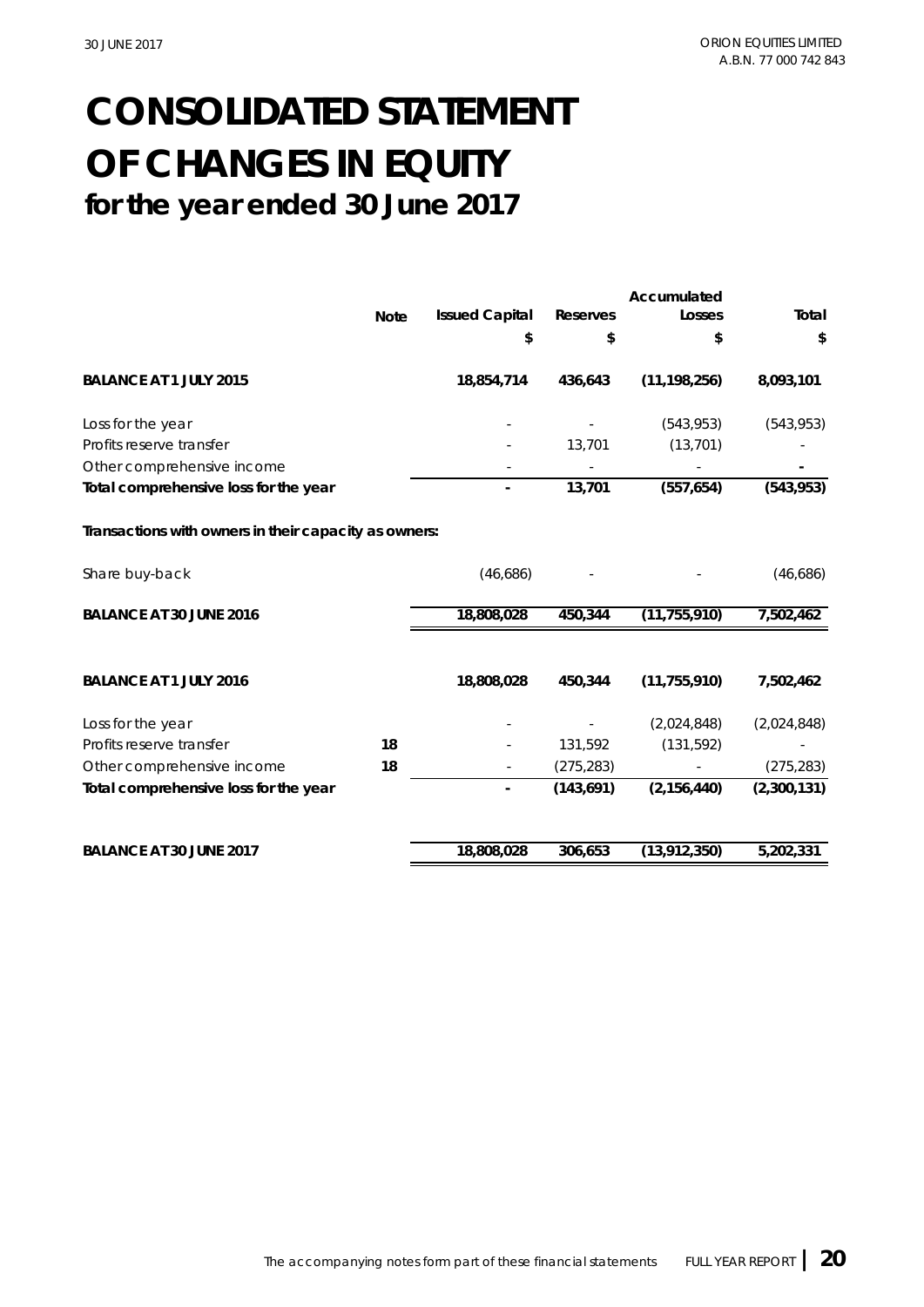# CONSOLIDATED STATEMENT OF CHANGES IN EQUITY
## for the year ended 30 June 2017

| | Note | Issued Capital | Reserves | Accumulated Losses | Total |
|---|---|---|---|---|---|
| | | $ | $ | $ | $ |
| **BALANCE AT 1 JULY 2015** | | **18,854,714** | **436,643** | **(11,198,256)** | **8,093,101** |
| Loss for the year | | - | - | (543,953) | (543,953) |
| Profits reserve transfer | | - | 13,701 | (13,701) | - |
| Other comprehensive income | | - | - | - | - |
| **Total comprehensive loss for the year** | | **-** | **13,701** | **(557,654)** | **(543,953)** |
| **Transactions with owners in their capacity as owners:** | | | | | |
| Share buy-back | | (46,686) | - | - | (46,686) |
| **BALANCE AT 30 JUNE 2016** | | **18,808,028** | **450,344** | **(11,755,910)** | **7,502,462** |
| **BALANCE AT 1 JULY 2016** | | **18,808,028** | **450,344** | **(11,755,910)** | **7,502,462** |
| Loss for the year | | - | - | (2,024,848) | (2,024,848) |
| Profits reserve transfer | 18 | - | 131,592 | (131,592) | - |
| Other comprehensive income | 18 | - | (275,283) | - | (275,283) |
| **Total comprehensive loss for the year** | | **-** | **(143,691)** | **(2,156,440)** | **(2,300,131)** |
| **BALANCE AT 30 JUNE 2017** | | **18,808,028** | **306,653** | **(13,912,350)** | **5,202,331** |

The accompanying notes form part of these financial statements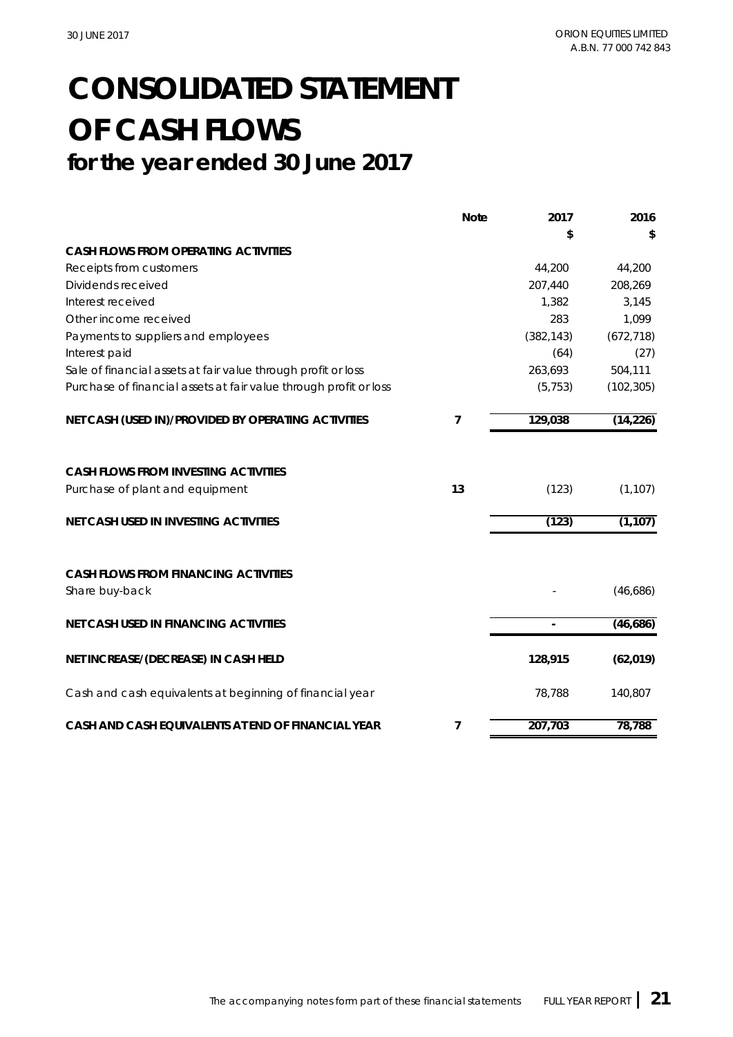# CONSOLIDATED STATEMENT OF CASH FLOWS
## for the year ended 30 June 2017

| | Note | 2017 | 2016 |
|---|---|---|---|
| | | $ | $ |
| **CASH FLOWS FROM OPERATING ACTIVITIES** | | | |
| Receipts from customers | | 44,200 | 44,200 |
| Dividends received | | 207,440 | 208,269 |
| Interest received | | 1,382 | 3,145 |
| Other income received | | 283 | 1,099 |
| Payments to suppliers and employees | | (382,143) | (672,718) |
| Interest paid | | (64) | (27) |
| Sale of financial assets at fair value through profit or loss | | 263,693 | 504,111 |
| Purchase of financial assets at fair value through profit or loss | | (5,753) | (102,305) |
| **NET CASH (USED IN)/PROVIDED BY OPERATING ACTIVITIES** | **7** | **129,038** | **(14,226)** |
| | | | |
| **CASH FLOWS FROM INVESTING ACTIVITIES** | | | |
| Purchase of plant and equipment | **13** | (123) | (1,107) |
| **NET CASH USED IN INVESTING ACTIVITIES** | | **(123)** | **(1,107)** |
| | | | |
| **CASH FLOWS FROM FINANCING ACTIVITIES** | | | |
| Share buy-back | | - | (46,686) |
| **NET CASH USED IN FINANCING ACTIVITIES** | | **-** | **(46,686)** |
| | | | |
| **NET INCREASE/(DECREASE) IN CASH HELD** | | **128,915** | **(62,019)** |
| | | | |
| Cash and cash equivalents at beginning of financial year | | 78,788 | 140,807 |
| | | | |
| **CASH AND CASH EQUIVALENTS AT END OF FINANCIAL YEAR** | **7** | **207,703** | **78,788** |

The accompanying notes form part of these financial statements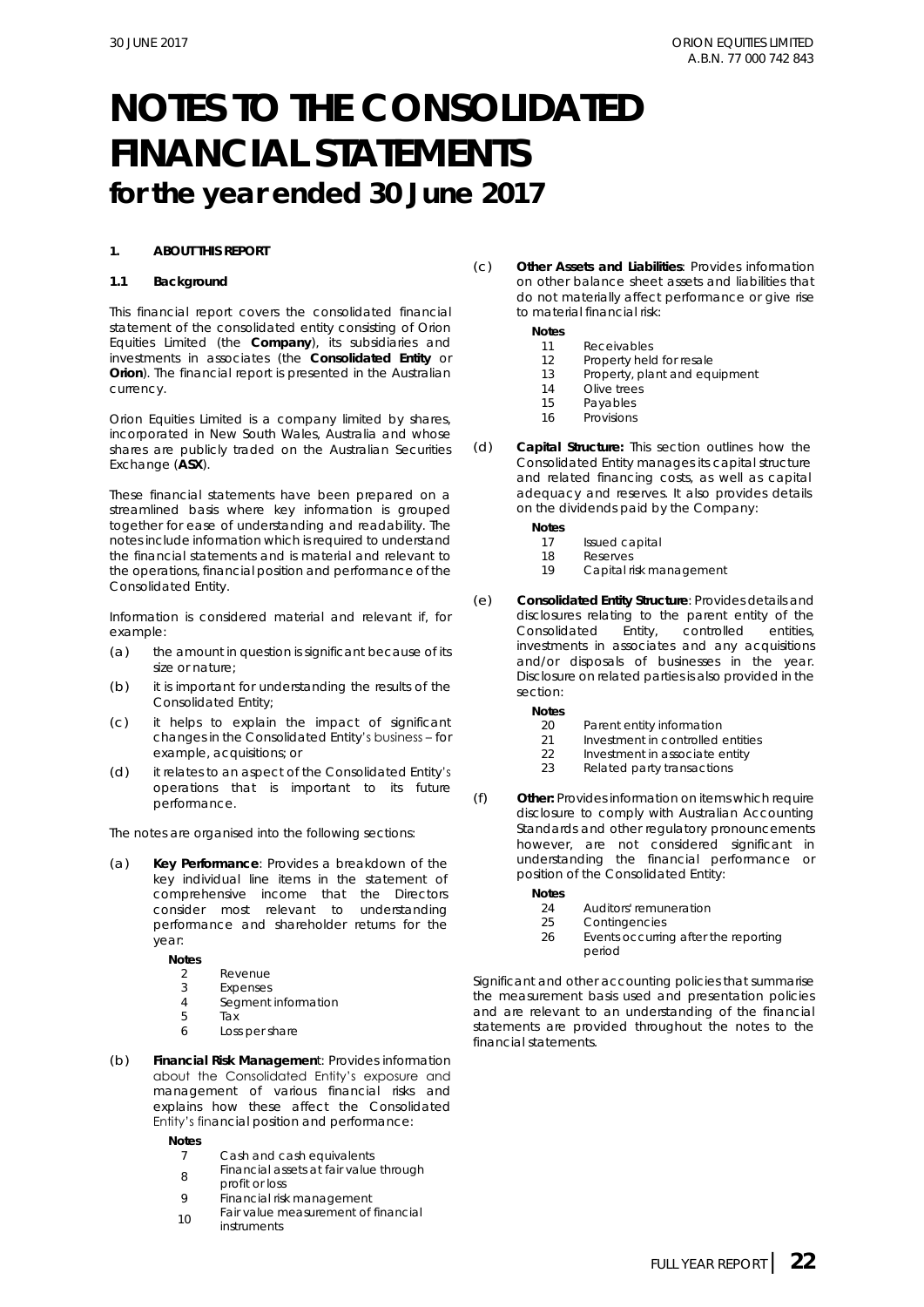# NOTES TO THE CONSOLIDATED FINANCIAL STATEMENTS
## for the year ended 30 June 2017

### 1. ABOUT THIS REPORT

#### 1.1 Background

This financial report covers the consolidated financial statement of the consolidated entity consisting of Orion Equities Limited (the **Company**), its subsidiaries and investments in associates (the **Consolidated Entity** or **Orion**). The financial report is presented in the Australian currency.

Orion Equities Limited is a company limited by shares, incorporated in New South Wales, Australia and whose shares are publicly traded on the Australian Securities Exchange (**ASX**).

These financial statements have been prepared on a streamlined basis where key information is grouped together for ease of understanding and readability. The notes include information which is required to understand the financial statements and is material and relevant to the operations, financial position and performance of the Consolidated Entity.

Information is considered material and relevant if, for example:

(a) the amount in question is significant because of its size or nature;

(b) it is important for understanding the results of the Consolidated Entity;

(c) it helps to explain the impact of significant changes in the Consolidated Entity's business – for example, acquisitions; or

(d) it relates to an aspect of the Consolidated Entity's operations that is important to its future performance.

The notes are organised into the following sections:

(a) **Key Performance**: Provides a breakdown of the key individual line items in the statement of comprehensive income that the Directors consider most relevant to understanding performance and shareholder returns for the year:

| Notes | |
|---|---|
| 2 | Revenue |
| 3 | Expenses |
| 4 | Segment information |
| 5 | Tax |
| 6 | Loss per share |

(b) **Financial Risk Management**: Provides information about the Consolidated Entity's exposure and management of various financial risks and explains how these affect the Consolidated Entity's financial position and performance:

| Notes | |
|---|---|
| 7 | Cash and cash equivalents |
| 8 | Financial assets at fair value through profit or loss |
| 9 | Financial risk management |
| 10 | Fair value measurement of financial instruments |

(c) **Other Assets and Liabilities**: Provides information on other balance sheet assets and liabilities that do not materially affect performance or give rise to material financial risk:

| Notes | |
|---|---|
| 11 | Receivables |
| 12 | Property held for resale |
| 13 | Property, plant and equipment |
| 14 | Olive trees |
| 15 | Payables |
| 16 | Provisions |

(d) **Capital Structure:** This section outlines how the Consolidated Entity manages its capital structure and related financing costs, as well as capital adequacy and reserves. It also provides details on the dividends paid by the Company:

| Notes | |
|---|---|
| 17 | Issued capital |
| 18 | Reserves |
| 19 | Capital risk management |

(e) **Consolidated Entity Structure**: Provides details and disclosures relating to the parent entity of the Consolidated Entity, controlled entities, investments in associates and any acquisitions and/or disposals of businesses in the year. Disclosure on related parties is also provided in the section:

| Notes | |
|---|---|
| 20 | Parent entity information |
| 21 | Investment in controlled entities |
| 22 | Investment in associate entity |
| 23 | Related party transactions |

(f) **Other:** Provides information on items which require disclosure to comply with Australian Accounting Standards and other regulatory pronouncements however, are not considered significant in understanding the financial performance or position of the Consolidated Entity:

| Notes | |
|---|---|
| 24 | Auditors' remuneration |
| 25 | Contingencies |
| 26 | Events occurring after the reporting period |

Significant and other accounting policies that summarise the measurement basis used and presentation policies and are relevant to an understanding of the financial statements are provided throughout the notes to the financial statements.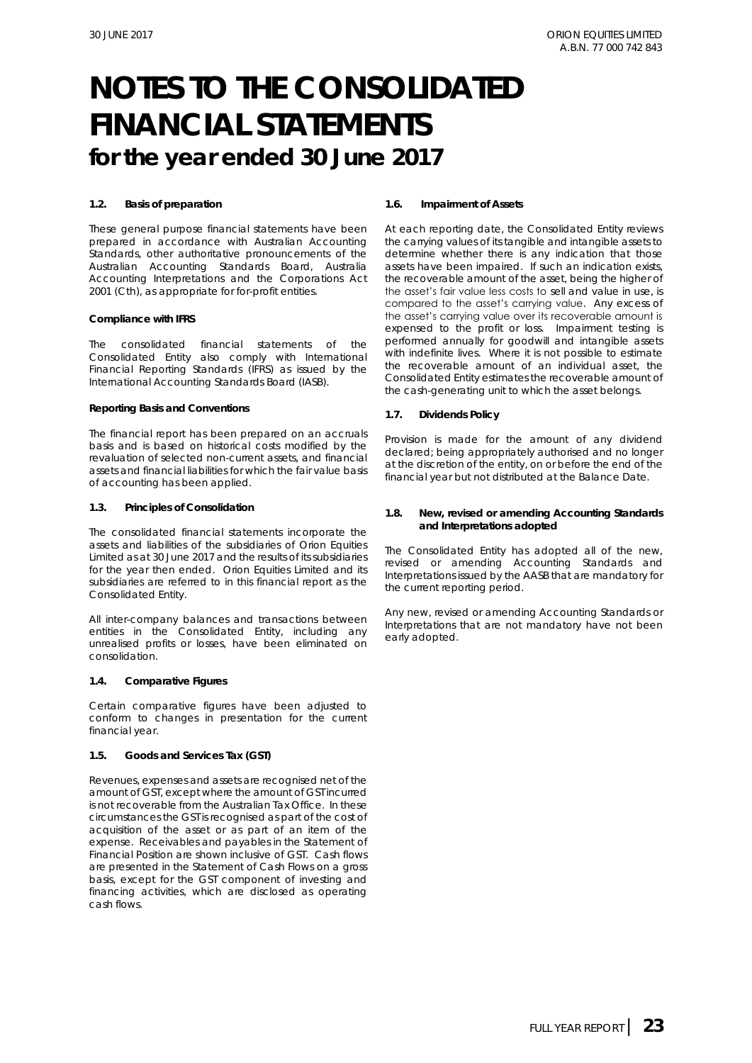# NOTES TO THE CONSOLIDATED FINANCIAL STATEMENTS for the year ended 30 June 2017

### 1.2. Basis of preparation

These general purpose financial statements have been prepared in accordance with Australian Accounting Standards, other authoritative pronouncements of the Australian Accounting Standards Board, Australia Accounting Interpretations and the Corporations Act 2001 (Cth), as appropriate for for-profit entities.

**Compliance with IFRS**

The consolidated financial statements of the Consolidated Entity also comply with International Financial Reporting Standards (IFRS) as issued by the International Accounting Standards Board (IASB).

**Reporting Basis and Conventions**

The financial report has been prepared on an accruals basis and is based on historical costs modified by the revaluation of selected non-current assets, and financial assets and financial liabilities for which the fair value basis of accounting has been applied.

### 1.3. Principles of Consolidation

The consolidated financial statements incorporate the assets and liabilities of the subsidiaries of Orion Equities Limited as at 30 June 2017 and the results of its subsidiaries for the year then ended. Orion Equities Limited and its subsidiaries are referred to in this financial report as the Consolidated Entity.

All inter-company balances and transactions between entities in the Consolidated Entity, including any unrealised profits or losses, have been eliminated on consolidation.

### 1.4. Comparative Figures

Certain comparative figures have been adjusted to conform to changes in presentation for the current financial year.

### 1.5. Goods and Services Tax (GST)

Revenues, expenses and assets are recognised net of the amount of GST, except where the amount of GST incurred is not recoverable from the Australian Tax Office. In these circumstances the GST is recognised as part of the cost of acquisition of the asset or as part of an item of the expense. Receivables and payables in the Statement of Financial Position are shown inclusive of GST. Cash flows are presented in the Statement of Cash Flows on a gross basis, except for the GST component of investing and financing activities, which are disclosed as operating cash flows.

### 1.6. Impairment of Assets

At each reporting date, the Consolidated Entity reviews the carrying values of its tangible and intangible assets to determine whether there is any indication that those assets have been impaired. If such an indication exists, the recoverable amount of the asset, being the higher of the asset's fair value less costs to sell and value in use, is compared to the asset's carrying value. Any excess of the asset's carrying value over its recoverable amount is expensed to the profit or loss. Impairment testing is performed annually for goodwill and intangible assets with indefinite lives. Where it is not possible to estimate the recoverable amount of an individual asset, the Consolidated Entity estimates the recoverable amount of the cash-generating unit to which the asset belongs.

### 1.7. Dividends Policy

Provision is made for the amount of any dividend declared; being appropriately authorised and no longer at the discretion of the entity, on or before the end of the financial year but not distributed at the Balance Date.

### 1.8. New, revised or amending Accounting Standards and Interpretations adopted

The Consolidated Entity has adopted all of the new, revised or amending Accounting Standards and Interpretations issued by the AASB that are mandatory for the current reporting period.

Any new, revised or amending Accounting Standards or Interpretations that are not mandatory have not been early adopted.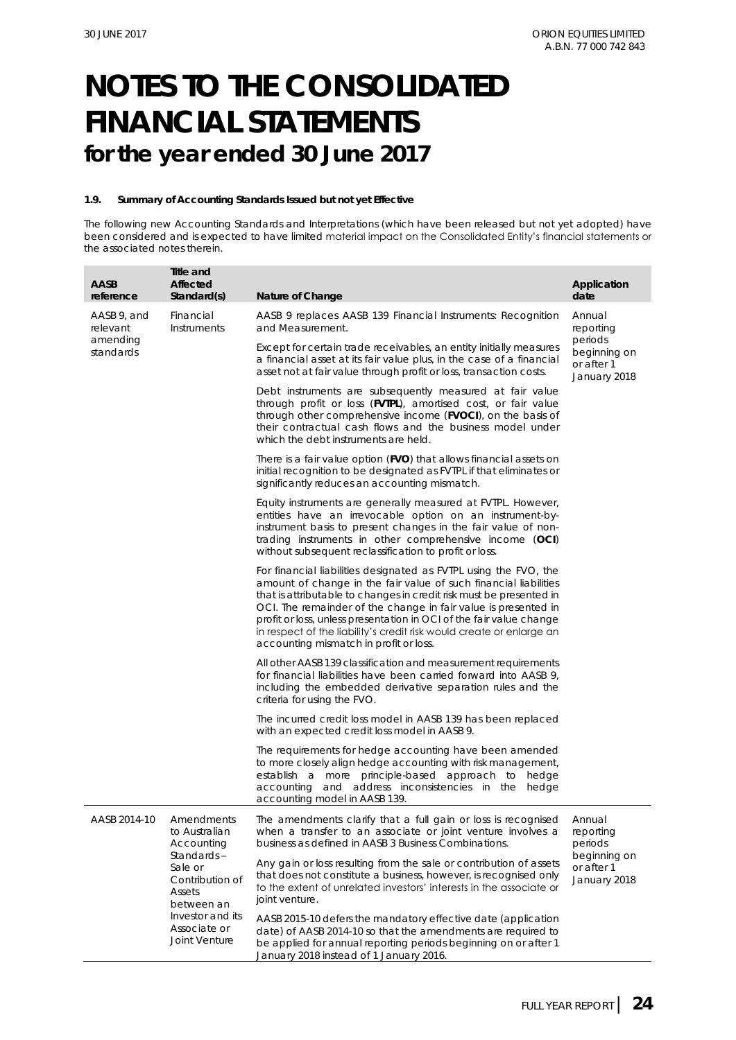# NOTES TO THE CONSOLIDATED FINANCIAL STATEMENTS

## for the year ended 30 June 2017

### 1.9. Summary of Accounting Standards Issued but not yet Effective

The following new Accounting Standards and Interpretations (which have been released but not yet adopted) have been considered and is expected to have limited material impact on the Consolidated Entity's financial statements or the associated notes therein.

| AASB reference | Title and Affected Standard(s) | Nature of Change | Application date |
|---|---|---|---|
| AASB 9, and relevant amending standards | Financial Instruments | AASB 9 replaces AASB 139 Financial Instruments: Recognition and Measurement.<br><br>Except for certain trade receivables, an entity initially measures a financial asset at its fair value plus, in the case of a financial asset not at fair value through profit or loss, transaction costs.<br><br>Debt instruments are subsequently measured at fair value through profit or loss (**FVTPL**), amortised cost, or fair value through other comprehensive income (**FVOCI**), on the basis of their contractual cash flows and the business model under which the debt instruments are held.<br><br>There is a fair value option (**FVO**) that allows financial assets on initial recognition to be designated as FVTPL if that eliminates or significantly reduces an accounting mismatch.<br><br>Equity instruments are generally measured at FVTPL. However, entities have an irrevocable option on an instrument-by-instrument basis to present changes in the fair value of non-trading instruments in other comprehensive income (**OCI**) without subsequent reclassification to profit or loss.<br><br>For financial liabilities designated as FVTPL using the FVO, the amount of change in the fair value of such financial liabilities that is attributable to changes in credit risk must be presented in OCI. The remainder of the change in fair value is presented in profit or loss, unless presentation in OCI of the fair value change in respect of the liability's credit risk would create or enlarge an accounting mismatch in profit or loss.<br><br>All other AASB 139 classification and measurement requirements for financial liabilities have been carried forward into AASB 9, including the embedded derivative separation rules and the criteria for using the FVO.<br><br>The incurred credit loss model in AASB 139 has been replaced with an expected credit loss model in AASB 9.<br><br>The requirements for hedge accounting have been amended to more closely align hedge accounting with risk management, establish a more principle-based approach to hedge accounting and address inconsistencies in the hedge accounting model in AASB 139. | Annual reporting periods beginning on or after 1 January 2018 |
| AASB 2014-10 | Amendments to Australian Accounting Standards – Sale or Contribution of Assets between an Investor and its Associate or Joint Venture | The amendments clarify that a full gain or loss is recognised when a transfer to an associate or joint venture involves a business as defined in AASB 3 Business Combinations.<br><br>Any gain or loss resulting from the sale or contribution of assets that does not constitute a business, however, is recognised only to the extent of unrelated investors' interests in the associate or joint venture.<br><br>AASB 2015-10 defers the mandatory effective date (application date) of AASB 2014-10 so that the amendments are required to be applied for annual reporting periods beginning on or after 1 January 2018 instead of 1 January 2016. | Annual reporting periods beginning on or after 1 January 2018 |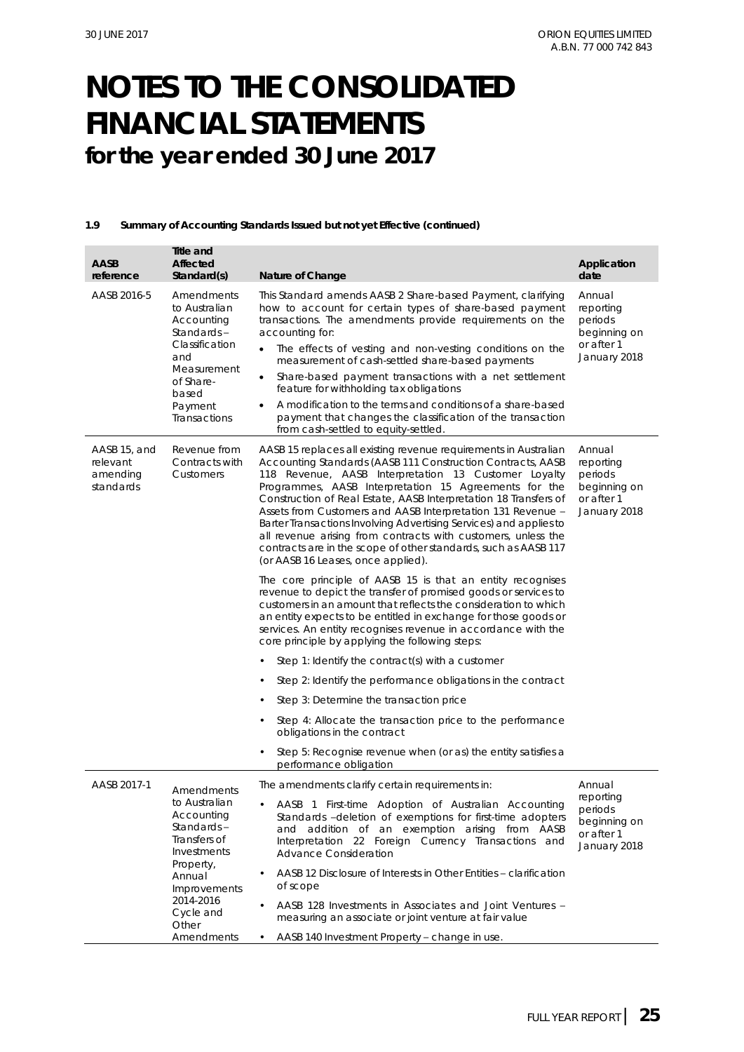# NOTES TO THE CONSOLIDATED FINANCIAL STATEMENTS
## for the year ended 30 June 2017

**1.9 Summary of Accounting Standards Issued but not yet Effective (continued)**

| AASB reference | Title and Affected Standard(s) | Nature of Change | Application date |
|---|---|---|---|
| AASB 2016-5 | Amendments to Australian Accounting Standards – Classification and Measurement of Share-based Payment Transactions | This Standard amends AASB 2 Share-based Payment, clarifying how to account for certain types of share-based payment transactions. The amendments provide requirements on the accounting for:<br>• The effects of vesting and non-vesting conditions on the measurement of cash-settled share-based payments<br>• Share-based payment transactions with a net settlement feature for withholding tax obligations<br>• A modification to the terms and conditions of a share-based payment that changes the classification of the transaction from cash-settled to equity-settled. | Annual reporting periods beginning on or after 1 January 2018 |
| AASB 15, and relevant amending standards | Revenue from Contracts with Customers | AASB 15 replaces all existing revenue requirements in Australian Accounting Standards (AASB 111 Construction Contracts, AASB 118 Revenue, AASB Interpretation 13 Customer Loyalty Programmes, AASB Interpretation 15 Agreements for the Construction of Real Estate, AASB Interpretation 18 Transfers of Assets from Customers and AASB Interpretation 131 Revenue – Barter Transactions Involving Advertising Services) and applies to all revenue arising from contracts with customers, unless the contracts are in the scope of other standards, such as AASB 117 (or AASB 16 Leases, once applied).<br><br>The core principle of AASB 15 is that an entity recognises revenue to depict the transfer of promised goods or services to customers in an amount that reflects the consideration to which an entity expects to be entitled in exchange for those goods or services. An entity recognises revenue in accordance with the core principle by applying the following steps:<br>• Step 1: Identify the contract(s) with a customer<br>• Step 2: Identify the performance obligations in the contract<br>• Step 3: Determine the transaction price<br>• Step 4: Allocate the transaction price to the performance obligations in the contract<br>• Step 5: Recognise revenue when (or as) the entity satisfies a performance obligation | Annual reporting periods beginning on or after 1 January 2018 |
| AASB 2017-1 | Amendments to Australian Accounting Standards – Transfers of Investments Property, Annual Improvements 2014-2016 Cycle and Other Amendments | The amendments clarify certain requirements in:<br>• AASB 1 First-time Adoption of Australian Accounting Standards –deletion of exemptions for first-time adopters and addition of an exemption arising from AASB Interpretation 22 Foreign Currency Transactions and Advance Consideration<br>• AASB 12 Disclosure of Interests in Other Entities – clarification of scope<br>• AASB 128 Investments in Associates and Joint Ventures – measuring an associate or joint venture at fair value<br>• AASB 140 Investment Property – change in use. | Annual reporting periods beginning on or after 1 January 2018 |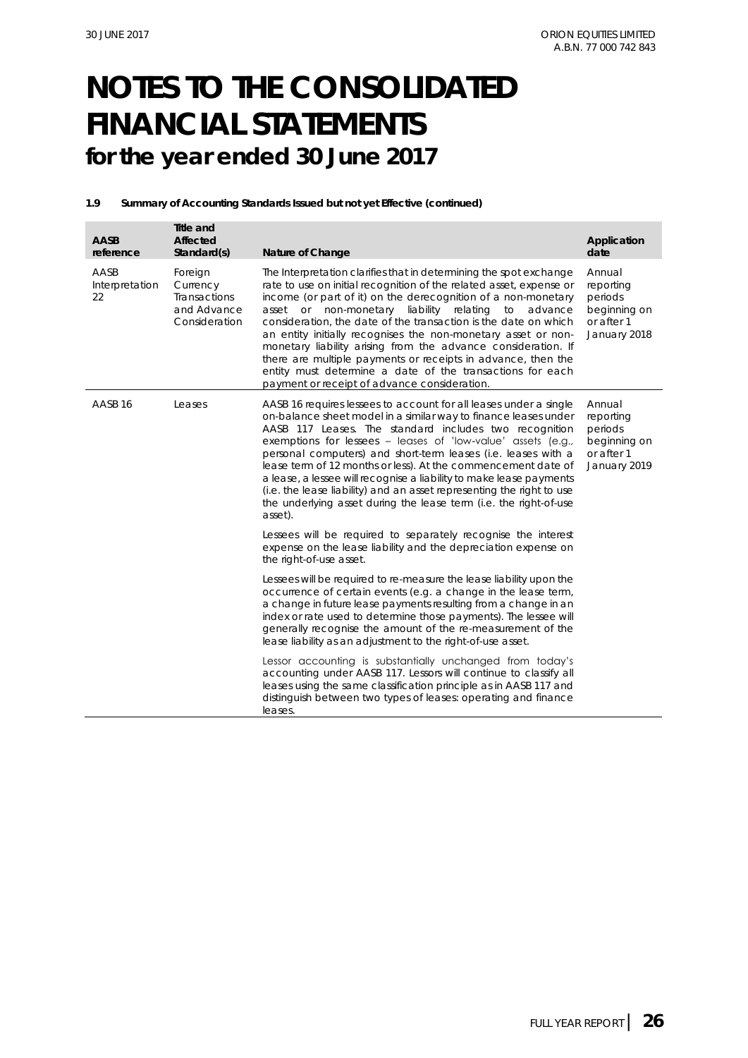# NOTES TO THE CONSOLIDATED FINANCIAL STATEMENTS
## for the year ended 30 June 2017

**1.9 Summary of Accounting Standards Issued but not yet Effective (continued)**

| AASB reference | Title and Affected Standard(s) | Nature of Change | Application date |
|---|---|---|---|
| AASB Interpretation 22 | Foreign Currency Transactions and Advance Consideration | The Interpretation clarifies that in determining the spot exchange rate to use on initial recognition of the related asset, expense or income (or part of it) on the derecognition of a non-monetary asset or non-monetary liability relating to advance consideration, the date of the transaction is the date on which an entity initially recognises the non-monetary asset or non-monetary liability arising from the advance consideration. If there are multiple payments or receipts in advance, then the entity must determine a date of the transactions for each payment or receipt of advance consideration. | Annual reporting periods beginning on or after 1 January 2018 |
| AASB 16 | Leases | AASB 16 requires lessees to account for all leases under a single on-balance sheet model in a similar way to finance leases under AASB 117 Leases. The standard includes two recognition exemptions for lessees – leases of 'low-value' assets (e.g., personal computers) and short-term leases (i.e. leases with a lease term of 12 months or less). At the commencement date of a lease, a lessee will recognise a liability to make lease payments (i.e. the lease liability) and an asset representing the right to use the underlying asset during the lease term (i.e. the right-of-use asset).<br><br>Lessees will be required to separately recognise the interest expense on the lease liability and the depreciation expense on the right-of-use asset.<br><br>Lessees will be required to re-measure the lease liability upon the occurrence of certain events (e.g. a change in the lease term, a change in future lease payments resulting from a change in an index or rate used to determine those payments). The lessee will generally recognise the amount of the re-measurement of the lease liability as an adjustment to the right-of-use asset.<br><br>Lessor accounting is substantially unchanged from today's accounting under AASB 117. Lessors will continue to classify all leases using the same classification principle as in AASB 117 and distinguish between two types of leases: operating and finance leases. | Annual reporting periods beginning on or after 1 January 2019 |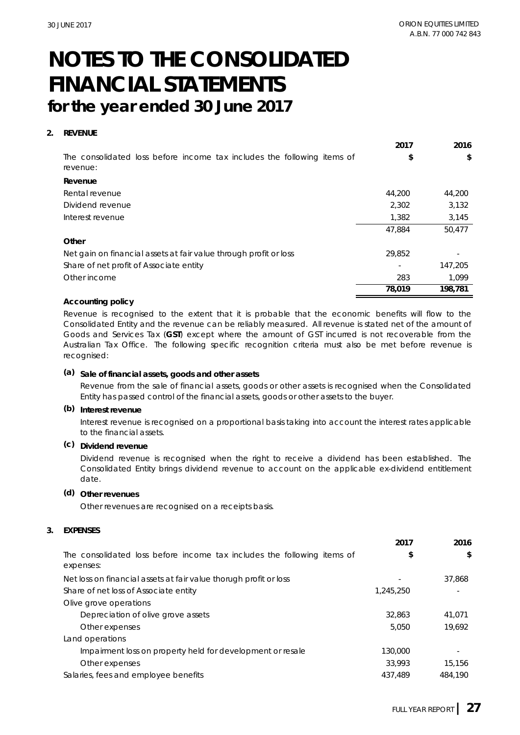# NOTES TO THE CONSOLIDATED FINANCIAL STATEMENTS
## for the year ended 30 June 2017

### 2. REVENUE

| | 2017 | 2016 |
|---|---|---|
| The consolidated loss before income tax includes the following items of revenue: | $ | $ |
| **Revenue** | | |
| Rental revenue | 44,200 | 44,200 |
| Dividend revenue | 2,302 | 3,132 |
| Interest revenue | 1,382 | 3,145 |
| | 47,884 | 50,477 |
| **Other** | | |
| Net gain on financial assets at fair value through profit or loss | 29,852 | - |
| Share of net profit of Associate entity | - | 147,205 |
| Other income | 283 | 1,099 |
| | **78,019** | **198,781** |

**Accounting policy**

Revenue is recognised to the extent that it is probable that the economic benefits will flow to the Consolidated Entity and the revenue can be reliably measured. All revenue is stated net of the amount of Goods and Services Tax (**GST**) except where the amount of GST incurred is not recoverable from the Australian Tax Office. The following specific recognition criteria must also be met before revenue is recognised:

**(a) Sale of financial assets, goods and other assets**

Revenue from the sale of financial assets, goods or other assets is recognised when the Consolidated Entity has passed control of the financial assets, goods or other assets to the buyer.

**(b) Interest revenue**

Interest revenue is recognised on a proportional basis taking into account the interest rates applicable to the financial assets.

**(c) Dividend revenue**

Dividend revenue is recognised when the right to receive a dividend has been established. The Consolidated Entity brings dividend revenue to account on the applicable ex-dividend entitlement date.

**(d) Other revenues**

Other revenues are recognised on a receipts basis.

### 3. EXPENSES

| | 2017 | 2016 |
|---|---|---|
| The consolidated loss before income tax includes the following items of expenses: | $ | $ |
| Net loss on financial assets at fair value thorugh profit or loss | - | 37,868 |
| Share of net loss of Associate entity | 1,245,250 | - |
| Olive grove operations | | |
| Depreciation of olive grove assets | 32,863 | 41,071 |
| Other expenses | 5,050 | 19,692 |
| Land operations | | |
| Impairment loss on property held for development or resale | 130,000 | - |
| Other expenses | 33,993 | 15,156 |
| Salaries, fees and employee benefits | 437,489 | 484,190 |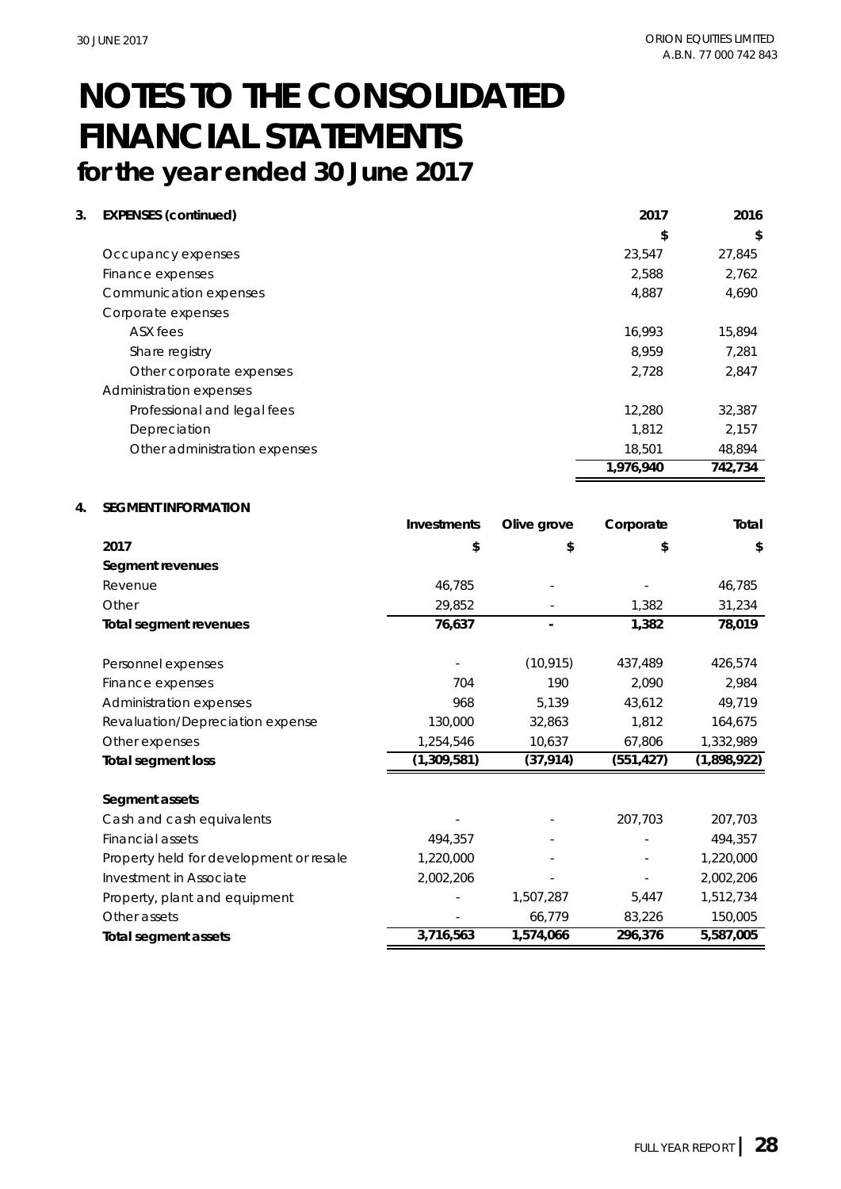# NOTES TO THE CONSOLIDATED FINANCIAL STATEMENTS
## for the year ended 30 June 2017

**3. EXPENSES (continued)**

| | 2017 | 2016 |
|---|---|---|
| | $ | $ |
| Occupancy expenses | 23,547 | 27,845 |
| Finance expenses | 2,588 | 2,762 |
| Communication expenses | 4,887 | 4,690 |
| Corporate expenses | | |
| ASX fees | 16,993 | 15,894 |
| Share registry | 8,959 | 7,281 |
| Other corporate expenses | 2,728 | 2,847 |
| Administration expenses | | |
| Professional and legal fees | 12,280 | 32,387 |
| Depreciation | 1,812 | 2,157 |
| Other administration expenses | 18,501 | 48,894 |
| | **1,976,940** | **742,734** |

**4. SEGMENT INFORMATION**

| | Investments | Olive grove | Corporate | Total |
|---|---|---|---|---|
| **2017** | **$** | **$** | **$** | **$** |
| **Segment revenues** | | | | |
| Revenue | 46,785 | - | - | 46,785 |
| Other | 29,852 | - | 1,382 | 31,234 |
| **Total segment revenues** | **76,637** | **-** | **1,382** | **78,019** |
| | | | | |
| Personnel expenses | - | (10,915) | 437,489 | 426,574 |
| Finance expenses | 704 | 190 | 2,090 | 2,984 |
| Administration expenses | 968 | 5,139 | 43,612 | 49,719 |
| Revaluation/Depreciation expense | 130,000 | 32,863 | 1,812 | 164,675 |
| Other expenses | 1,254,546 | 10,637 | 67,806 | 1,332,989 |
| **Total segment loss** | **(1,309,581)** | **(37,914)** | **(551,427)** | **(1,898,922)** |
| | | | | |
| **Segment assets** | | | | |
| Cash and cash equivalents | - | - | 207,703 | 207,703 |
| Financial assets | 494,357 | - | - | 494,357 |
| Property held for development or resale | 1,220,000 | - | - | 1,220,000 |
| Investment in Associate | 2,002,206 | - | - | 2,002,206 |
| Property, plant and equipment | - | 1,507,287 | 5,447 | 1,512,734 |
| Other assets | - | 66,779 | 83,226 | 150,005 |
| **Total segment assets** | **3,716,563** | **1,574,066** | **296,376** | **5,587,005** |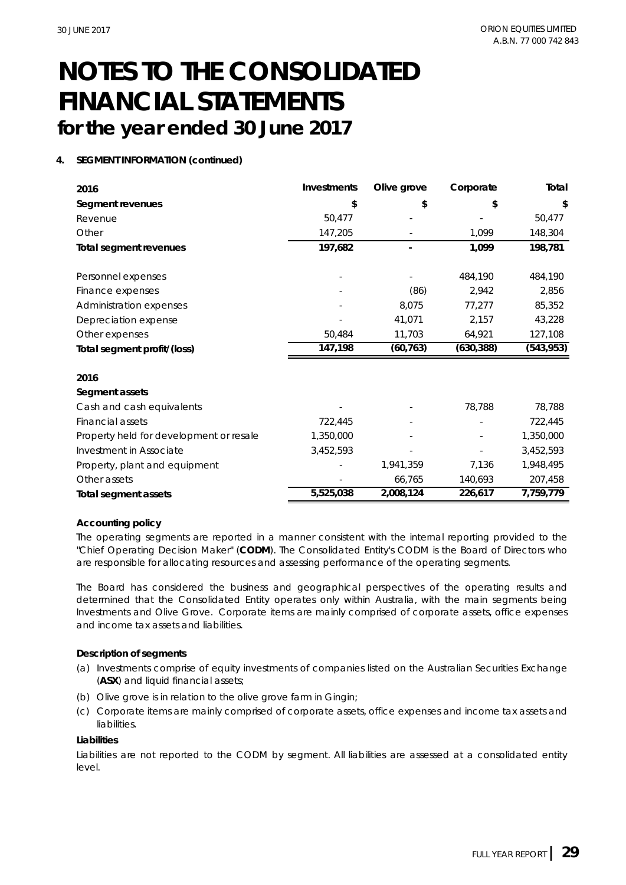# NOTES TO THE CONSOLIDATED FINANCIAL STATEMENTS
## for the year ended 30 June 2017

**4. SEGMENT INFORMATION (continued)**

| 2016 | Investments | Olive grove | Corporate | Total |
|---|---|---|---|---|
| **Segment revenues** | **$** | **$** | **$** | **$** |
| Revenue | 50,477 | - | - | 50,477 |
| Other | 147,205 | - | 1,099 | 148,304 |
| **Total segment revenues** | **197,682** | **-** | **1,099** | **198,781** |
| | | | | |
| Personnel expenses | - | - | 484,190 | 484,190 |
| Finance expenses | - | (86) | 2,942 | 2,856 |
| Administration expenses | - | 8,075 | 77,277 | 85,352 |
| Depreciation expense | - | 41,071 | 2,157 | 43,228 |
| Other expenses | 50,484 | 11,703 | 64,921 | 127,108 |
| **Total segment profit/(loss)** | **147,198** | **(60,763)** | **(630,388)** | **(543,953)** |

| 2016 | Investments | Olive grove | Corporate | Total |
|---|---|---|---|---|
| **Segment assets** | | | | |
| Cash and cash equivalents | - | - | 78,788 | 78,788 |
| Financial assets | 722,445 | - | - | 722,445 |
| Property held for development or resale | 1,350,000 | - | - | 1,350,000 |
| Investment in Associate | 3,452,593 | - | - | 3,452,593 |
| Property, plant and equipment | - | 1,941,359 | 7,136 | 1,948,495 |
| Other assets | - | 66,765 | 140,693 | 207,458 |
| **Total segment assets** | **5,525,038** | **2,008,124** | **226,617** | **7,759,779** |

**Accounting policy**

The operating segments are reported in a manner consistent with the internal reporting provided to the "Chief Operating Decision Maker" (**CODM**). The Consolidated Entity's CODM is the Board of Directors who are responsible for allocating resources and assessing performance of the operating segments.

The Board has considered the business and geographical perspectives of the operating results and determined that the Consolidated Entity operates only within Australia, with the main segments being Investments and Olive Grove. Corporate items are mainly comprised of corporate assets, office expenses and income tax assets and liabilities.

**Description of segments**

(a) Investments comprise of equity investments of companies listed on the Australian Securities Exchange (**ASX**) and liquid financial assets;

(b) Olive grove is in relation to the olive grove farm in Gingin;

(c) Corporate items are mainly comprised of corporate assets, office expenses and income tax assets and liabilities.

**Liabilities**

Liabilities are not reported to the CODM by segment. All liabilities are assessed at a consolidated entity level.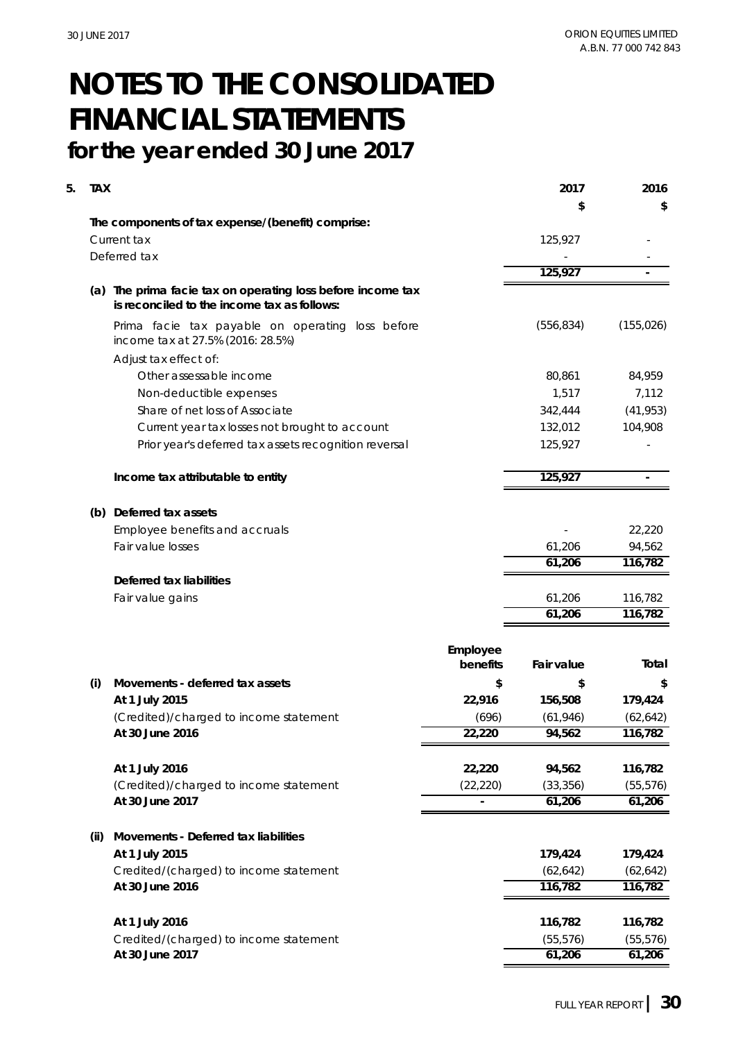# NOTES TO THE CONSOLIDATED FINANCIAL STATEMENTS
## for the year ended 30 June 2017

### 5. TAX

| | 2017 | 2016 |
|---|---|---|
| | $ | $ |
| **The components of tax expense/(benefit) comprise:** | | |
| Current tax | 125,927 | - |
| Deferred tax | - | - |
| | 125,927 | - |
| **(a) The prima facie tax on operating loss before income tax is reconciled to the income tax as follows:** | | |
| Prima facie tax payable on operating loss before income tax at 27.5% (2016: 28.5%) | (556,834) | (155,026) |
| Adjust tax effect of: | | |
| Other assessable income | 80,861 | 84,959 |
| Non-deductible expenses | 1,517 | 7,112 |
| Share of net loss of Associate | 342,444 | (41,953) |
| Current year tax losses not brought to account | 132,012 | 104,908 |
| Prior year's deferred tax assets recognition reversal | 125,927 | - |
| **Income tax attributable to entity** | 125,927 | - |
| **(b) Deferred tax assets** | | |
| Employee benefits and accruals | - | 22,220 |
| Fair value losses | 61,206 | 94,562 |
| | 61,206 | 116,782 |
| **Deferred tax liabilities** | | |
| Fair value gains | 61,206 | 116,782 |
| | 61,206 | 116,782 |

| | Employee benefits | Fair value | Total |
|---|---|---|---|
| **(i) Movements - deferred tax assets** | $ | $ | $ |
| **At 1 July 2015** | 22,916 | 156,508 | 179,424 |
| (Credited)/charged to income statement | (696) | (61,946) | (62,642) |
| **At 30 June 2016** | 22,220 | 94,562 | 116,782 |
| | | | |
| **At 1 July 2016** | 22,220 | 94,562 | 116,782 |
| (Credited)/charged to income statement | (22,220) | (33,356) | (55,576) |
| **At 30 June 2017** | - | 61,206 | 61,206 |
| | | | |
| **(ii) Movements - Deferred tax liabilities** | | | |
| **At 1 July 2015** | | 179,424 | 179,424 |
| Credited/(charged) to income statement | | (62,642) | (62,642) |
| **At 30 June 2016** | | 116,782 | 116,782 |
| | | | |
| **At 1 July 2016** | | 116,782 | 116,782 |
| Credited/(charged) to income statement | | (55,576) | (55,576) |
| **At 30 June 2017** | | 61,206 | 61,206 |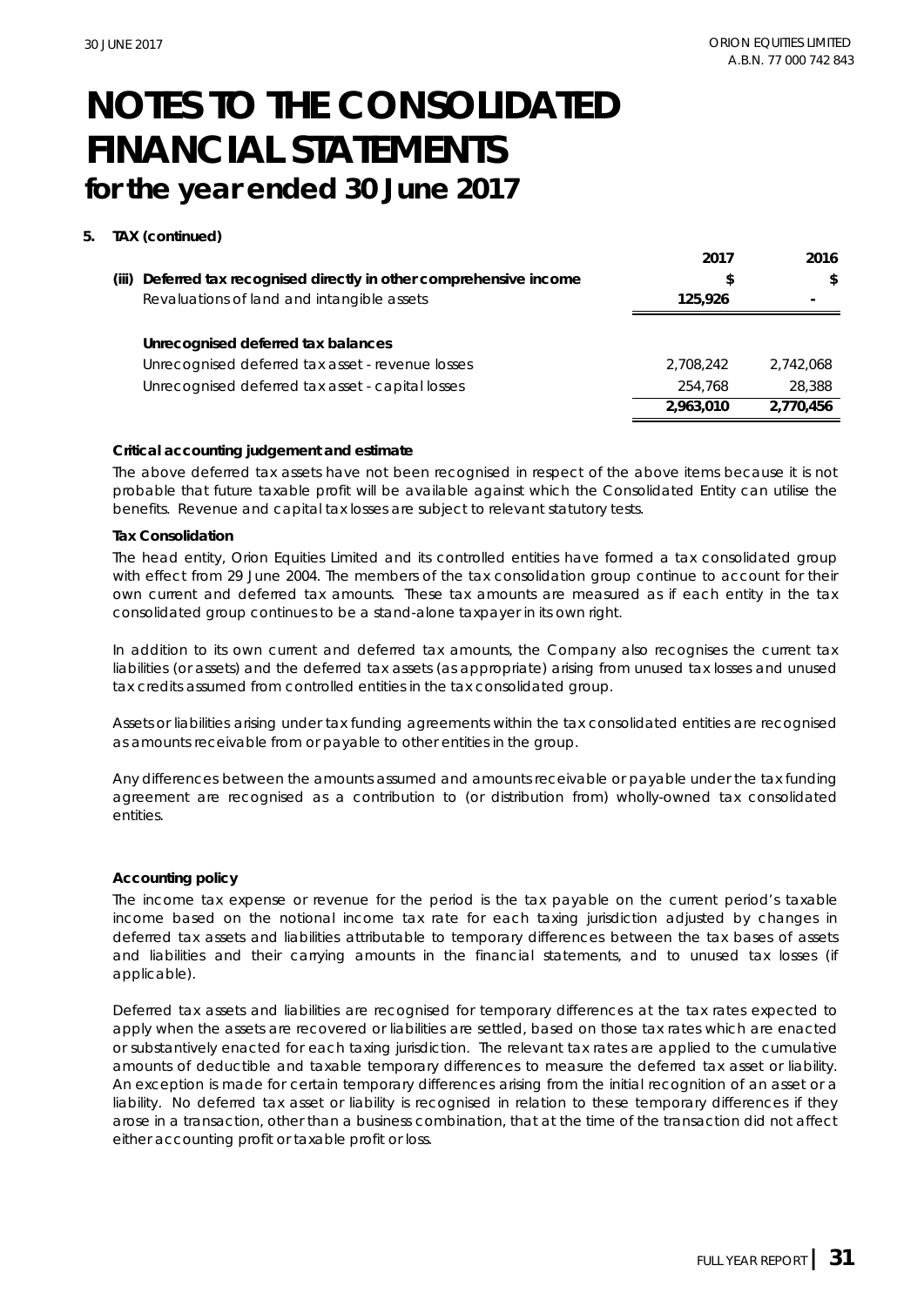# NOTES TO THE CONSOLIDATED FINANCIAL STATEMENTS
## for the year ended 30 June 2017

**5. TAX (continued)**

| | 2017 | 2016 |
|---|---|---|
| **(iii) Deferred tax recognised directly in other comprehensive income** | **$** | **$** |
| Revaluations of land and intangible assets | **125,926** | - |
| | | |
| **Unrecognised deferred tax balances** | | |
| Unrecognised deferred tax asset - revenue losses | 2,708,242 | 2,742,068 |
| Unrecognised deferred tax asset - capital losses | 254,768 | 28,388 |
| | **2,963,010** | **2,770,456** |

**Critical accounting judgement and estimate**

The above deferred tax assets have not been recognised in respect of the above items because it is not probable that future taxable profit will be available against which the Consolidated Entity can utilise the benefits. Revenue and capital tax losses are subject to relevant statutory tests.

**Tax Consolidation**

The head entity, Orion Equities Limited and its controlled entities have formed a tax consolidated group with effect from 29 June 2004. The members of the tax consolidation group continue to account for their own current and deferred tax amounts. These tax amounts are measured as if each entity in the tax consolidated group continues to be a stand-alone taxpayer in its own right.

In addition to its own current and deferred tax amounts, the Company also recognises the current tax liabilities (or assets) and the deferred tax assets (as appropriate) arising from unused tax losses and unused tax credits assumed from controlled entities in the tax consolidated group.

Assets or liabilities arising under tax funding agreements within the tax consolidated entities are recognised as amounts receivable from or payable to other entities in the group.

Any differences between the amounts assumed and amounts receivable or payable under the tax funding agreement are recognised as a contribution to (or distribution from) wholly-owned tax consolidated entities.

**Accounting policy**

The income tax expense or revenue for the period is the tax payable on the current period's taxable income based on the notional income tax rate for each taxing jurisdiction adjusted by changes in deferred tax assets and liabilities attributable to temporary differences between the tax bases of assets and liabilities and their carrying amounts in the financial statements, and to unused tax losses (if applicable).

Deferred tax assets and liabilities are recognised for temporary differences at the tax rates expected to apply when the assets are recovered or liabilities are settled, based on those tax rates which are enacted or substantively enacted for each taxing jurisdiction. The relevant tax rates are applied to the cumulative amounts of deductible and taxable temporary differences to measure the deferred tax asset or liability. An exception is made for certain temporary differences arising from the initial recognition of an asset or a liability. No deferred tax asset or liability is recognised in relation to these temporary differences if they arose in a transaction, other than a business combination, that at the time of the transaction did not affect either accounting profit or taxable profit or loss.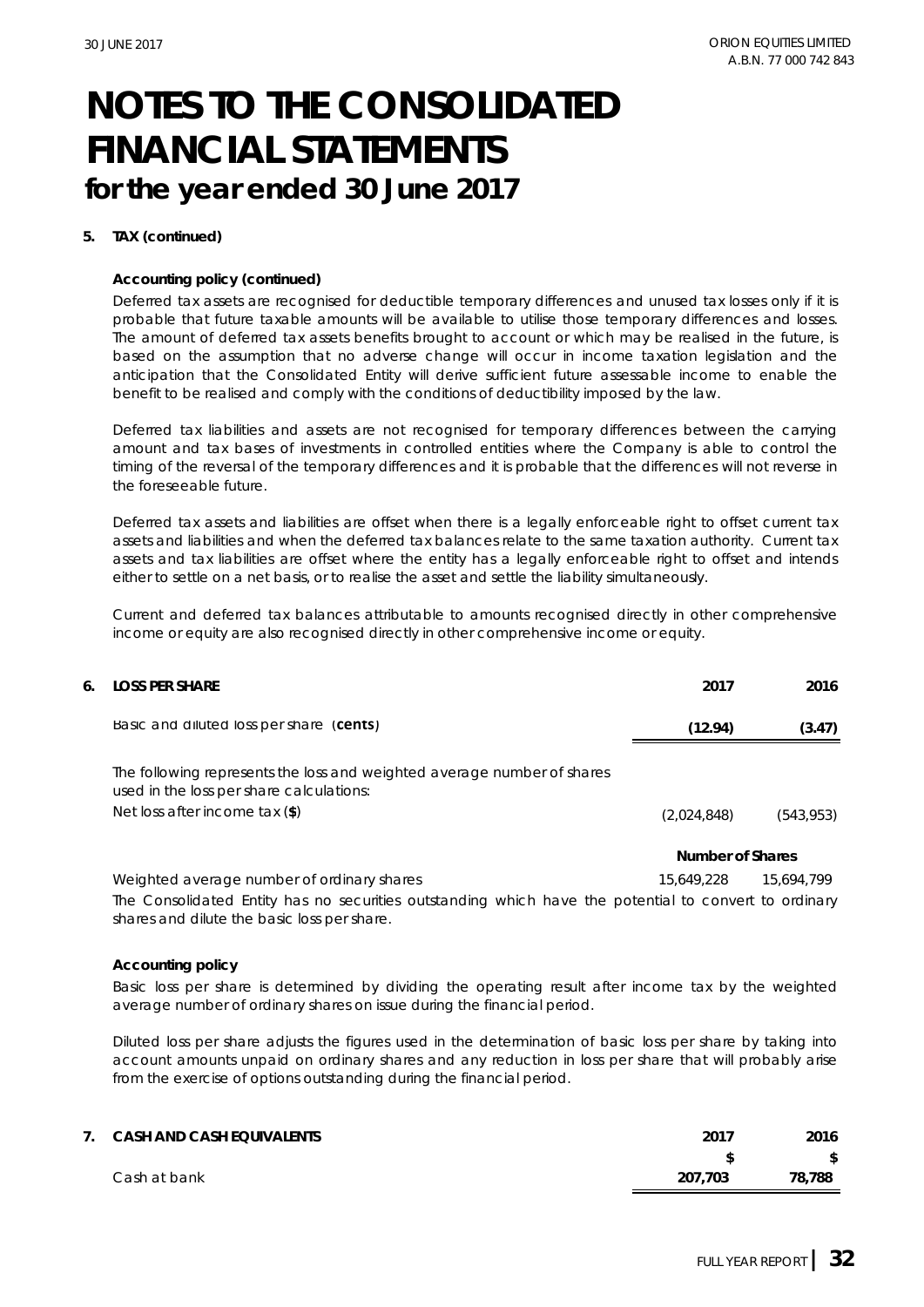# NOTES TO THE CONSOLIDATED FINANCIAL STATEMENTS
## for the year ended 30 June 2017

**5. TAX (continued)**

**Accounting policy (continued)**

Deferred tax assets are recognised for deductible temporary differences and unused tax losses only if it is probable that future taxable amounts will be available to utilise those temporary differences and losses. The amount of deferred tax assets benefits brought to account or which may be realised in the future, is based on the assumption that no adverse change will occur in income taxation legislation and the anticipation that the Consolidated Entity will derive sufficient future assessable income to enable the benefit to be realised and comply with the conditions of deductibility imposed by the law.

Deferred tax liabilities and assets are not recognised for temporary differences between the carrying amount and tax bases of investments in controlled entities where the Company is able to control the timing of the reversal of the temporary differences and it is probable that the differences will not reverse in the foreseeable future.

Deferred tax assets and liabilities are offset when there is a legally enforceable right to offset current tax assets and liabilities and when the deferred tax balances relate to the same taxation authority. Current tax assets and tax liabilities are offset where the entity has a legally enforceable right to offset and intends either to settle on a net basis, or to realise the asset and settle the liability simultaneously.

Current and deferred tax balances attributable to amounts recognised directly in other comprehensive income or equity are also recognised directly in other comprehensive income or equity.

**6. LOSS PER SHARE**

| | 2017 | 2016 |
|---|---|---|
| Basic and diluted loss per share (**cents**) | **(12.94)** | **(3.47)** |
| The following represents the loss and weighted average number of shares used in the loss per share calculations: | | |
| Net loss after income tax (**$**) | (2,024,848) | (543,953) |
| | **Number of Shares** | |
| Weighted average number of ordinary shares | 15,649,228 | 15,694,799 |

The Consolidated Entity has no securities outstanding which have the potential to convert to ordinary shares and dilute the basic loss per share.

**Accounting policy**

Basic loss per share is determined by dividing the operating result after income tax by the weighted average number of ordinary shares on issue during the financial period.

Diluted loss per share adjusts the figures used in the determination of basic loss per share by taking into account amounts unpaid on ordinary shares and any reduction in loss per share that will probably arise from the exercise of options outstanding during the financial period.

**7. CASH AND CASH EQUIVALENTS**

| | 2017 | 2016 |
|---|---|---|
| | **$** | **$** |
| Cash at bank | **207,703** | **78,788** |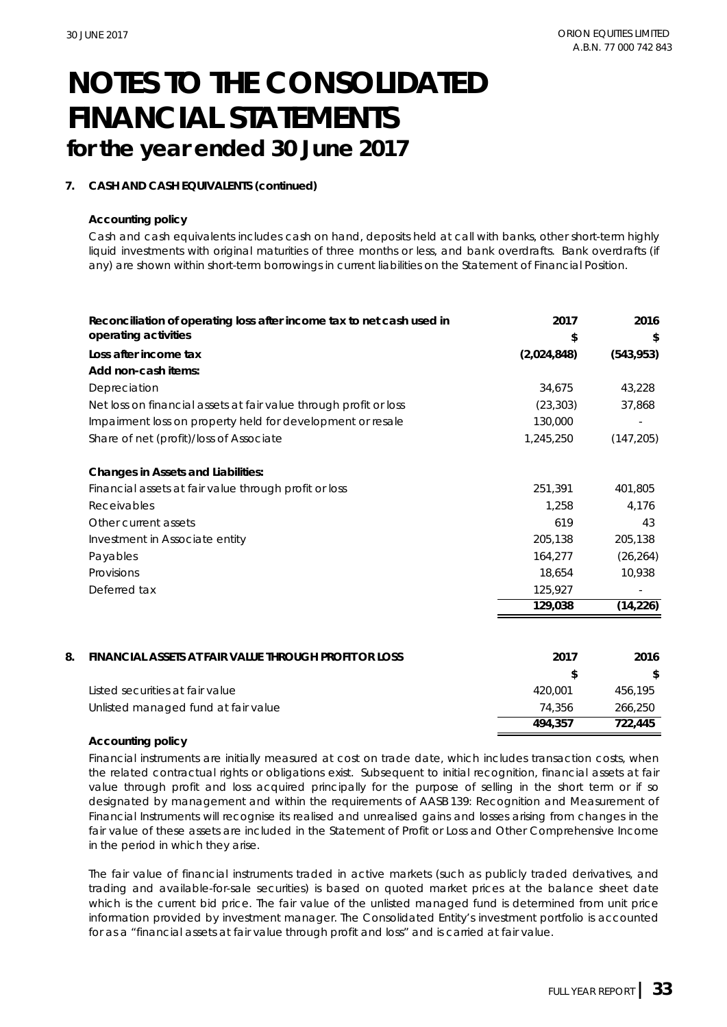# NOTES TO THE CONSOLIDATED FINANCIAL STATEMENTS
## for the year ended 30 June 2017

**7. CASH AND CASH EQUIVALENTS (continued)**

**Accounting policy**

Cash and cash equivalents includes cash on hand, deposits held at call with banks, other short-term highly liquid investments with original maturities of three months or less, and bank overdrafts. Bank overdrafts (if any) are shown within short-term borrowings in current liabilities on the Statement of Financial Position.

| Reconciliation of operating loss after income tax to net cash used in operating activities | 2017 $ | 2016 $ |
|---|---|---|
| **Loss after income tax** | **(2,024,848)** | **(543,953)** |
| **Add non-cash items:** | | |
| Depreciation | 34,675 | 43,228 |
| Net loss on financial assets at fair value through profit or loss | (23,303) | 37,868 |
| Impairment loss on property held for development or resale | 130,000 | - |
| Share of net (profit)/loss of Associate | 1,245,250 | (147,205) |
| **Changes in Assets and Liabilities:** | | |
| Financial assets at fair value through profit or loss | 251,391 | 401,805 |
| Receivables | 1,258 | 4,176 |
| Other current assets | 619 | 43 |
| Investment in Associate entity | 205,138 | 205,138 |
| Payables | 164,277 | (26,264) |
| Provisions | 18,654 | 10,938 |
| Deferred tax | 125,927 | - |
| | **129,038** | **(14,226)** |

**8. FINANCIAL ASSETS AT FAIR VALUE THROUGH PROFIT OR LOSS**

| | 2017 $ | 2016 $ |
|---|---|---|
| Listed securities at fair value | 420,001 | 456,195 |
| Unlisted managed fund at fair value | 74,356 | 266,250 |
| | **494,357** | **722,445** |

**Accounting policy**

Financial instruments are initially measured at cost on trade date, which includes transaction costs, when the related contractual rights or obligations exist. Subsequent to initial recognition, financial assets at fair value through profit and loss acquired principally for the purpose of selling in the short term or if so designated by management and within the requirements of AASB 139: Recognition and Measurement of Financial Instruments will recognise its realised and unrealised gains and losses arising from changes in the fair value of these assets are included in the Statement of Profit or Loss and Other Comprehensive Income in the period in which they arise.

The fair value of financial instruments traded in active markets (such as publicly traded derivatives, and trading and available-for-sale securities) is based on quoted market prices at the balance sheet date which is the current bid price. The fair value of the unlisted managed fund is determined from unit price information provided by investment manager. The Consolidated Entity's investment portfolio is accounted for as a "financial assets at fair value through profit and loss" and is carried at fair value.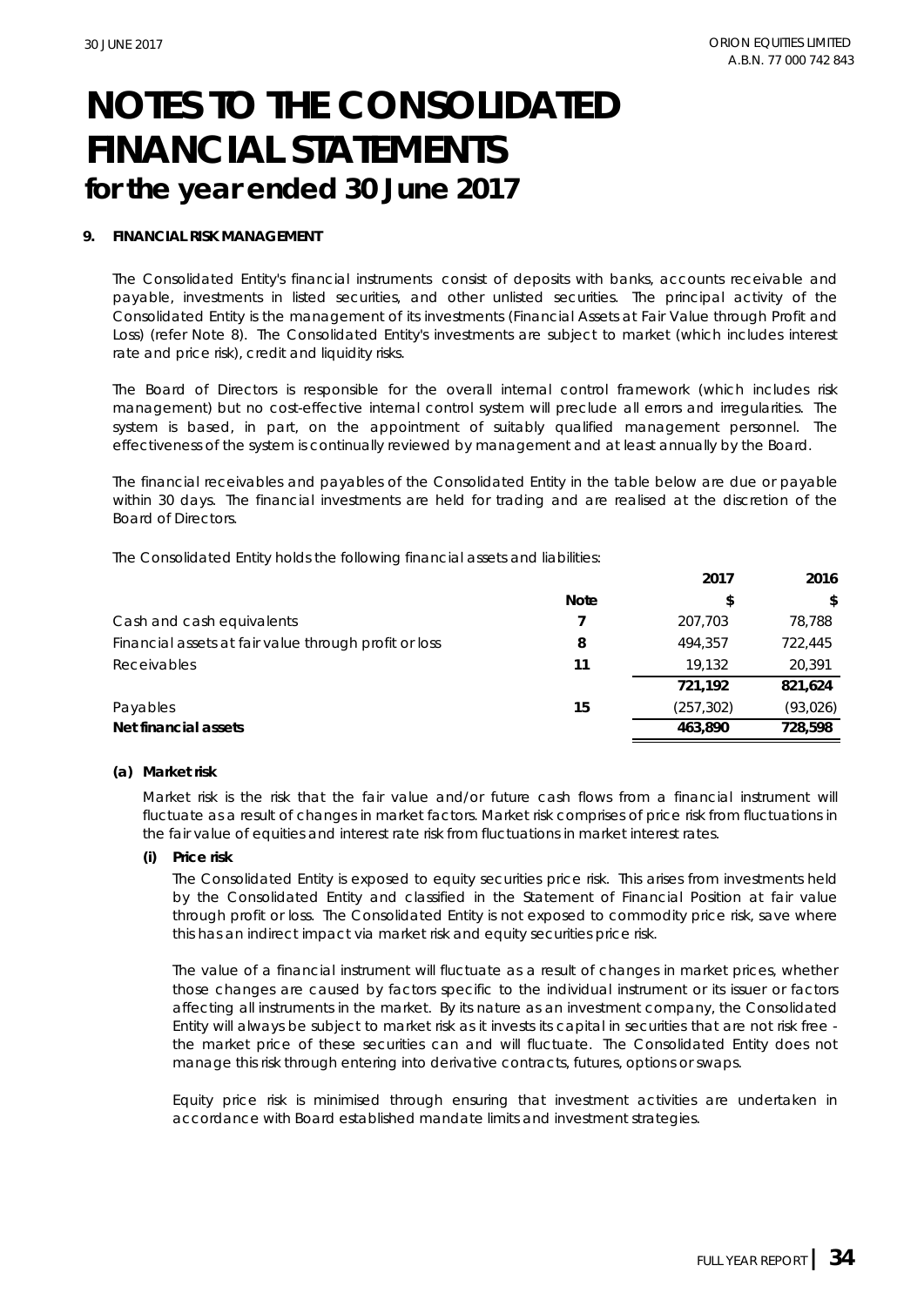# NOTES TO THE CONSOLIDATED FINANCIAL STATEMENTS
## for the year ended 30 June 2017

**9. FINANCIAL RISK MANAGEMENT**

The Consolidated Entity's financial instruments consist of deposits with banks, accounts receivable and payable, investments in listed securities, and other unlisted securities. The principal activity of the Consolidated Entity is the management of its investments (Financial Assets at Fair Value through Profit and Loss) (refer Note 8). The Consolidated Entity's investments are subject to market (which includes interest rate and price risk), credit and liquidity risks.

The Board of Directors is responsible for the overall internal control framework (which includes risk management) but no cost-effective internal control system will preclude all errors and irregularities. The system is based, in part, on the appointment of suitably qualified management personnel. The effectiveness of the system is continually reviewed by management and at least annually by the Board.

The financial receivables and payables of the Consolidated Entity in the table below are due or payable within 30 days. The financial investments are held for trading and are realised at the discretion of the Board of Directors.

The Consolidated Entity holds the following financial assets and liabilities:

| | Note | 2017 $ | 2016 $ |
|---|---|---|---|
| Cash and cash equivalents | 7 | 207,703 | 78,788 |
| Financial assets at fair value through profit or loss | 8 | 494,357 | 722,445 |
| Receivables | 11 | 19,132 | 20,391 |
| | | **721,192** | **821,624** |
| Payables | 15 | (257,302) | (93,026) |
| **Net financial assets** | | **463,890** | **728,598** |

**(a) Market risk**

Market risk is the risk that the fair value and/or future cash flows from a financial instrument will fluctuate as a result of changes in market factors. Market risk comprises of price risk from fluctuations in the fair value of equities and interest rate risk from fluctuations in market interest rates.

**(i) Price risk**

The Consolidated Entity is exposed to equity securities price risk. This arises from investments held by the Consolidated Entity and classified in the Statement of Financial Position at fair value through profit or loss. The Consolidated Entity is not exposed to commodity price risk, save where this has an indirect impact via market risk and equity securities price risk.

The value of a financial instrument will fluctuate as a result of changes in market prices, whether those changes are caused by factors specific to the individual instrument or its issuer or factors affecting all instruments in the market. By its nature as an investment company, the Consolidated Entity will always be subject to market risk as it invests its capital in securities that are not risk free - the market price of these securities can and will fluctuate. The Consolidated Entity does not manage this risk through entering into derivative contracts, futures, options or swaps.

Equity price risk is minimised through ensuring that investment activities are undertaken in accordance with Board established mandate limits and investment strategies.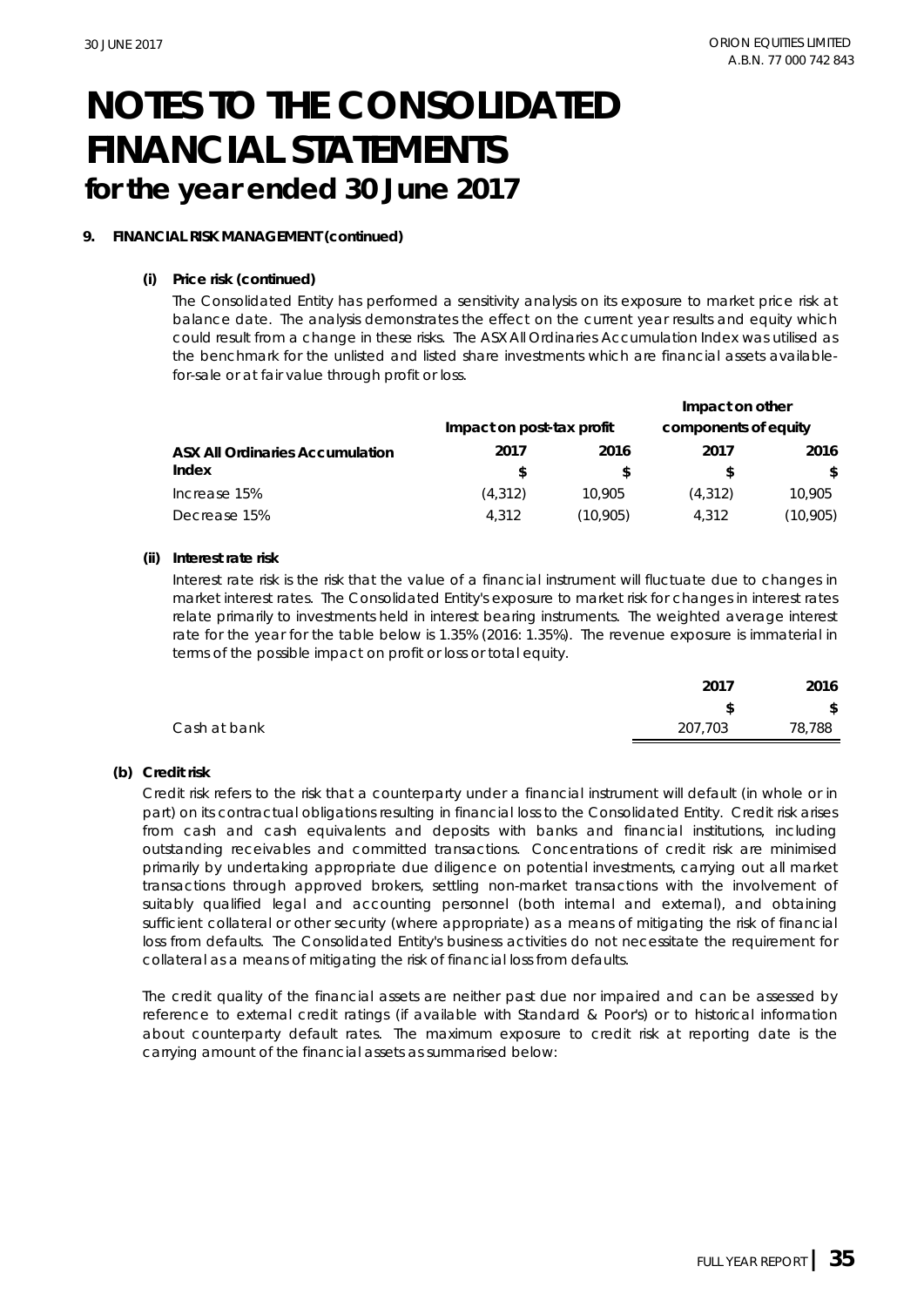# NOTES TO THE CONSOLIDATED FINANCIAL STATEMENTS

## for the year ended 30 June 2017

**9. FINANCIAL RISK MANAGEMENT (continued)**

**(i) Price risk (continued)**

The Consolidated Entity has performed a sensitivity analysis on its exposure to market price risk at balance date. The analysis demonstrates the effect on the current year results and equity which could result from a change in these risks. The ASX All Ordinaries Accumulation Index was utilised as the benchmark for the unlisted and listed share investments which are financial assets available-for-sale or at fair value through profit or loss.

| | Impact on post-tax profit | | Impact on other components of equity | |
|---|---|---|---|---|
| **ASX All Ordinaries Accumulation Index** | **2017** | **2016** | **2017** | **2016** |
| | **$** | **$** | **$** | **$** |
| Increase 15% | (4,312) | 10,905 | (4,312) | 10,905 |
| Decrease 15% | 4,312 | (10,905) | 4,312 | (10,905) |

**(ii) Interest rate risk**

Interest rate risk is the risk that the value of a financial instrument will fluctuate due to changes in market interest rates. The Consolidated Entity's exposure to market risk for changes in interest rates relate primarily to investments held in interest bearing instruments. The weighted average interest rate for the year for the table below is 1.35% (2016: 1.35%). The revenue exposure is immaterial in terms of the possible impact on profit or loss or total equity.

| | 2017 | 2016 |
|---|---|---|
| | $ | $ |
| Cash at bank | 207,703 | 78,788 |

**(b) Credit risk**

Credit risk refers to the risk that a counterparty under a financial instrument will default (in whole or in part) on its contractual obligations resulting in financial loss to the Consolidated Entity. Credit risk arises from cash and cash equivalents and deposits with banks and financial institutions, including outstanding receivables and committed transactions. Concentrations of credit risk are minimised primarily by undertaking appropriate due diligence on potential investments, carrying out all market transactions through approved brokers, settling non-market transactions with the involvement of suitably qualified legal and accounting personnel (both internal and external), and obtaining sufficient collateral or other security (where appropriate) as a means of mitigating the risk of financial loss from defaults. The Consolidated Entity's business activities do not necessitate the requirement for collateral as a means of mitigating the risk of financial loss from defaults.

The credit quality of the financial assets are neither past due nor impaired and can be assessed by reference to external credit ratings (if available with Standard & Poor's) or to historical information about counterparty default rates. The maximum exposure to credit risk at reporting date is the carrying amount of the financial assets as summarised below: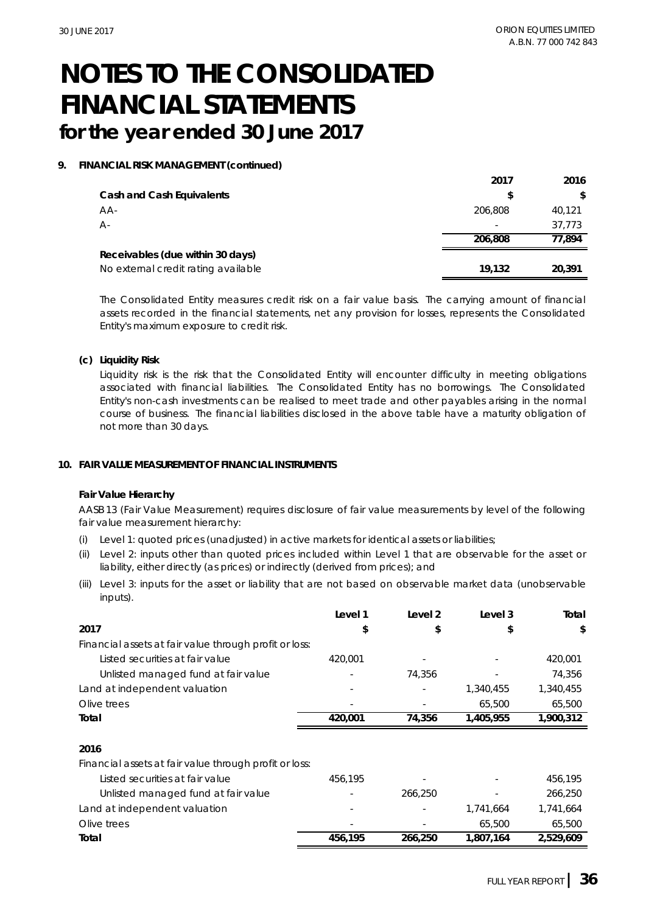# NOTES TO THE CONSOLIDATED FINANCIAL STATEMENTS
## for the year ended 30 June 2017

**9. FINANCIAL RISK MANAGEMENT (continued)**

| | 2017 | 2016 |
|---|---|---|
| **Cash and Cash Equivalents** | **$** | **$** |
| AA- | 206,808 | 40,121 |
| A- | - | 37,773 |
| | **206,808** | **77,894** |
| **Receivables (due within 30 days)** | | |
| No external credit rating available | **19,132** | **20,391** |

The Consolidated Entity measures credit risk on a fair value basis. The carrying amount of financial assets recorded in the financial statements, net any provision for losses, represents the Consolidated Entity's maximum exposure to credit risk.

**(c) Liquidity Risk**

Liquidity risk is the risk that the Consolidated Entity will encounter difficulty in meeting obligations associated with financial liabilities. The Consolidated Entity has no borrowings. The Consolidated Entity's non-cash investments can be realised to meet trade and other payables arising in the normal course of business. The financial liabilities disclosed in the above table have a maturity obligation of not more than 30 days.

**10. FAIR VALUE MEASUREMENT OF FINANCIAL INSTRUMENTS**

**Fair Value Hierarchy**

AASB 13 (Fair Value Measurement) requires disclosure of fair value measurements by level of the following fair value measurement hierarchy:

(i) Level 1: quoted prices (unadjusted) in active markets for identical assets or liabilities;

(ii) Level 2: inputs other than quoted prices included within Level 1 that are observable for the asset or liability, either directly (as prices) or indirectly (derived from prices); and

(iii) Level 3: inputs for the asset or liability that are not based on observable market data (unobservable inputs).

| | Level 1 | Level 2 | Level 3 | Total |
|---|---|---|---|---|
| **2017** | **$** | **$** | **$** | **$** |
| Financial assets at fair value through profit or loss: | | | | |
| Listed securities at fair value | 420,001 | - | - | 420,001 |
| Unlisted managed fund at fair value | - | 74,356 | - | 74,356 |
| Land at independent valuation | - | - | 1,340,455 | 1,340,455 |
| Olive trees | - | - | 65,500 | 65,500 |
| **Total** | **420,001** | **74,356** | **1,405,955** | **1,900,312** |
| | | | | |
| **2016** | | | | |
| Financial assets at fair value through profit or loss: | | | | |
| Listed securities at fair value | 456,195 | - | - | 456,195 |
| Unlisted managed fund at fair value | - | 266,250 | - | 266,250 |
| Land at independent valuation | - | - | 1,741,664 | 1,741,664 |
| Olive trees | - | - | 65,500 | 65,500 |
| **Total** | **456,195** | **266,250** | **1,807,164** | **2,529,609** |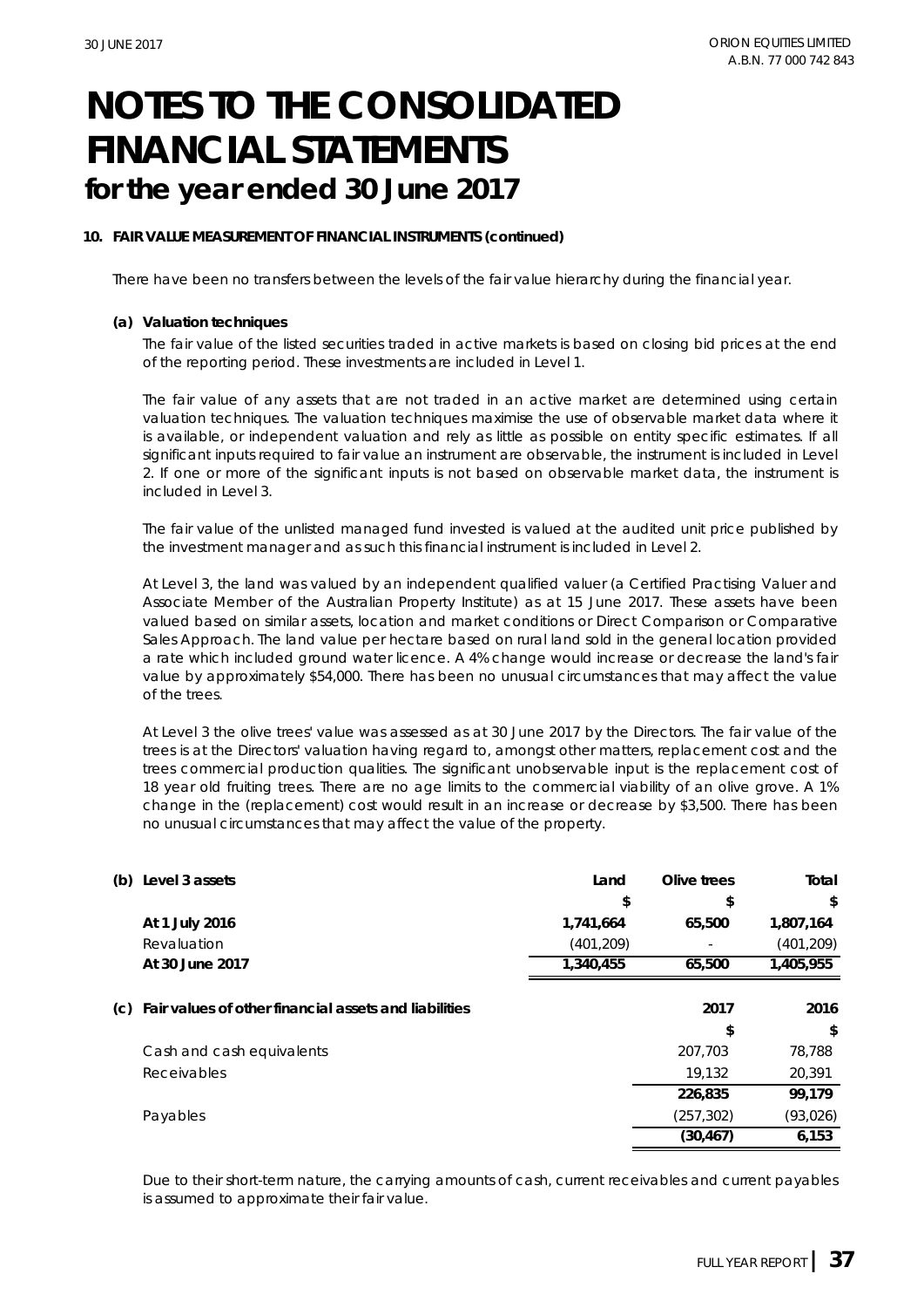# NOTES TO THE CONSOLIDATED FINANCIAL STATEMENTS
## for the year ended 30 June 2017

**10. FAIR VALUE MEASUREMENT OF FINANCIAL INSTRUMENTS (continued)**

There have been no transfers between the levels of the fair value hierarchy during the financial year.

**(a) Valuation techniques**

The fair value of the listed securities traded in active markets is based on closing bid prices at the end of the reporting period. These investments are included in Level 1.

The fair value of any assets that are not traded in an active market are determined using certain valuation techniques. The valuation techniques maximise the use of observable market data where it is available, or independent valuation and rely as little as possible on entity specific estimates. If all significant inputs required to fair value an instrument are observable, the instrument is included in Level 2. If one or more of the significant inputs is not based on observable market data, the instrument is included in Level 3.

The fair value of the unlisted managed fund invested is valued at the audited unit price published by the investment manager and as such this financial instrument is included in Level 2.

At Level 3, the land was valued by an independent qualified valuer (a Certified Practising Valuer and Associate Member of the Australian Property Institute) as at 15 June 2017. These assets have been valued based on similar assets, location and market conditions or Direct Comparison or Comparative Sales Approach. The land value per hectare based on rural land sold in the general location provided a rate which included ground water licence. A 4% change would increase or decrease the land's fair value by approximately $54,000. There has been no unusual circumstances that may affect the value of the trees.

At Level 3 the olive trees' value was assessed as at 30 June 2017 by the Directors. The fair value of the trees is at the Directors' valuation having regard to, amongst other matters, replacement cost and the trees commercial production qualities. The significant unobservable input is the replacement cost of 18 year old fruiting trees. There are no age limits to the commercial viability of an olive grove. A 1% change in the (replacement) cost would result in an increase or decrease by $3,500. There has been no unusual circumstances that may affect the value of the property.

**(b) Level 3 assets**

| | Land | Olive trees | Total |
|---|---|---|---|
| | $ | $ | $ |
| **At 1 July 2016** | 1,741,664 | 65,500 | 1,807,164 |
| Revaluation | (401,209) | - | (401,209) |
| **At 30 June 2017** | 1,340,455 | 65,500 | 1,405,955 |

**(c) Fair values of other financial assets and liabilities**

| | 2017 | 2016 |
|---|---|---|
| | $ | $ |
| Cash and cash equivalents | 207,703 | 78,788 |
| Receivables | 19,132 | 20,391 |
| | **226,835** | **99,179** |
| Payables | (257,302) | (93,026) |
| | **(30,467)** | **6,153** |

Due to their short-term nature, the carrying amounts of cash, current receivables and current payables is assumed to approximate their fair value.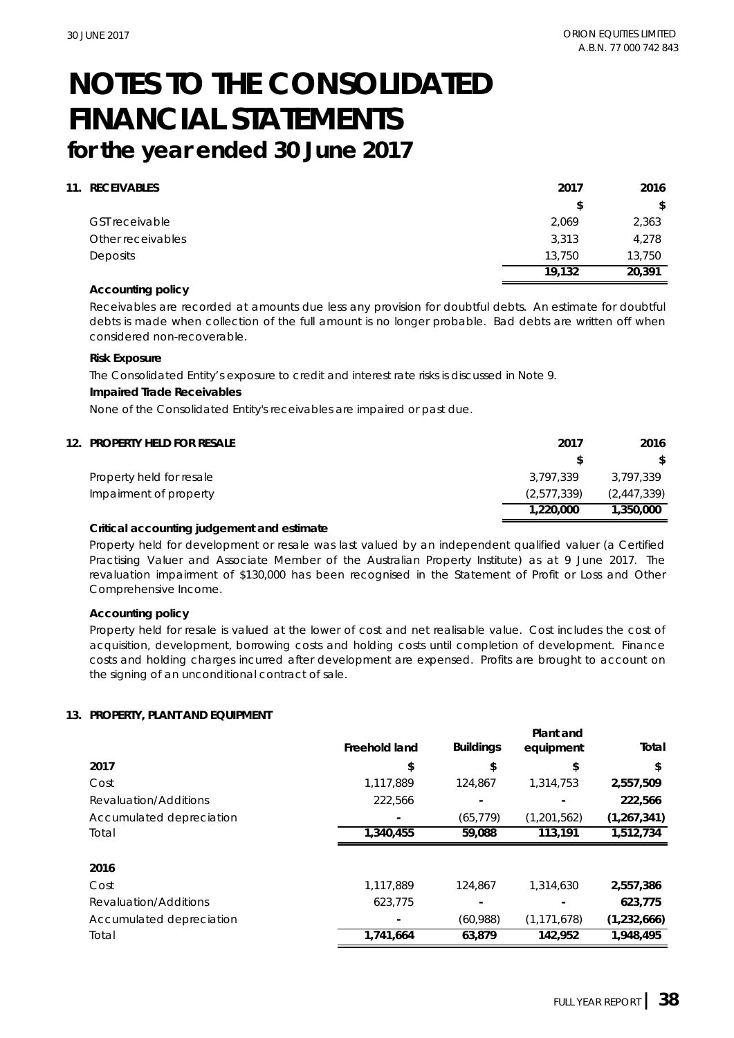# NOTES TO THE CONSOLIDATED FINANCIAL STATEMENTS
## for the year ended 30 June 2017

### 11. RECEIVABLES

| | 2017 | 2016 |
|---|---|---|
| | $ | $ |
| GST receivable | 2,069 | 2,363 |
| Other receivables | 3,313 | 4,278 |
| Deposits | 13,750 | 13,750 |
| | **19,132** | **20,391** |

**Accounting policy**

Receivables are recorded at amounts due less any provision for doubtful debts. An estimate for doubtful debts is made when collection of the full amount is no longer probable. Bad debts are written off when considered non-recoverable.

**Risk Exposure**

The Consolidated Entity's exposure to credit and interest rate risks is discussed in Note 9.

**Impaired Trade Receivables**

None of the Consolidated Entity's receivables are impaired or past due.

### 12. PROPERTY HELD FOR RESALE

| | 2017 | 2016 |
|---|---|---|
| | $ | $ |
| Property held for resale | 3,797,339 | 3,797,339 |
| Impairment of property | (2,577,339) | (2,447,339) |
| | **1,220,000** | **1,350,000** |

**Critical accounting judgement and estimate**

Property held for development or resale was last valued by an independent qualified valuer (a Certified Practising Valuer and Associate Member of the Australian Property Institute) as at 9 June 2017. The revaluation impairment of $130,000 has been recognised in the Statement of Profit or Loss and Other Comprehensive Income.

**Accounting policy**

Property held for resale is valued at the lower of cost and net realisable value. Cost includes the cost of acquisition, development, borrowing costs and holding costs until completion of development. Finance costs and holding charges incurred after development are expensed. Profits are brought to account on the signing of an unconditional contract of sale.

### 13. PROPERTY, PLANT AND EQUIPMENT

| | Freehold land | Buildings | Plant and equipment | Total |
|---|---|---|---|---|
| **2017** | $ | $ | $ | $ |
| Cost | 1,117,889 | 124,867 | 1,314,753 | **2,557,509** |
| Revaluation/Additions | 222,566 | - | - | **222,566** |
| Accumulated depreciation | - | (65,779) | (1,201,562) | **(1,267,341)** |
| Total | **1,340,455** | **59,088** | **113,191** | **1,512,734** |
| | | | | |
| **2016** | | | | |
| Cost | 1,117,889 | 124,867 | 1,314,630 | **2,557,386** |
| Revaluation/Additions | 623,775 | - | - | **623,775** |
| Accumulated depreciation | - | (60,988) | (1,171,678) | **(1,232,666)** |
| Total | **1,741,664** | **63,879** | **142,952** | **1,948,495** |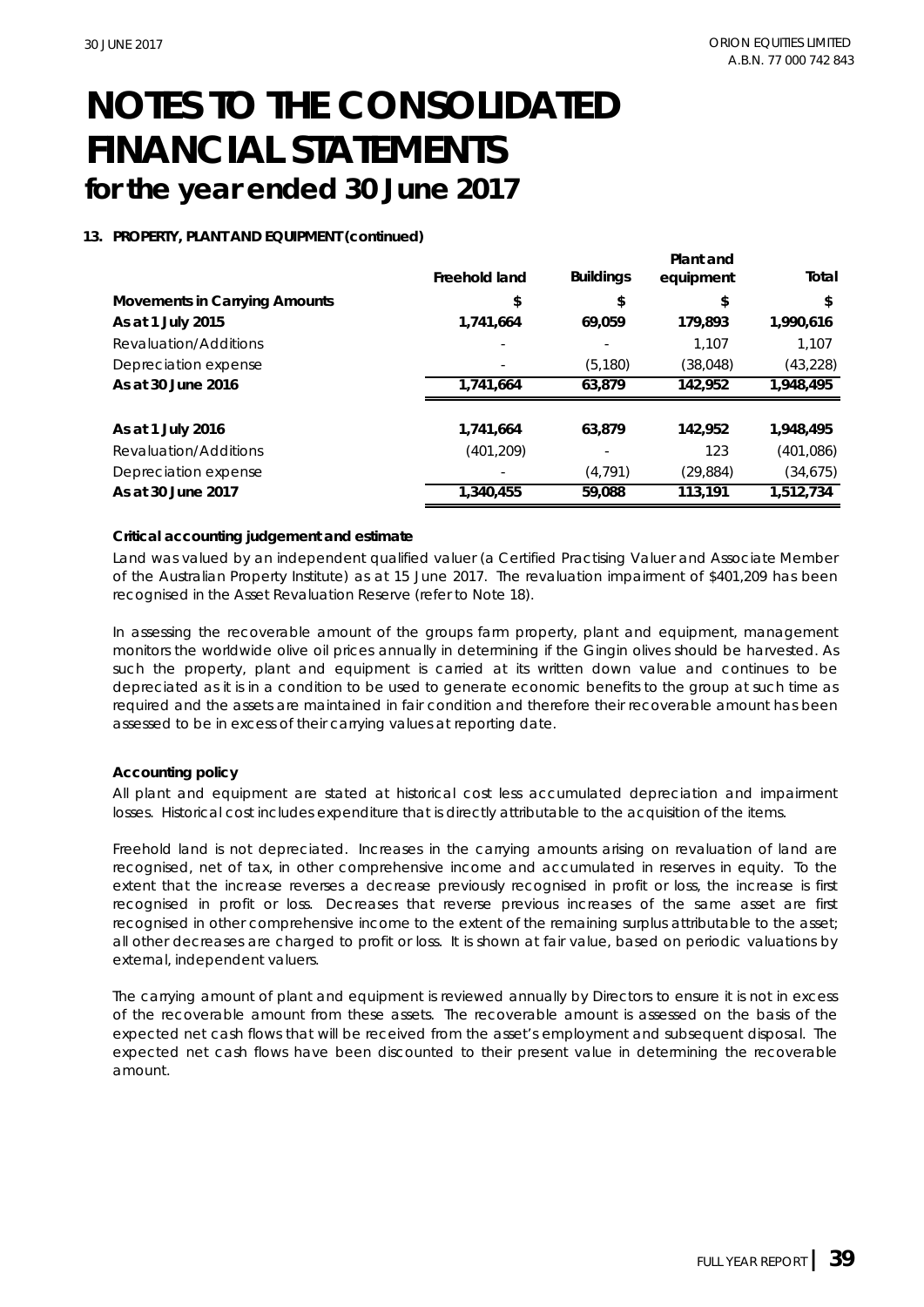# NOTES TO THE CONSOLIDATED FINANCIAL STATEMENTS

## for the year ended 30 June 2017

### 13. PROPERTY, PLANT AND EQUIPMENT (continued)

| | Freehold land | Buildings | Plant and equipment | Total |
|---|---|---|---|---|
| **Movements in Carrying Amounts** | **$** | **$** | **$** | **$** |
| **As at 1 July 2015** | **1,741,664** | **69,059** | **179,893** | **1,990,616** |
| Revaluation/Additions | - | - | 1,107 | 1,107 |
| Depreciation expense | - | (5,180) | (38,048) | (43,228) |
| **As at 30 June 2016** | **1,741,664** | **63,879** | **142,952** | **1,948,495** |
| | | | | |
| **As at 1 July 2016** | **1,741,664** | **63,879** | **142,952** | **1,948,495** |
| Revaluation/Additions | (401,209) | - | 123 | (401,086) |
| Depreciation expense | - | (4,791) | (29,884) | (34,675) |
| **As at 30 June 2017** | **1,340,455** | **59,088** | **113,191** | **1,512,734** |

**Critical accounting judgement and estimate**

Land was valued by an independent qualified valuer (a Certified Practising Valuer and Associate Member of the Australian Property Institute) as at 15 June 2017. The revaluation impairment of $401,209 has been recognised in the Asset Revaluation Reserve (refer to Note 18).

In assessing the recoverable amount of the groups farm property, plant and equipment, management monitors the worldwide olive oil prices annually in determining if the Gingin olives should be harvested. As such the property, plant and equipment is carried at its written down value and continues to be depreciated as it is in a condition to be used to generate economic benefits to the group at such time as required and the assets are maintained in fair condition and therefore their recoverable amount has been assessed to be in excess of their carrying values at reporting date.

**Accounting policy**

All plant and equipment are stated at historical cost less accumulated depreciation and impairment losses. Historical cost includes expenditure that is directly attributable to the acquisition of the items.

Freehold land is not depreciated. Increases in the carrying amounts arising on revaluation of land are recognised, net of tax, in other comprehensive income and accumulated in reserves in equity. To the extent that the increase reverses a decrease previously recognised in profit or loss, the increase is first recognised in profit or loss. Decreases that reverse previous increases of the same asset are first recognised in other comprehensive income to the extent of the remaining surplus attributable to the asset; all other decreases are charged to profit or loss. It is shown at fair value, based on periodic valuations by external, independent valuers.

The carrying amount of plant and equipment is reviewed annually by Directors to ensure it is not in excess of the recoverable amount from these assets. The recoverable amount is assessed on the basis of the expected net cash flows that will be received from the asset's employment and subsequent disposal. The expected net cash flows have been discounted to their present value in determining the recoverable amount.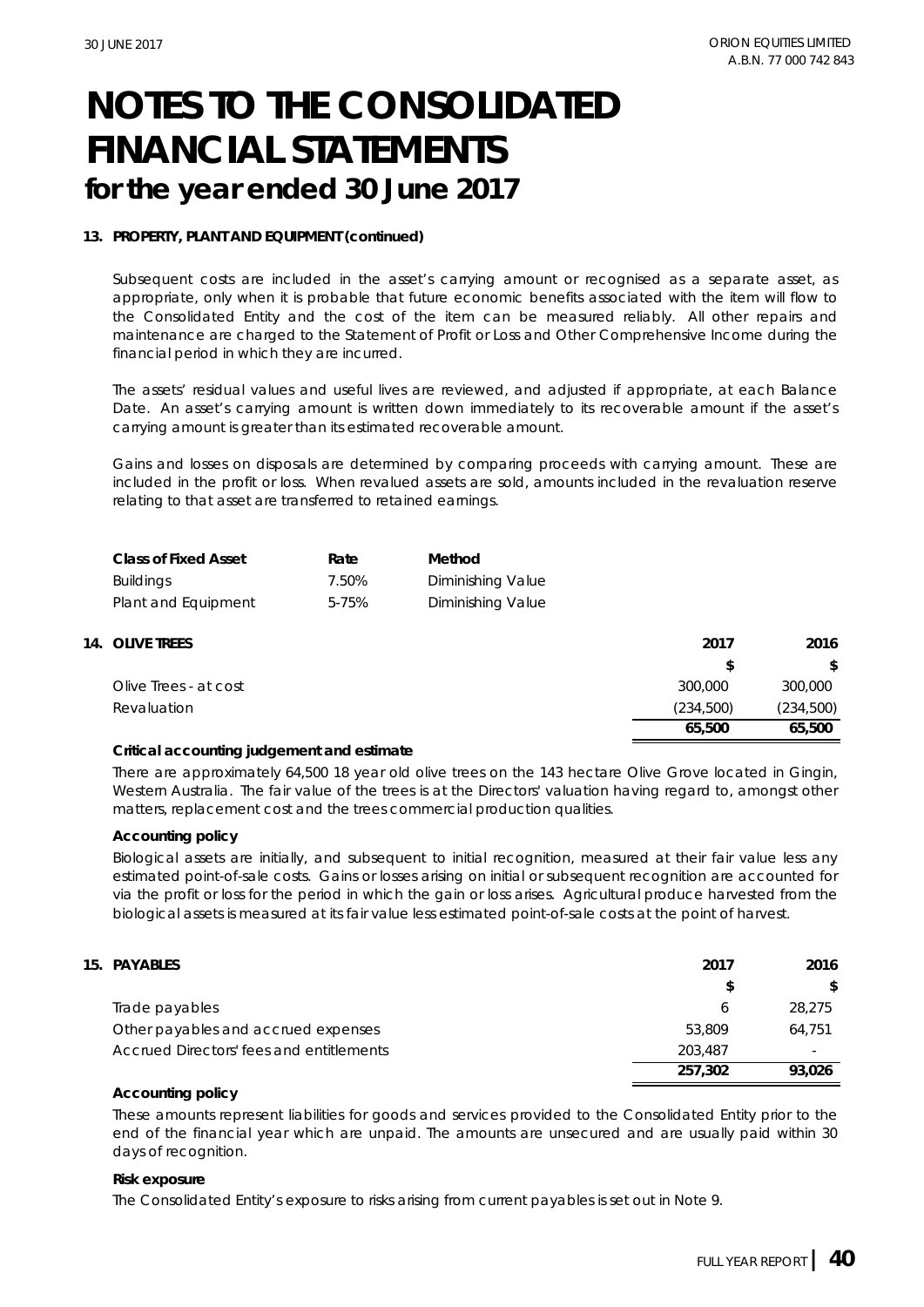# NOTES TO THE CONSOLIDATED FINANCIAL STATEMENTS
## for the year ended 30 June 2017

**13. PROPERTY, PLANT AND EQUIPMENT (continued)**

*Subsequent costs are included in the asset's carrying amount or recognised as a separate asset, as appropriate, only when it is probable that future economic benefits associated with the item will flow to the Consolidated Entity and the cost of the item can be measured reliably. All other repairs and maintenance are charged to the Statement of Profit or Loss and Other Comprehensive Income during the financial period in which they are incurred.*

*The assets' residual values and useful lives are reviewed, and adjusted if appropriate, at each Balance Date. An asset's carrying amount is written down immediately to its recoverable amount if the asset's carrying amount is greater than its estimated recoverable amount.*

*Gains and losses on disposals are determined by comparing proceeds with carrying amount. These are included in the profit or loss. When revalued assets are sold, amounts included in the revaluation reserve relating to that asset are transferred to retained earnings.*

| *Class of Fixed Asset* | *Rate* | *Method* |
|---|---|---|
| *Buildings* | *7.50%* | *Diminishing Value* |
| *Plant and Equipment* | *5-75%* | *Diminishing Value* |

**14. OLIVE TREES**

| | 2017 | 2016 |
|---|---|---|
| | $ | $ |
| Olive Trees - at cost | 300,000 | 300,000 |
| Revaluation | (234,500) | (234,500) |
| | **65,500** | **65,500** |

**Critical accounting judgement and estimate**

There are approximately 64,500 18 year old olive trees on the 143 hectare Olive Grove located in Gingin, Western Australia. The fair value of the trees is at the Directors' valuation having regard to, amongst other matters, replacement cost and the trees commercial production qualities.

**Accounting policy**

*Biological assets are initially, and subsequent to initial recognition, measured at their fair value less any estimated point-of-sale costs. Gains or losses arising on initial or subsequent recognition are accounted for via the profit or loss for the period in which the gain or loss arises. Agricultural produce harvested from the biological assets is measured at its fair value less estimated point-of-sale costs at the point of harvest.*

**15. PAYABLES**

| | 2017 | 2016 |
|---|---|---|
| | $ | $ |
| Trade payables | 6 | 28,275 |
| Other payables and accrued expenses | 53,809 | 64,751 |
| Accrued Directors' fees and entitlements | 203,487 | - |
| | **257,302** | **93,026** |

**Accounting policy**

*These amounts represent liabilities for goods and services provided to the Consolidated Entity prior to the end of the financial year which are unpaid. The amounts are unsecured and are usually paid within 30 days of recognition.*

**Risk exposure**

The Consolidated Entity's exposure to risks arising from current payables is set out in Note 9.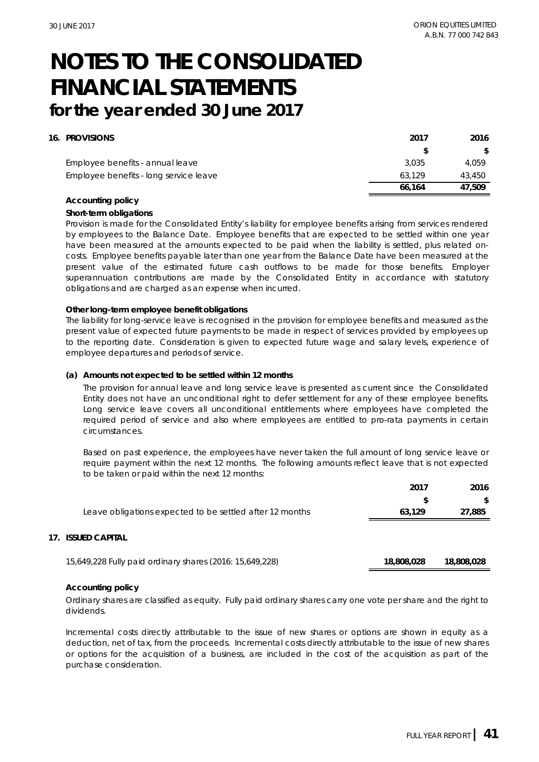# NOTES TO THE CONSOLIDATED FINANCIAL STATEMENTS
## for the year ended 30 June 2017

### 16. PROVISIONS

| | 2017 | 2016 |
|---|---|---|
| | $ | $ |
| Employee benefits - annual leave | 3,035 | 4,059 |
| Employee benefits - long service leave | 63,129 | 43,450 |
| | **66,164** | **47,509** |

**Accounting policy**

**Short-term obligations**

Provision is made for the Consolidated Entity's liability for employee benefits arising from services rendered by employees to the Balance Date. Employee benefits that are expected to be settled within one year have been measured at the amounts expected to be paid when the liability is settled, plus related on-costs. Employee benefits payable later than one year from the Balance Date have been measured at the present value of the estimated future cash outflows to be made for those benefits. Employer superannuation contributions are made by the Consolidated Entity in accordance with statutory obligations and are charged as an expense when incurred.

**Other long-term employee benefit obligations**

The liability for long-service leave is recognised in the provision for employee benefits and measured as the present value of expected future payments to be made in respect of services provided by employees up to the reporting date. Consideration is given to expected future wage and salary levels, experience of employee departures and periods of service.

**(a) Amounts not expected to be settled within 12 months**

The provision for annual leave and long service leave is presented as current since the Consolidated Entity does not have an unconditional right to defer settlement for any of these employee benefits. Long service leave covers all unconditional entitlements where employees have completed the required period of service and also where employees are entitled to pro-rata payments in certain circumstances.

Based on past experience, the employees have never taken the full amount of long service leave or require payment within the next 12 months. The following amounts reflect leave that is not expected to be taken or paid within the next 12 months:

| | 2017 | 2016 |
|---|---|---|
| | $ | $ |
| Leave obligations expected to be settled after 12 months | **63,129** | **27,885** |

### 17. ISSUED CAPITAL

| | | |
|---|---|---|
| 15,649,228 Fully paid ordinary shares (2016: 15,649,228) | **18,808,028** | **18,808,028** |

**Accounting policy**

Ordinary shares are classified as equity. Fully paid ordinary shares carry one vote per share and the right to dividends.

Incremental costs directly attributable to the issue of new shares or options are shown in equity as a deduction, net of tax, from the proceeds. Incremental costs directly attributable to the issue of new shares or options for the acquisition of a business, are included in the cost of the acquisition as part of the purchase consideration.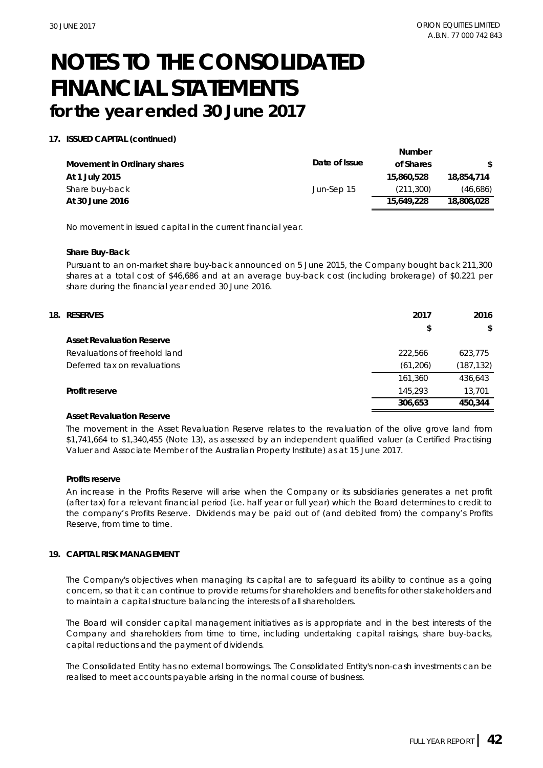# NOTES TO THE CONSOLIDATED FINANCIAL STATEMENTS
## for the year ended 30 June 2017

**17. ISSUED CAPITAL (continued)**

| Movement in Ordinary shares | Date of Issue | Number of Shares | $ |
|---|---|---|---|
| **At 1 July 2015** | | **15,860,528** | **18,854,714** |
| Share buy-back | Jun-Sep 15 | (211,300) | (46,686) |
| **At 30 June 2016** | | **15,649,228** | **18,808,028** |

No movement in issued capital in the current financial year.

**Share Buy-Back**

Pursuant to an on-market share buy-back announced on 5 June 2015, the Company bought back 211,300 shares at a total cost of $46,686 and at an average buy-back cost (including brokerage) of $0.221 per share during the financial year ended 30 June 2016.

**18. RESERVES**

| | 2017 | 2016 |
|---|---|---|
| | $ | $ |
| **Asset Revaluation Reserve** | | |
| Revaluations of freehold land | 222,566 | 623,775 |
| Deferred tax on revaluations | (61,206) | (187,132) |
| | 161,360 | 436,643 |
| **Profit reserve** | 145,293 | 13,701 |
| | **306,653** | **450,344** |

**Asset Revaluation Reserve**

The movement in the Asset Revaluation Reserve relates to the revaluation of the olive grove land from $1,741,664 to $1,340,455 (Note 13), as assessed by an independent qualified valuer (a Certified Practising Valuer and Associate Member of the Australian Property Institute) as at 15 June 2017.

**Profits reserve**

An increase in the Profits Reserve will arise when the Company or its subsidiaries generates a net profit (after tax) for a relevant financial period (i.e. half year or full year) which the Board determines to credit to the company's Profits Reserve. Dividends may be paid out of (and debited from) the company's Profits Reserve, from time to time.

**19. CAPITAL RISK MANAGEMENT**

The Company's objectives when managing its capital are to safeguard its ability to continue as a going concern, so that it can continue to provide returns for shareholders and benefits for other stakeholders and to maintain a capital structure balancing the interests of all shareholders.

The Board will consider capital management initiatives as is appropriate and in the best interests of the Company and shareholders from time to time, including undertaking capital raisings, share buy-backs, capital reductions and the payment of dividends.

The Consolidated Entity has no external borrowings. The Consolidated Entity's non-cash investments can be realised to meet accounts payable arising in the normal course of business.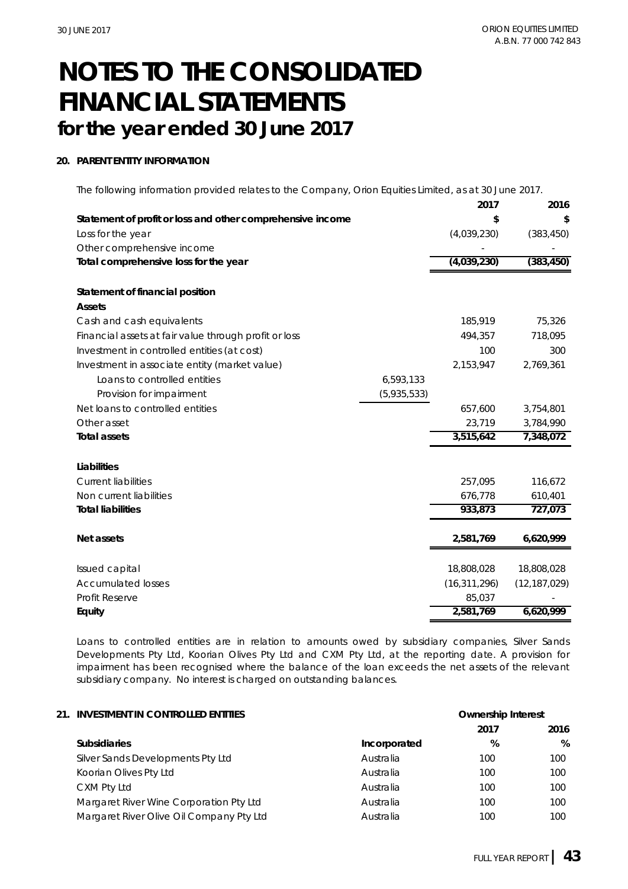# NOTES TO THE CONSOLIDATED FINANCIAL STATEMENTS

## for the year ended 30 June 2017

### 20. PARENT ENTITY INFORMATION

The following information provided relates to the Company, Orion Equities Limited, as at 30 June 2017.

| | | 2017 | 2016 |
|---|---|---|---|
| **Statement of profit or loss and other comprehensive income** | | **$** | **$** |
| Loss for the year | | (4,039,230) | (383,450) |
| Other comprehensive income | | - | - |
| **Total comprehensive loss for the year** | | **(4,039,230)** | **(383,450)** |
| | | | |
| **Statement of financial position** | | | |
| **Assets** | | | |
| Cash and cash equivalents | | 185,919 | 75,326 |
| Financial assets at fair value through profit or loss | | 494,357 | 718,095 |
| Investment in controlled entities (at cost) | | 100 | 300 |
| Investment in associate entity (market value) | | 2,153,947 | 2,769,361 |
| Loans to controlled entities | 6,593,133 | | |
| Provision for impairment | (5,935,533) | | |
| Net loans to controlled entities | | 657,600 | 3,754,801 |
| Other asset | | 23,719 | 3,784,990 |
| **Total assets** | | **3,515,642** | **7,348,072** |
| | | | |
| **Liabilities** | | | |
| Current liabilities | | 257,095 | 116,672 |
| Non current liabilities | | 676,778 | 610,401 |
| **Total liabilities** | | **933,873** | **727,073** |
| | | | |
| **Net assets** | | **2,581,769** | **6,620,999** |
| | | | |
| Issued capital | | 18,808,028 | 18,808,028 |
| Accumulated losses | | (16,311,296) | (12,187,029) |
| Profit Reserve | | 85,037 | - |
| **Equity** | | **2,581,769** | **6,620,999** |

Loans to controlled entities are in relation to amounts owed by subsidiary companies, Silver Sands Developments Pty Ltd, Koorian Olives Pty Ltd and CXM Pty Ltd, at the reporting date. A provision for impairment has been recognised where the balance of the loan exceeds the net assets of the relevant subsidiary company. No interest is charged on outstanding balances.

### 21. INVESTMENT IN CONTROLLED ENTITIES

| | | Ownership Interest | |
|---|---|---|---|
| | | **2017** | **2016** |
| **Subsidiaries** | **Incorporated** | **%** | **%** |
| Silver Sands Developments Pty Ltd | Australia | 100 | 100 |
| Koorian Olives Pty Ltd | Australia | 100 | 100 |
| CXM Pty Ltd | Australia | 100 | 100 |
| Margaret River Wine Corporation Pty Ltd | Australia | 100 | 100 |
| Margaret River Olive Oil Company Pty Ltd | Australia | 100 | 100 |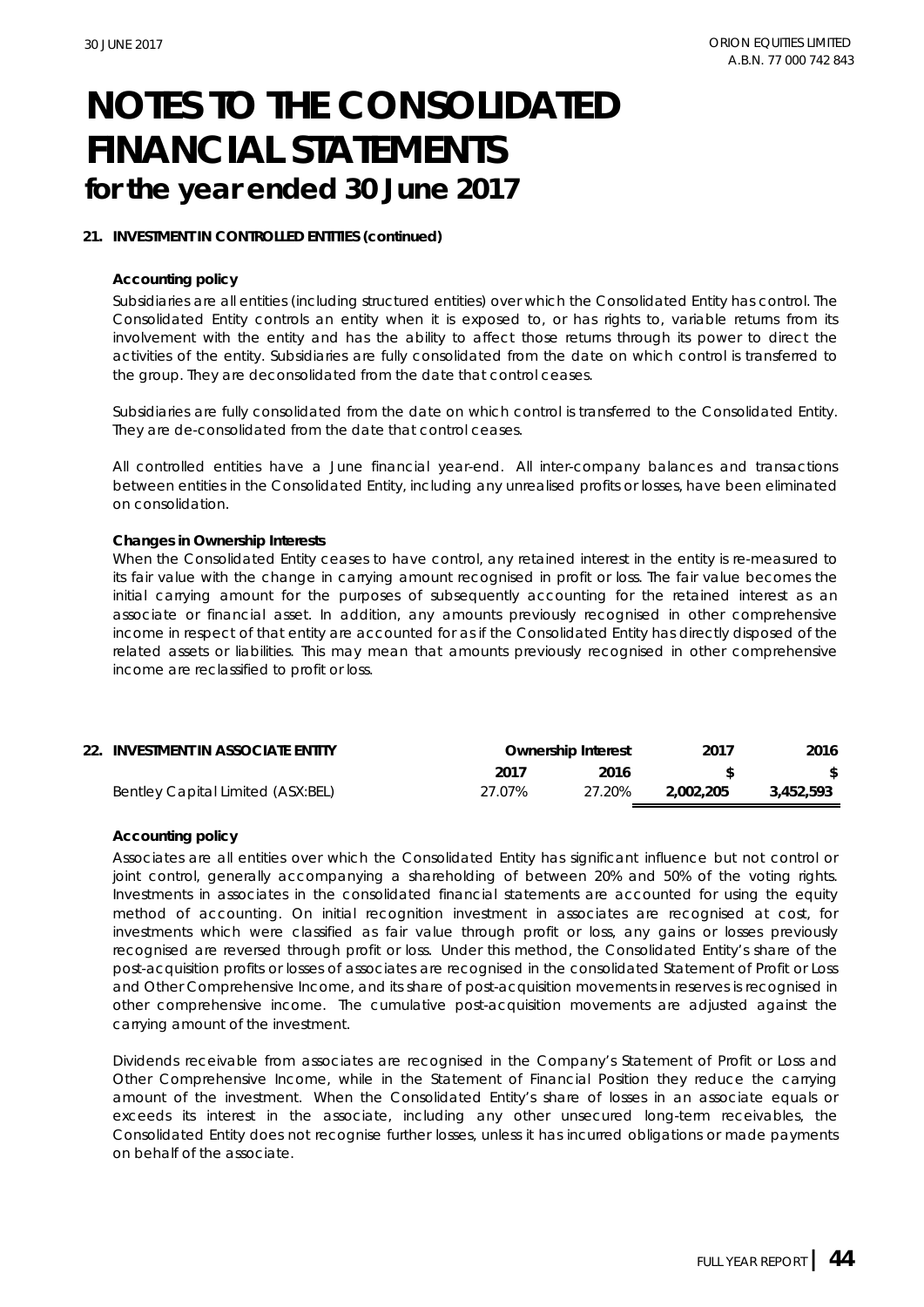# NOTES TO THE CONSOLIDATED FINANCIAL STATEMENTS
## for the year ended 30 June 2017

**21. INVESTMENT IN CONTROLLED ENTITIES (continued)**

**Accounting policy**

Subsidiaries are all entities (including structured entities) over which the Consolidated Entity has control. The Consolidated Entity controls an entity when it is exposed to, or has rights to, variable returns from its involvement with the entity and has the ability to affect those returns through its power to direct the activities of the entity. Subsidiaries are fully consolidated from the date on which control is transferred to the group. They are deconsolidated from the date that control ceases.

Subsidiaries are fully consolidated from the date on which control is transferred to the Consolidated Entity. They are de-consolidated from the date that control ceases.

All controlled entities have a June financial year-end. All inter-company balances and transactions between entities in the Consolidated Entity, including any unrealised profits or losses, have been eliminated on consolidation.

**Changes in Ownership Interests**

When the Consolidated Entity ceases to have control, any retained interest in the entity is re-measured to its fair value with the change in carrying amount recognised in profit or loss. The fair value becomes the initial carrying amount for the purposes of subsequently accounting for the retained interest as an associate or financial asset. In addition, any amounts previously recognised in other comprehensive income in respect of that entity are accounted for as if the Consolidated Entity has directly disposed of the related assets or liabilities. This may mean that amounts previously recognised in other comprehensive income are reclassified to profit or loss.

| **22. INVESTMENT IN ASSOCIATE ENTITY** | **Ownership Interest** | | **2017** | **2016** |
|---|---|---|---|---|
| | **2017** | **2016** | **$** | **$** |
| Bentley Capital Limited (ASX:BEL) | 27.07% | 27.20% | **2,002,205** | **3,452,593** |

**Accounting policy**

Associates are all entities over which the Consolidated Entity has significant influence but not control or joint control, generally accompanying a shareholding of between 20% and 50% of the voting rights. Investments in associates in the consolidated financial statements are accounted for using the equity method of accounting. On initial recognition investment in associates are recognised at cost, for investments which were classified as fair value through profit or loss, any gains or losses previously recognised are reversed through profit or loss. Under this method, the Consolidated Entity's share of the post-acquisition profits or losses of associates are recognised in the consolidated Statement of Profit or Loss and Other Comprehensive Income, and its share of post-acquisition movements in reserves is recognised in other comprehensive income. The cumulative post-acquisition movements are adjusted against the carrying amount of the investment.

Dividends receivable from associates are recognised in the Company's Statement of Profit or Loss and Other Comprehensive Income, while in the Statement of Financial Position they reduce the carrying amount of the investment. When the Consolidated Entity's share of losses in an associate equals or exceeds its interest in the associate, including any other unsecured long-term receivables, the Consolidated Entity does not recognise further losses, unless it has incurred obligations or made payments on behalf of the associate.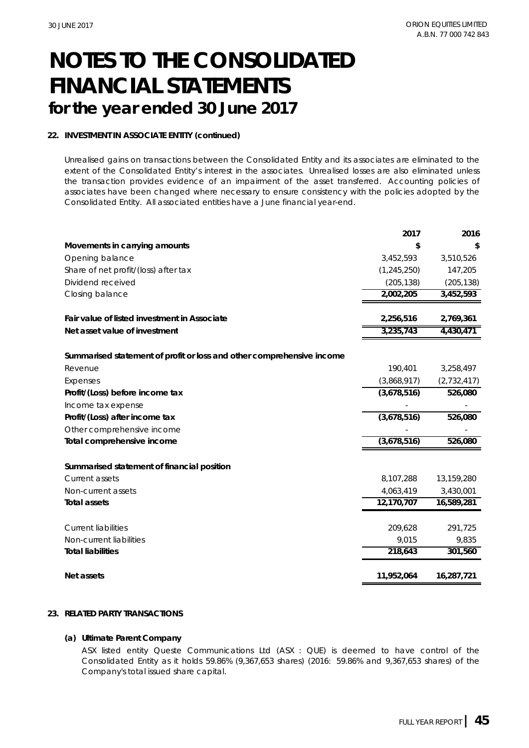# NOTES TO THE CONSOLIDATED FINANCIAL STATEMENTS
## for the year ended 30 June 2017

### 22. INVESTMENT IN ASSOCIATE ENTITY (continued)

*Unrealised gains on transactions between the Consolidated Entity and its associates are eliminated to the extent of the Consolidated Entity's interest in the associates. Unrealised losses are also eliminated unless the transaction provides evidence of an impairment of the asset transferred. Accounting policies of associates have been changed where necessary to ensure consistency with the policies adopted by the Consolidated Entity. All associated entities have a June financial year-end.*

| | 2017 | 2016 |
|---|---|---|
| **Movements in carrying amounts** | **$** | **$** |
| Opening balance | 3,452,593 | 3,510,526 |
| Share of net profit/(loss) after tax | (1,245,250) | 147,205 |
| Dividend received | (205,138) | (205,138) |
| Closing balance | **2,002,205** | **3,452,593** |
| | | |
| **Fair value of listed investment in Associate** | **2,256,516** | **2,769,361** |
| **Net asset value of investment** | **3,235,743** | **4,430,471** |
| | | |
| **Summarised statement of profit or loss and other comprehensive income** | | |
| Revenue | 190,401 | 3,258,497 |
| Expenses | (3,868,917) | (2,732,417) |
| **Profit/(Loss) before income tax** | **(3,678,516)** | **526,080** |
| Income tax expense | - | - |
| **Profit/(Loss) after income tax** | **(3,678,516)** | **526,080** |
| Other comprehensive income | - | - |
| **Total comprehensive income** | **(3,678,516)** | **526,080** |
| | | |
| **Summarised statement of financial position** | | |
| Current assets | 8,107,288 | 13,159,280 |
| Non-current assets | 4,063,419 | 3,430,001 |
| **Total assets** | **12,170,707** | **16,589,281** |
| | | |
| Current liabilities | 209,628 | 291,725 |
| Non-current liabilities | 9,015 | 9,835 |
| **Total liabilities** | **218,643** | **301,560** |
| | | |
| **Net assets** | **11,952,064** | **16,287,721** |

### 23. RELATED PARTY TRANSACTIONS

**(a) Ultimate Parent Company**

ASX listed entity Queste Communications Ltd (ASX : QUE) is deemed to have control of the Consolidated Entity as it holds 59.86% (9,367,653 shares) (2016: 59.86% and 9,367,653 shares) of the Company's total issued share capital.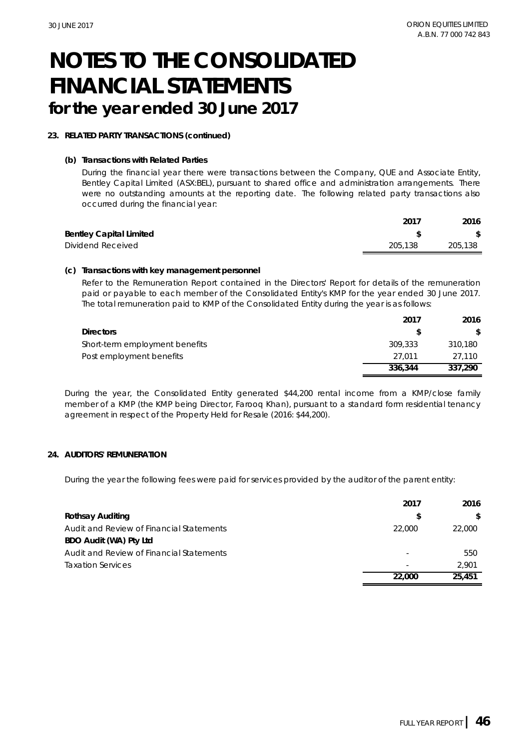# NOTES TO THE CONSOLIDATED FINANCIAL STATEMENTS
## for the year ended 30 June 2017

### 23. RELATED PARTY TRANSACTIONS (continued)

#### (b) Transactions with Related Parties

During the financial year there were transactions between the Company, QUE and Associate Entity, Bentley Capital Limited (ASX:BEL), pursuant to shared office and administration arrangements. There were no outstanding amounts at the reporting date. The following related party transactions also occurred during the financial year:

| | 2017 | 2016 |
|---|---|---|
| **Bentley Capital Limited** | **$** | **$** |
| Dividend Received | 205,138 | 205,138 |

#### (c) Transactions with key management personnel

Refer to the Remuneration Report contained in the Directors' Report for details of the remuneration paid or payable to each member of the Consolidated Entity's KMP for the year ended 30 June 2017. The total remuneration paid to KMP of the Consolidated Entity during the year is as follows:

| | 2017 | 2016 |
|---|---|---|
| **Directors** | **$** | **$** |
| Short-term employment benefits | 309,333 | 310,180 |
| Post employment benefits | 27,011 | 27,110 |
| | **336,344** | **337,290** |

During the year, the Consolidated Entity generated $44,200 rental income from a KMP/close family member of a KMP (the KMP being Director, Farooq Khan), pursuant to a standard form residential tenancy agreement in respect of the Property Held for Resale (2016: $44,200).

### 24. AUDITORS' REMUNERATION

During the year the following fees were paid for services provided by the auditor of the parent entity:

| | 2017 | 2016 |
|---|---|---|
| **Rothsay Auditing** | **$** | **$** |
| Audit and Review of Financial Statements | 22,000 | 22,000 |
| **BDO Audit (WA) Pty Ltd** | | |
| Audit and Review of Financial Statements | - | 550 |
| Taxation Services | - | 2,901 |
| | **22,000** | **25,451** |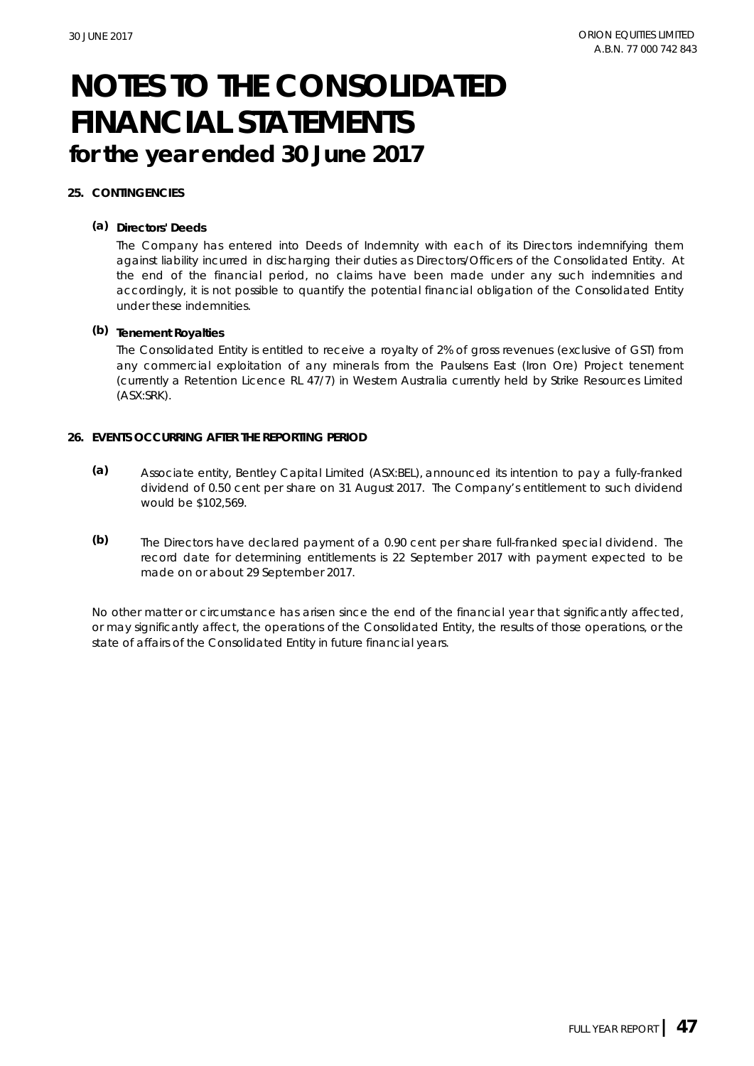# NOTES TO THE CONSOLIDATED FINANCIAL STATEMENTS
## for the year ended 30 June 2017

**25. CONTINGENCIES**

**(a) Directors' Deeds**

The Company has entered into Deeds of Indemnity with each of its Directors indemnifying them against liability incurred in discharging their duties as Directors/Officers of the Consolidated Entity. At the end of the financial period, no claims have been made under any such indemnities and accordingly, it is not possible to quantify the potential financial obligation of the Consolidated Entity under these indemnities.

**(b) Tenement Royalties**

The Consolidated Entity is entitled to receive a royalty of 2% of gross revenues (exclusive of GST) from any commercial exploitation of any minerals from the Paulsens East (Iron Ore) Project tenement (currently a Retention Licence RL 47/7) in Western Australia currently held by Strike Resources Limited (ASX:SRK).

**26. EVENTS OCCURRING AFTER THE REPORTING PERIOD**

**(a)** Associate entity, Bentley Capital Limited (ASX:BEL), announced its intention to pay a fully-franked dividend of 0.50 cent per share on 31 August 2017. The Company's entitlement to such dividend would be $102,569.

**(b)** The Directors have declared payment of a 0.90 cent per share full-franked special dividend. The record date for determining entitlements is 22 September 2017 with payment expected to be made on or about 29 September 2017.

No other matter or circumstance has arisen since the end of the financial year that significantly affected, or may significantly affect, the operations of the Consolidated Entity, the results of those operations, or the state of affairs of the Consolidated Entity in future financial years.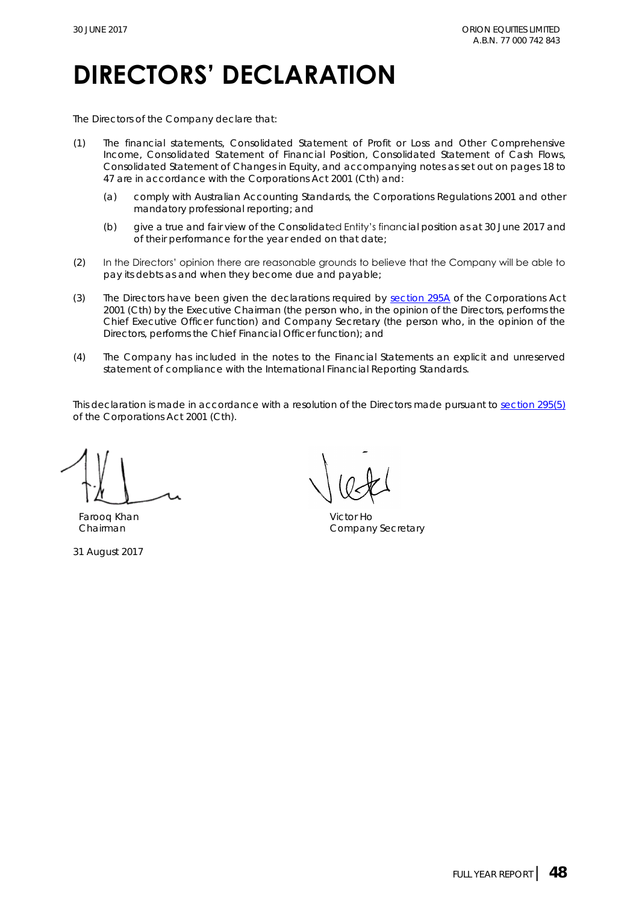# DIRECTORS' DECLARATION

The Directors of the Company declare that:

(1) The financial statements, Consolidated Statement of Profit or Loss and Other Comprehensive Income, Consolidated Statement of Financial Position, Consolidated Statement of Cash Flows, Consolidated Statement of Changes in Equity, and accompanying notes as set out on pages 18 to 47 are in accordance with the Corporations Act 2001 (Cth) and:

   (a) comply with Australian Accounting Standards, the Corporations Regulations 2001 and other mandatory professional reporting; and

   (b) give a true and fair view of the Consolidated Entity's financial position as at 30 June 2017 and of their performance for the year ended on that date;

(2) In the Directors' opinion there are reasonable grounds to believe that the Company will be able to pay its debts as and when they become due and payable;

(3) The Directors have been given the declarations required by section 295A of the Corporations Act 2001 (Cth) by the Executive Chairman (the person who, in the opinion of the Directors, performs the Chief Executive Officer function) and Company Secretary (the person who, in the opinion of the Directors, performs the Chief Financial Officer function); and

(4) The Company has included in the notes to the Financial Statements an explicit and unreserved statement of compliance with the International Financial Reporting Standards.

This declaration is made in accordance with a resolution of the Directors made pursuant to section 295(5) of the Corporations Act 2001 (Cth).

Farooq Khan
Chairman

Victor Ho
Company Secretary

31 August 2017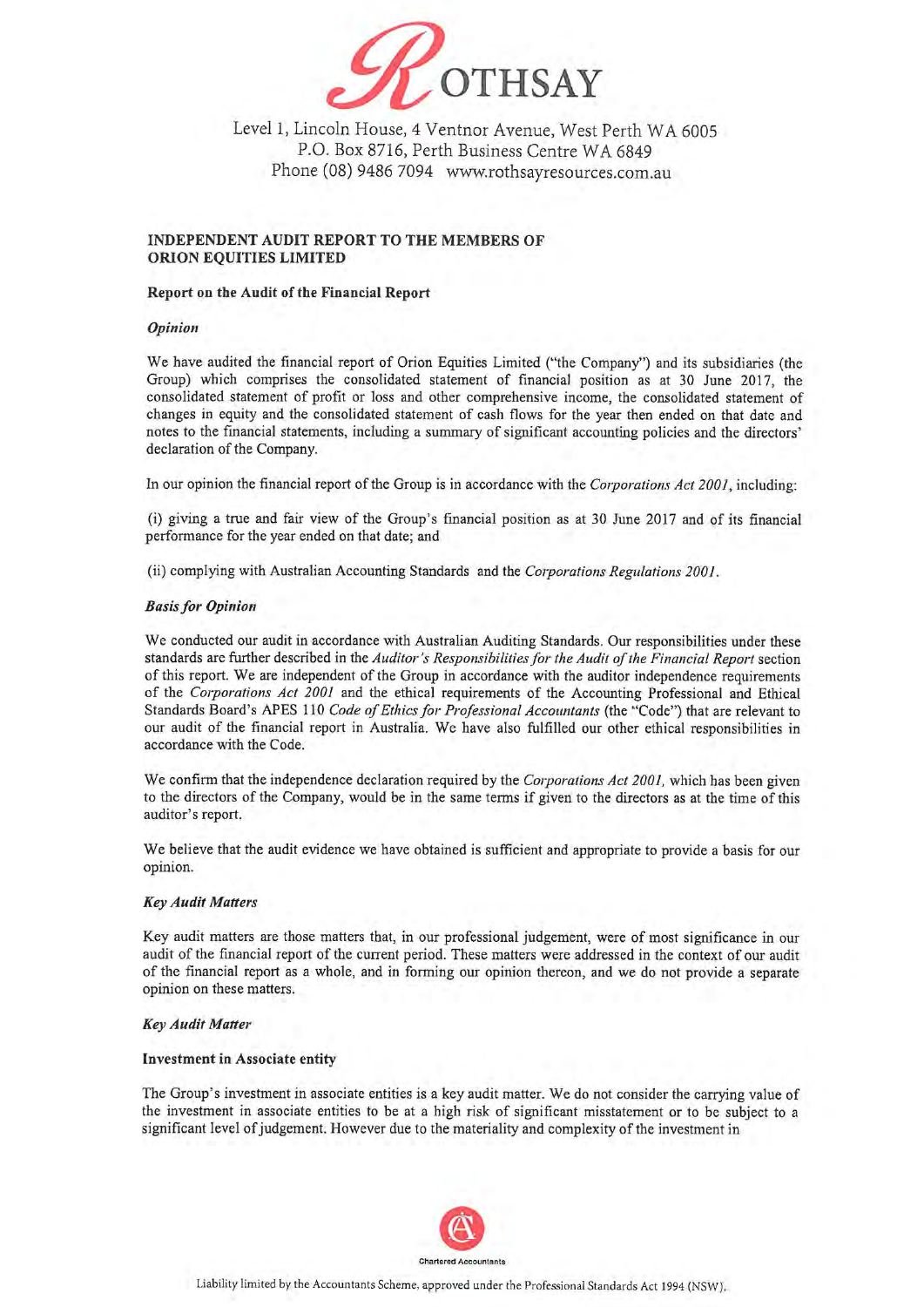# ROTHSAY

Level 1, Lincoln House, 4 Ventnor Avenue, West Perth WA 6005
P.O. Box 8716, Perth Business Centre WA 6849
Phone (08) 9486 7094 www.rothsayresources.com.au

## INDEPENDENT AUDIT REPORT TO THE MEMBERS OF ORION EQUITIES LIMITED

### Report on the Audit of the Financial Report

#### *Opinion*

We have audited the financial report of Orion Equities Limited ("the Company") and its subsidiaries (the Group) which comprises the consolidated statement of financial position as at 30 June 2017, the consolidated statement of profit or loss and other comprehensive income, the consolidated statement of changes in equity and the consolidated statement of cash flows for the year then ended on that date and notes to the financial statements, including a summary of significant accounting policies and the directors' declaration of the Company.

In our opinion the financial report of the Group is in accordance with the *Corporations Act 2001*, including:

(i) giving a true and fair view of the Group's financial position as at 30 June 2017 and of its financial performance for the year ended on that date; and

(ii) complying with Australian Accounting Standards and the *Corporations Regulations 2001*.

#### *Basis for Opinion*

We conducted our audit in accordance with Australian Auditing Standards. Our responsibilities under these standards are further described in the *Auditor's Responsibilities for the Audit of the Financial Report* section of this report. We are independent of the Group in accordance with the auditor independence requirements of the *Corporations Act 2001* and the ethical requirements of the Accounting Professional and Ethical Standards Board's APES 110 *Code of Ethics for Professional Accountants* (the "Code") that are relevant to our audit of the financial report in Australia. We have also fulfilled our other ethical responsibilities in accordance with the Code.

We confirm that the independence declaration required by the *Corporations Act 2001*, which has been given to the directors of the Company, would be in the same terms if given to the directors as at the time of this auditor's report.

We believe that the audit evidence we have obtained is sufficient and appropriate to provide a basis for our opinion.

#### *Key Audit Matters*

Key audit matters are those matters that, in our professional judgement, were of most significance in our audit of the financial report of the current period. These matters were addressed in the context of our audit of the financial report as a whole, and in forming our opinion thereon, and we do not provide a separate opinion on these matters.

#### *Key Audit Matter*

**Investment in Associate entity**

The Group's investment in associate entities is a key audit matter. We do not consider the carrying value of the investment in associate entities to be at a high risk of significant misstatement or to be subject to a significant level of judgement. However due to the materiality and complexity of the investment in

Chartered Accountants

Liability limited by the Accountants Scheme, approved under the Professional Standards Act 1994 (NSW).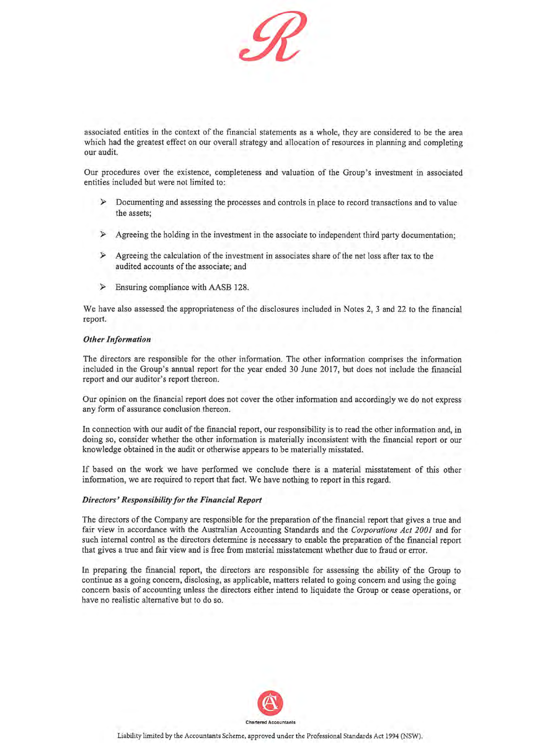associated entities in the context of the financial statements as a whole, they are considered to be the area which had the greatest effect on our overall strategy and allocation of resources in planning and completing our audit.

Our procedures over the existence, completeness and valuation of the Group's investment in associated entities included but were not limited to:

- Documenting and assessing the processes and controls in place to record transactions and to value the assets;
- Agreeing the holding in the investment in the associate to independent third party documentation;
- Agreeing the calculation of the investment in associates share of the net loss after tax to the audited accounts of the associate; and
- Ensuring compliance with AASB 128.

We have also assessed the appropriateness of the disclosures included in Notes 2, 3 and 22 to the financial report.

***Other Information***

The directors are responsible for the other information. The other information comprises the information included in the Group's annual report for the year ended 30 June 2017, but does not include the financial report and our auditor's report thereon.

Our opinion on the financial report does not cover the other information and accordingly we do not express any form of assurance conclusion thereon.

In connection with our audit of the financial report, our responsibility is to read the other information and, in doing so, consider whether the other information is materially inconsistent with the financial report or our knowledge obtained in the audit or otherwise appears to be materially misstated.

If based on the work we have performed we conclude there is a material misstatement of this other information, we are required to report that fact. We have nothing to report in this regard.

***Directors' Responsibility for the Financial Report***

The directors of the Company are responsible for the preparation of the financial report that gives a true and fair view in accordance with the Australian Accounting Standards and the *Corporations Act 2001* and for such internal control as the directors determine is necessary to enable the preparation of the financial report that gives a true and fair view and is free from material misstatement whether due to fraud or error.

In preparing the financial report, the directors are responsible for assessing the ability of the Group to continue as a going concern, disclosing, as applicable, matters related to going concern and using the going concern basis of accounting unless the directors either intend to liquidate the Group or cease operations, or have no realistic alternative but to do so.

Chartered Accountants

Liability limited by the Accountants Scheme, approved under the Professional Standards Act 1994 (NSW).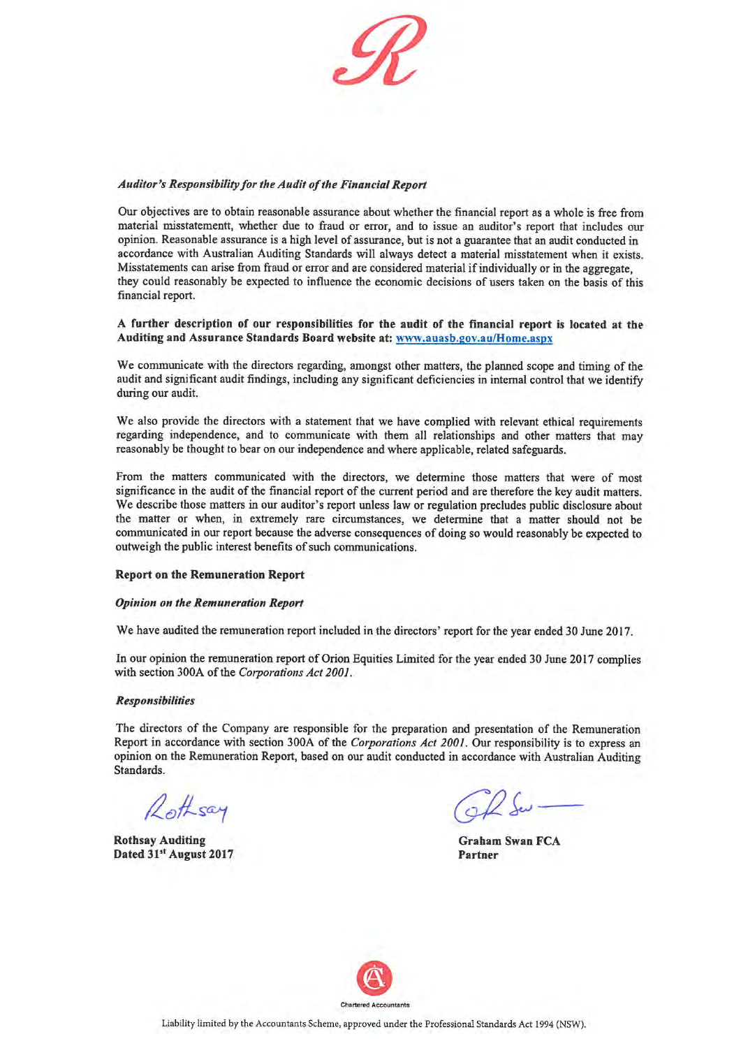*Auditor's Responsibility for the Audit of the Financial Report*

Our objectives are to obtain reasonable assurance about whether the financial report as a whole is free from material misstatementt, whether due to fraud or error, and to issue an auditor's report that includes our opinion. Reasonable assurance is a high level of assurance, but is not a guarantee that an audit conducted in accordance with Australian Auditing Standards will always detect a material misstatement when it exists. Misstatements can arise from fraud or error and are considered material if individually or in the aggregate, they could reasonably be expected to influence the economic decisions of users taken on the basis of this financial report.

**A further description of our responsibilities for the audit of the financial report is located at the Auditing and Assurance Standards Board website at: www.auasb.gov.au/Home.aspx**

We communicate with the directors regarding, amongst other matters, the planned scope and timing of the audit and significant audit findings, including any significant deficiencies in internal control that we identify during our audit.

We also provide the directors with a statement that we have complied with relevant ethical requirements regarding independence, and to communicate with them all relationships and other matters that may reasonably be thought to bear on our independence and where applicable, related safeguards.

From the matters communicated with the directors, we determine those matters that were of most significance in the audit of the financial report of the current period and are therefore the key audit matters. We describe those matters in our auditor's report unless law or regulation precludes public disclosure about the matter or when, in extremely rare circumstances, we determine that a matter should not be communicated in our report because the adverse consequences of doing so would reasonably be expected to outweigh the public interest benefits of such communications.

**Report on the Remuneration Report**

***Opinion on the Remuneration Report***

We have audited the remuneration report included in the directors' report for the year ended 30 June 2017.

In our opinion the remuneration report of Orion Equities Limited for the year ended 30 June 2017 complies with section 300A of the *Corporations Act 2001*.

***Responsibilities***

The directors of the Company are responsible for the preparation and presentation of the Remuneration Report in accordance with section 300A of the *Corporations Act 2001*. Our responsibility is to express an opinion on the Remuneration Report, based on our audit conducted in accordance with Australian Auditing Standards.

**Rothsay Auditing**
**Dated 31st August 2017**

**Graham Swan FCA**
**Partner**

Chartered Accountants

Liability limited by the Accountants Scheme, approved under the Professional Standards Act 1994 (NSW).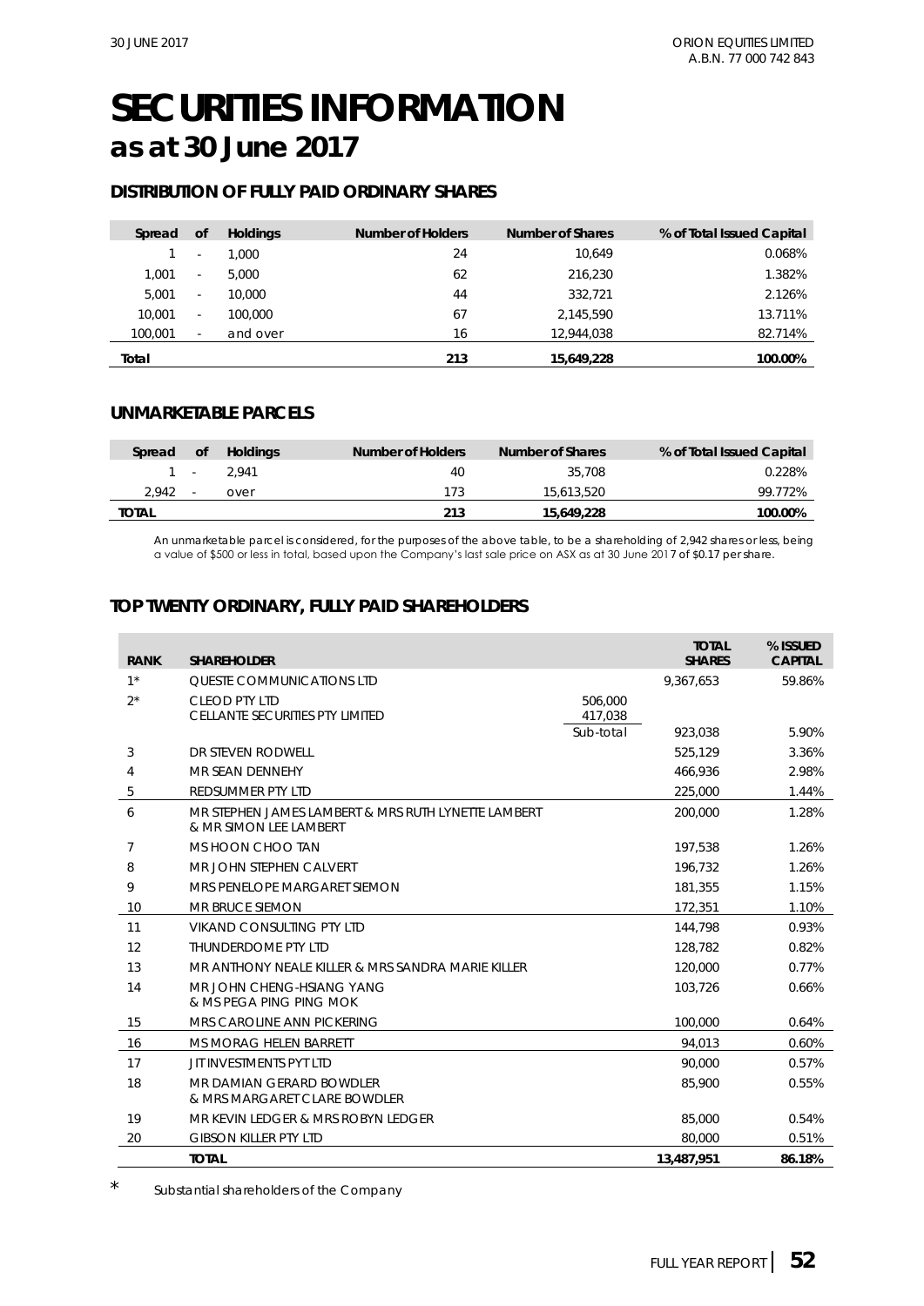# SECURITIES INFORMATION
## as at 30 June 2017

### DISTRIBUTION OF FULLY PAID ORDINARY SHARES

| Spread | of | Holdings | Number of Holders | Number of Shares | % of Total Issued Capital |
|---|---|---|---|---|---|
| 1 | - | 1,000 | 24 | 10,649 | 0.068% |
| 1,001 | - | 5,000 | 62 | 216,230 | 1.382% |
| 5,001 | - | 10,000 | 44 | 332,721 | 2.126% |
| 10,001 | - | 100,000 | 67 | 2,145,590 | 13.711% |
| 100,001 | - | and over | 16 | 12,944,038 | 82.714% |
| **Total** | | | **213** | **15,649,228** | **100.00%** |

### UNMARKETABLE PARCELS

| Spread | of | Holdings | Number of Holders | Number of Shares | % of Total Issued Capital |
|---|---|---|---|---|---|
| 1 | - | 2,941 | 40 | 35,708 | 0.228% |
| 2,942 | - | over | 173 | 15,613,520 | 99.772% |
| **TOTAL** | | | **213** | **15,649,228** | **100.00%** |

An unmarketable parcel is considered, for the purposes of the above table, to be a shareholding of 2,942 shares or less, being a value of $500 or less in total, based upon the Company's last sale price on ASX as at 30 June 2017 of $0.17 per share.

### TOP TWENTY ORDINARY, FULLY PAID SHAREHOLDERS

| RANK | SHAREHOLDER | | TOTAL SHARES | % ISSUED CAPITAL |
|---|---|---|---|---|
| 1* | QUESTE COMMUNICATIONS LTD | | 9,367,653 | 59.86% |
| 2* | CLEOD PTY LTD | 506,000 | | |
| | CELLANTE SECURITIES PTY LIMITED | 417,038 | | |
| | | Sub-total | 923,038 | 5.90% |
| 3 | DR STEVEN RODWELL | | 525,129 | 3.36% |
| 4 | MR SEAN DENNEHY | | 466,936 | 2.98% |
| 5 | REDSUMMER PTY LTD | | 225,000 | 1.44% |
| 6 | MR STEPHEN JAMES LAMBERT & MRS RUTH LYNETTE LAMBERT & MR SIMON LEE LAMBERT | | 200,000 | 1.28% |
| 7 | MS HOON CHOO TAN | | 197,538 | 1.26% |
| 8 | MR JOHN STEPHEN CALVERT | | 196,732 | 1.26% |
| 9 | MRS PENELOPE MARGARET SIEMON | | 181,355 | 1.15% |
| 10 | MR BRUCE SIEMON | | 172,351 | 1.10% |
| 11 | VIKAND CONSULTING PTY LTD | | 144,798 | 0.93% |
| 12 | THUNDERDOME PTY LTD | | 128,782 | 0.82% |
| 13 | MR ANTHONY NEALE KILLER & MRS SANDRA MARIE KILLER | | 120,000 | 0.77% |
| 14 | MR JOHN CHENG-HSIANG YANG & MS PEGA PING PING MOK | | 103,726 | 0.66% |
| 15 | MRS CAROLINE ANN PICKERING | | 100,000 | 0.64% |
| 16 | MS MORAG HELEN BARRETT | | 94,013 | 0.60% |
| 17 | JIT INVESTMENTS PYT LTD | | 90,000 | 0.57% |
| 18 | MR DAMIAN GERARD BOWDLER & MRS MARGARET CLARE BOWDLER | | 85,900 | 0.55% |
| 19 | MR KEVIN LEDGER & MRS ROBYN LEDGER | | 85,000 | 0.54% |
| 20 | GIBSON KILLER PTY LTD | | 80,000 | 0.51% |
| | **TOTAL** | | **13,487,951** | **86.18%** |

\* Substantial shareholders of the Company